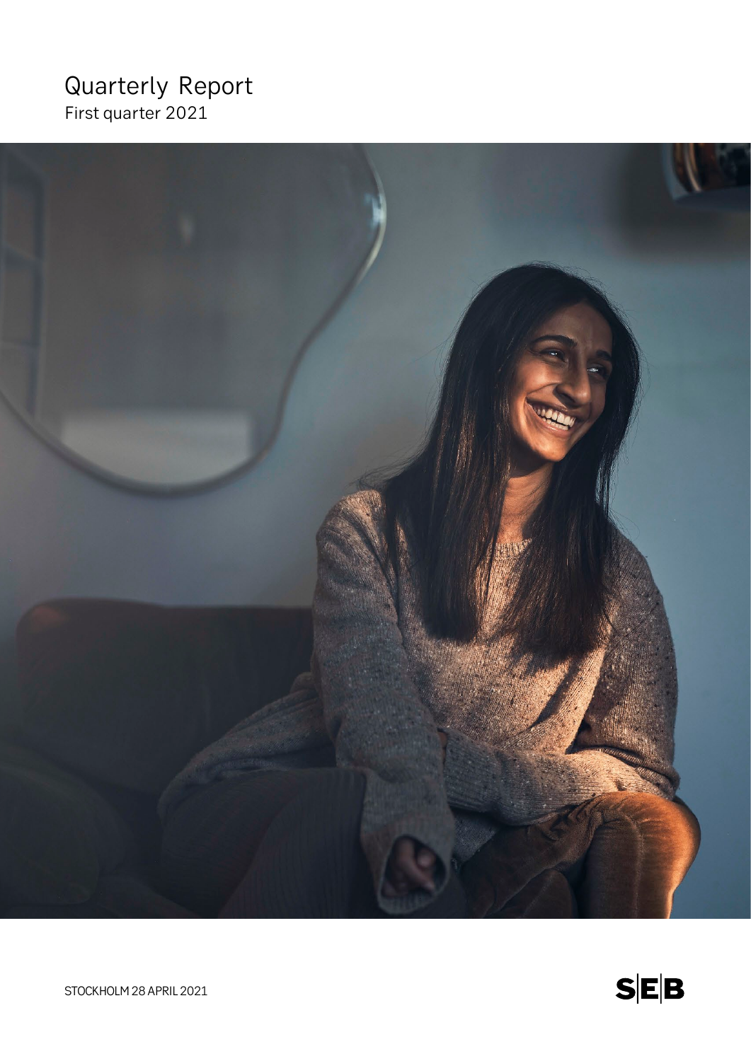# Quarterly Report

First quarter 2021

STOCKHOLM 28 APRIL 2021

SEB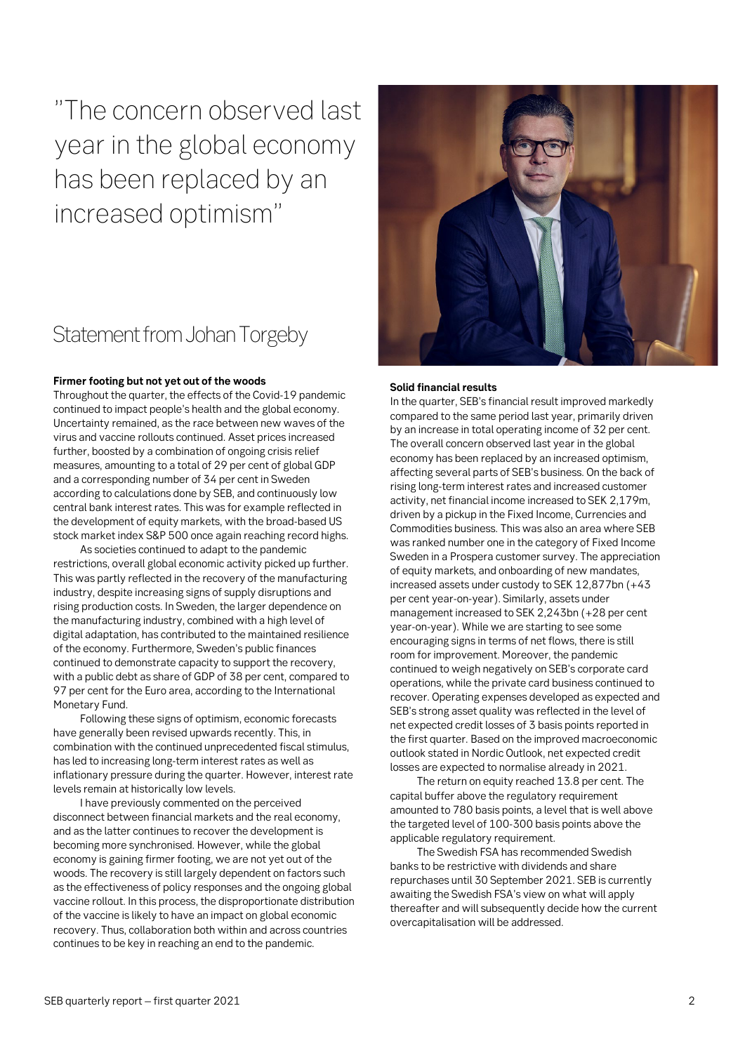"The concern observed last year in the global economy has been replaced by an increased optimism"

# Statement from Johan Torgeby

**Firmer footing but not yet out of the woods**

Throughout the quarter, the effects of the Covid-19 pandemic continued to impact people's health and the global economy. Uncertainty remained, as the race between new waves of the virus and vaccine rollouts continued. Asset prices increased further, boosted by a combination of ongoing crisis relief measures, amounting to a total of 29 per cent of global GDP and a corresponding number of 34 per cent in Sweden according to calculations done by SEB, and continuously low central bank interest rates. This was for example reflected in the development of equity markets, with the broad-based US stock market index S&P 500 once again reaching record highs.

As societies continued to adapt to the pandemic restrictions, overall global economic activity picked up further. This was partly reflected in the recovery of the manufacturing industry, despite increasing signs of supply disruptions and rising production costs. In Sweden, the larger dependence on the manufacturing industry, combined with a high level of digital adaptation, has contributed to the maintained resilience of the economy. Furthermore, Sweden's public finances continued to demonstrate capacity to support the recovery, with a public debt as share of GDP of 38 per cent, compared to 97 per cent for the Euro area, according to the International Monetary Fund.

Following these signs of optimism, economic forecasts have generally been revised upwards recently. This, in combination with the continued unprecedented fiscal stimulus, has led to increasing long-term interest rates as well as inflationary pressure during the quarter. However, interest rate levels remain at historically low levels.

I have previously commented on the perceived disconnect between financial markets and the real economy, and as the latter continues to recover the development is becoming more synchronised. However, while the global economy is gaining firmer footing, we are not yet out of the woods. The recovery is still largely dependent on factors such as the effectiveness of policy responses and the ongoing global vaccine rollout. In this process, the disproportionate distribution of the vaccine is likely to have an impact on global economic recovery. Thus, collaboration both within and across countries continues to be key in reaching an end to the pandemic.

**Solid financial results**

In the quarter, SEB's financial result improved markedly compared to the same period last year, primarily driven by an increase in total operating income of 32 per cent. The overall concern observed last year in the global economy has been replaced by an increased optimism, affecting several parts of SEB's business. On the back of rising long-term interest rates and increased customer activity, net financial income increased to SEK 2,179m, driven by a pickup in the Fixed Income, Currencies and Commodities business. This was also an area where SEB was ranked number one in the category of Fixed Income Sweden in a Prospera customer survey. The appreciation of equity markets, and onboarding of new mandates, increased assets under custody to SEK 12,877bn (+43 per cent year-on-year). Similarly, assets under management increased to SEK 2,243bn (+28 per cent year-on-year). While we are starting to see some encouraging signs in terms of net flows, there is still room for improvement. Moreover, the pandemic continued to weigh negatively on SEB's corporate card operations, while the private card business continued to recover. Operating expenses developed as expected and SEB's strong asset quality was reflected in the level of net expected credit losses of 3 basis points reported in the first quarter. Based on the improved macroeconomic outlook stated in Nordic Outlook, net expected credit losses are expected to normalise already in 2021.

The return on equity reached 13.8 per cent. The capital buffer above the regulatory requirement amounted to 780 basis points, a level that is well above the targeted level of 100-300 basis points above the applicable regulatory requirement.

The Swedish FSA has recommended Swedish banks to be restrictive with dividends and share repurchases until 30 September 2021. SEB is currently awaiting the Swedish FSA's view on what will apply thereafter and will subsequently decide how the current overcapitalisation will be addressed.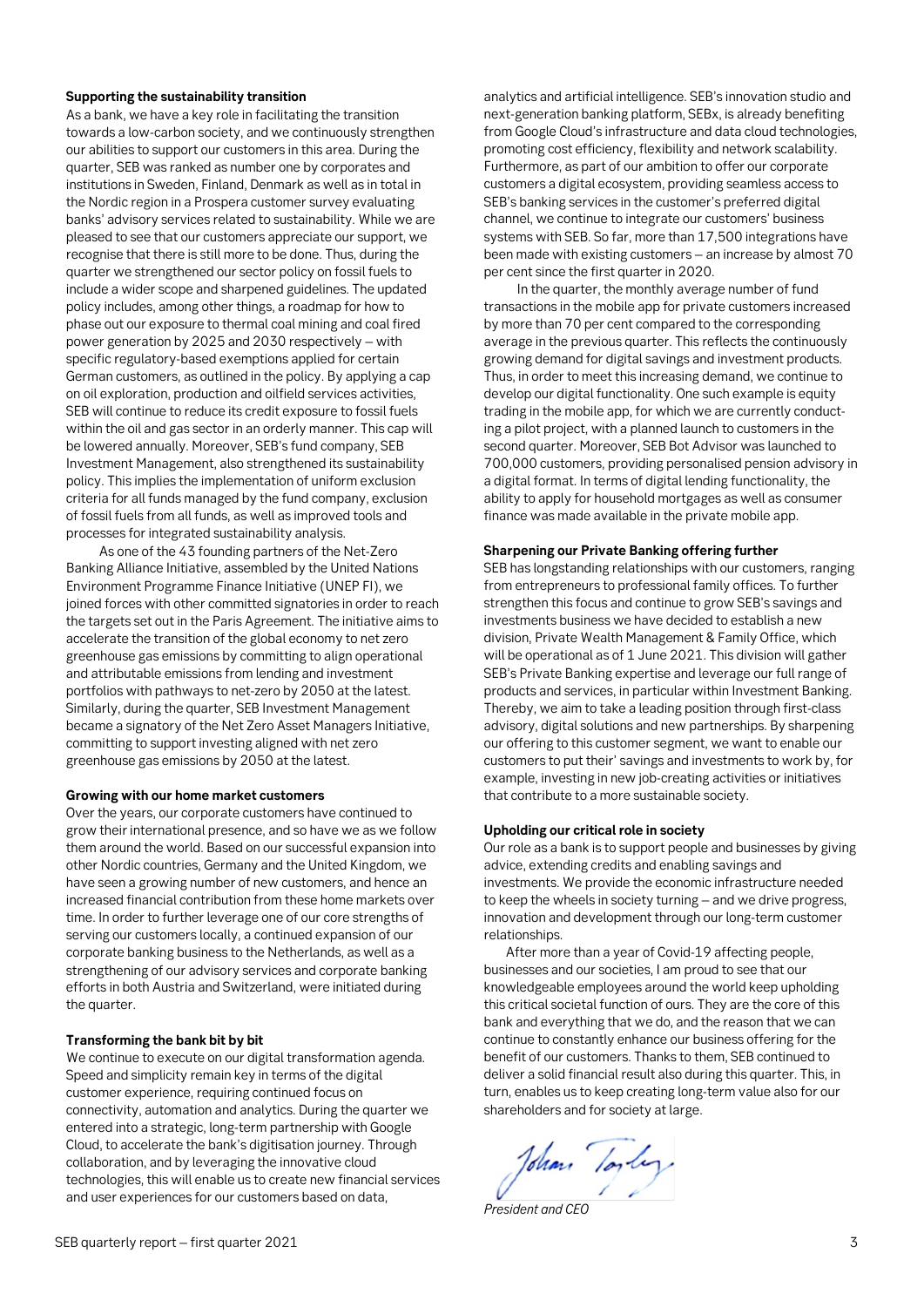**Supporting the sustainability transition**

As a bank, we have a key role in facilitating the transition towards a low-carbon society, and we continuously strengthen our abilities to support our customers in this area. During the quarter, SEB was ranked as number one by corporates and institutions in Sweden, Finland, Denmark as well as in total in the Nordic region in a Prospera customer survey evaluating banks' advisory services related to sustainability. While we are pleased to see that our customers appreciate our support, we recognise that there is still more to be done. Thus, during the quarter we strengthened our sector policy on fossil fuels to include a wider scope and sharpened guidelines. The updated policy includes, among other things, a roadmap for how to phase out our exposure to thermal coal mining and coal fired power generation by 2025 and 2030 respectively – with specific regulatory-based exemptions applied for certain German customers, as outlined in the policy. By applying a cap on oil exploration, production and oilfield services activities, SEB will continue to reduce its credit exposure to fossil fuels within the oil and gas sector in an orderly manner. This cap will be lowered annually. Moreover, SEB's fund company, SEB Investment Management, also strengthened its sustainability policy. This implies the implementation of uniform exclusion criteria for all funds managed by the fund company, exclusion of fossil fuels from all funds, as well as improved tools and processes for integrated sustainability analysis.

As one of the 43 founding partners of the Net-Zero Banking Alliance Initiative, assembled by the United Nations Environment Programme Finance Initiative (UNEP FI), we joined forces with other committed signatories in order to reach the targets set out in the Paris Agreement. The initiative aims to accelerate the transition of the global economy to net zero greenhouse gas emissions by committing to align operational and attributable emissions from lending and investment portfolios with pathways to net-zero by 2050 at the latest. Similarly, during the quarter, SEB Investment Management became a signatory of the Net Zero Asset Managers Initiative, committing to support investing aligned with net zero greenhouse gas emissions by 2050 at the latest.

**Growing with our home market customers**

Over the years, our corporate customers have continued to grow their international presence, and so have we as we follow them around the world. Based on our successful expansion into other Nordic countries, Germany and the United Kingdom, we have seen a growing number of new customers, and hence an increased financial contribution from these home markets over time. In order to further leverage one of our core strengths of serving our customers locally, a continued expansion of our corporate banking business to the Netherlands, as well as a strengthening of our advisory services and corporate banking efforts in both Austria and Switzerland, were initiated during the quarter.

**Transforming the bank bit by bit**

We continue to execute on our digital transformation agenda. Speed and simplicity remain key in terms of the digital customer experience, requiring continued focus on connectivity, automation and analytics. During the quarter we entered into a strategic, long-term partnership with Google Cloud, to accelerate the bank's digitisation journey. Through collaboration, and by leveraging the innovative cloud technologies, this will enable us to create new financial services and user experiences for our customers based on data, analytics and artificial intelligence. SEB's innovation studio and next-generation banking platform, SEBx, is already benefiting from Google Cloud's infrastructure and data cloud technologies, promoting cost efficiency, flexibility and network scalability. Furthermore, as part of our ambition to offer our corporate customers a digital ecosystem, providing seamless access to SEB's banking services in the customer's preferred digital channel, we continue to integrate our customers' business systems with SEB. So far, more than 17,500 integrations have been made with existing customers – an increase by almost 70 per cent since the first quarter in 2020.

In the quarter, the monthly average number of fund transactions in the mobile app for private customers increased by more than 70 per cent compared to the corresponding average in the previous quarter. This reflects the continuously growing demand for digital savings and investment products. Thus, in order to meet this increasing demand, we continue to develop our digital functionality. One such example is equity trading in the mobile app, for which we are currently conducting a pilot project, with a planned launch to customers in the second quarter. Moreover, SEB Bot Advisor was launched to 700,000 customers, providing personalised pension advisory in a digital format. In terms of digital lending functionality, the ability to apply for household mortgages as well as consumer finance was made available in the private mobile app.

**Sharpening our Private Banking offering further**

SEB has longstanding relationships with our customers, ranging from entrepreneurs to professional family offices. To further strengthen this focus and continue to grow SEB's savings and investments business we have decided to establish a new division, Private Wealth Management & Family Office, which will be operational as of 1 June 2021. This division will gather SEB's Private Banking expertise and leverage our full range of products and services, in particular within Investment Banking. Thereby, we aim to take a leading position through first-class advisory, digital solutions and new partnerships. By sharpening our offering to this customer segment, we want to enable our customers to put their' savings and investments to work by, for example, investing in new job-creating activities or initiatives that contribute to a more sustainable society.

**Upholding our critical role in society**

Our role as a bank is to support people and businesses by giving advice, extending credits and enabling savings and investments. We provide the economic infrastructure needed to keep the wheels in society turning – and we drive progress, innovation and development through our long-term customer relationships.

After more than a year of Covid-19 affecting people, businesses and our societies, I am proud to see that our knowledgeable employees around the world keep upholding this critical societal function of ours. They are the core of this bank and everything that we do, and the reason that we can continue to constantly enhance our business offering for the benefit of our customers. Thanks to them, SEB continued to deliver a solid financial result also during this quarter. This, in turn, enables us to keep creating long-term value also for our shareholders and for society at large.

*President and CEO*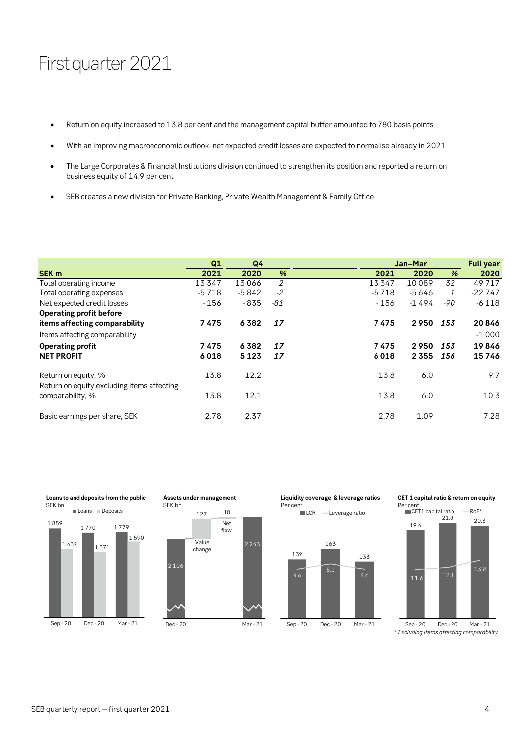# First quarter 2021

- Return on equity increased to 13.8 per cent and the management capital buffer amounted to 780 basis points
- With an improving macroeconomic outlook, net expected credit losses are expected to normalise already in 2021
- The Large Corporates & Financial Institutions division continued to strengthen its position and reported a return on business equity of 14.9 per cent
- SEB creates a new division for Private Banking, Private Wealth Management & Family Office

| | Q1 | Q4 | | Jan–Mar | | | Full year |
|---|---|---|---|---|---|---|---|
| **SEK m** | **2021** | **2020** | **%** | **2021** | **2020** | **%** | **2020** |
| Total operating income | 13 347 | 13 066 | *2* | 13 347 | 10 089 | *32* | 49 717 |
| Total operating expenses | -5 718 | -5 842 | *-2* | -5 718 | -5 646 | *1* | -22 747 |
| Net expected credit losses | - 156 | - 835 | *-81* | - 156 | -1 494 | *-90* | -6 118 |
| **Operating profit before items affecting comparability** | **7 475** | **6 382** | ***17*** | **7 475** | **2 950** | ***153*** | **20 846** |
| Items affecting comparability | | | | | | | -1 000 |
| **Operating profit** | **7 475** | **6 382** | ***17*** | **7 475** | **2 950** | ***153*** | **19 846** |
| **NET PROFIT** | **6 018** | **5 123** | ***17*** | **6 018** | **2 355** | ***156*** | **15 746** |
| | | | | | | | |
| Return on equity, % | 13.8 | 12.2 | | 13.8 | 6.0 | | 9.7 |
| Return on equity excluding items affecting comparability, % | 13.8 | 12.1 | | 13.8 | 6.0 | | 10.3 |
| | | | | | | | |
| Basic earnings per share, SEK | 2.78 | 2.37 | | 2.78 | 1.09 | | 7.28 |

**Loans to and deposits from the public**
SEK bn

| | Loans | Deposits |
|---|---|---|
| Sep - 20 | 1 859 | 1 432 |
| Dec - 20 | 1 770 | 1 371 |
| Mar - 21 | 1 779 | 1 590 |

**Assets under management**
SEK bn

| Dec - 20 | Value change | Net flow | Mar - 21 |
|---|---|---|---|
| 2 106 | 127 | 10 | 2 243 |

**Liquidity coverage & leverage ratios**
Per cent

| | LCR | Leverage ratio |
|---|---|---|
| Sep - 20 | 139 | 4.6 |
| Dec - 20 | 163 | 5.1 |
| Mar - 21 | 133 | 4.6 |

**CET 1 capital ratio & return on equity**
Per cent

| | CET1 capital ratio | RoE* |
|---|---|---|
| Sep - 20 | 19.4 | 11.6 |
| Dec - 20 | 21.0 | 12.1 |
| Mar - 21 | 20.3 | 13.8 |

*\* Excluding items affecting comparability*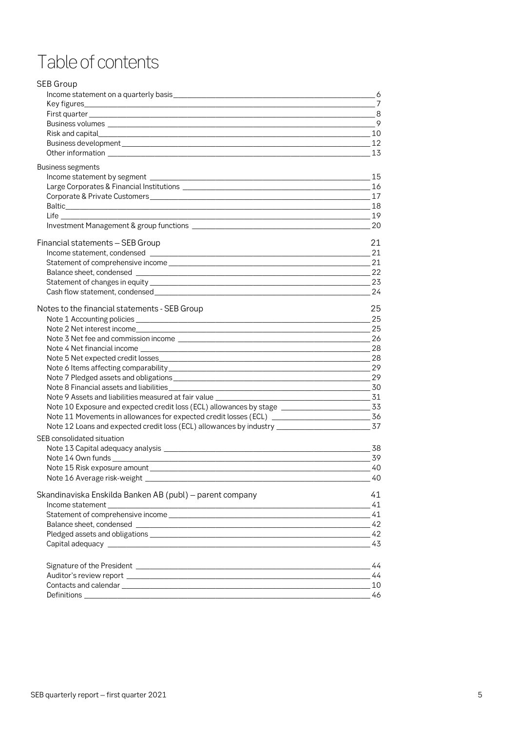# Table of contents

## SEB Group

- Income statement on a quarterly basis — 6
- Key figures — 7
- First quarter — 8
- Business volumes — 9
- Risk and capital — 10
- Business development — 12
- Other information — 13

## Business segments

- Income statement by segment — 15
- Large Corporates & Financial Institutions — 16
- Corporate & Private Customers — 17
- Baltic — 18
- Life — 19
- Investment Management & group functions — 20

## Financial statements – SEB Group — 21

- Income statement, condensed — 21
- Statement of comprehensive income — 21
- Balance sheet, condensed — 22
- Statement of changes in equity — 23
- Cash flow statement, condensed — 24

## Notes to the financial statements - SEB Group — 25

- Note 1 Accounting policies — 25
- Note 2 Net interest income — 25
- Note 3 Net fee and commission income — 26
- Note 4 Net financial income — 28
- Note 5 Net expected credit losses — 28
- Note 6 Items affecting comparability — 29
- Note 7 Pledged assets and obligations — 29
- Note 8 Financial assets and liabilities — 30
- Note 9 Assets and liabilities measured at fair value — 31
- Note 10 Exposure and expected credit loss (ECL) allowances by stage — 33
- Note 11 Movements in allowances for expected credit losses (ECL) — 36
- Note 12 Loans and expected credit loss (ECL) allowances by industry — 37

## SEB consolidated situation

- Note 13 Capital adequacy analysis — 38
- Note 14 Own funds — 39
- Note 15 Risk exposure amount — 40
- Note 16 Average risk-weight — 40

## Skandinaviska Enskilda Banken AB (publ) – parent company — 41

- Income statement — 41
- Statement of comprehensive income — 41
- Balance sheet, condensed — 42
- Pledged assets and obligations — 42
- Capital adequacy — 43

---

- Signature of the President — 44
- Auditor's review report — 44
- Contacts and calendar — 10
- Definitions — 46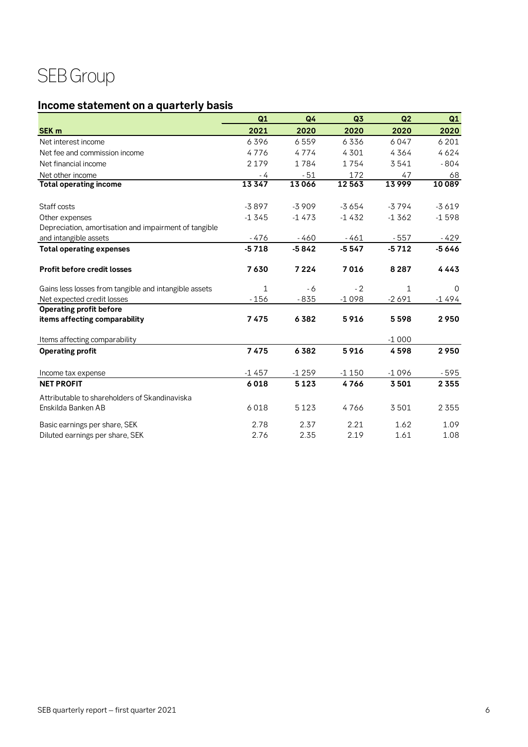# SEB Group

## Income statement on a quarterly basis

| SEK m | Q1 2021 | Q4 2020 | Q3 2020 | Q2 2020 | Q1 2020 |
|---|---|---|---|---|---|
| Net interest income | 6 396 | 6 559 | 6 336 | 6 047 | 6 201 |
| Net fee and commission income | 4 776 | 4 774 | 4 301 | 4 364 | 4 624 |
| Net financial income | 2 179 | 1 784 | 1 754 | 3 541 | - 804 |
| Net other income | - 4 | - 51 | 172 | 47 | 68 |
| **Total operating income** | **13 347** | **13 066** | **12 563** | **13 999** | **10 089** |
| | | | | | |
| Staff costs | -3 897 | -3 909 | -3 654 | -3 794 | -3 619 |
| Other expenses | -1 345 | -1 473 | -1 432 | -1 362 | -1 598 |
| Depreciation, amortisation and impairment of tangible and intangible assets | - 476 | - 460 | - 461 | - 557 | - 429 |
| **Total operating expenses** | **-5 718** | **-5 842** | **-5 547** | **-5 712** | **-5 646** |
| | | | | | |
| **Profit before credit losses** | **7 630** | **7 224** | **7 016** | **8 287** | **4 443** |
| | | | | | |
| Gains less losses from tangible and intangible assets | 1 | - 6 | - 2 | 1 | 0 |
| Net expected credit losses | - 156 | - 835 | -1 098 | -2 691 | -1 494 |
| **Operating profit before items affecting comparability** | **7 475** | **6 382** | **5 916** | **5 598** | **2 950** |
| | | | | | |
| Items affecting comparability | | | | -1 000 | |
| **Operating profit** | **7 475** | **6 382** | **5 916** | **4 598** | **2 950** |
| | | | | | |
| Income tax expense | -1 457 | -1 259 | -1 150 | -1 096 | - 595 |
| **NET PROFIT** | **6 018** | **5 123** | **4 766** | **3 501** | **2 355** |
| | | | | | |
| Attributable to shareholders of Skandinaviska Enskilda Banken AB | 6 018 | 5 123 | 4 766 | 3 501 | 2 355 |
| | | | | | |
| Basic earnings per share, SEK | 2.78 | 2.37 | 2.21 | 1.62 | 1.09 |
| Diluted earnings per share, SEK | 2.76 | 2.35 | 2.19 | 1.61 | 1.08 |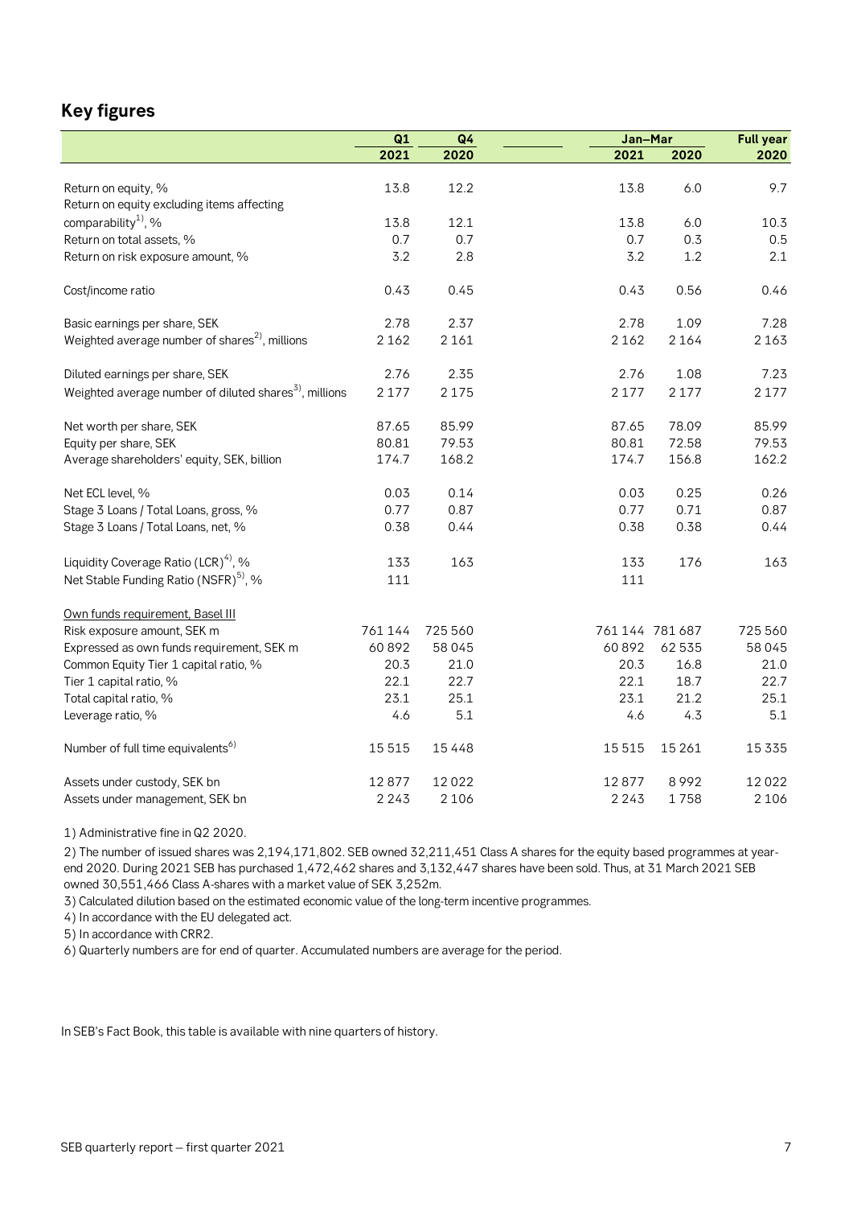## Key figures

| | Q1 2021 | Q4 2020 | Jan–Mar 2021 | Jan–Mar 2020 | Full year 2020 |
|---|---|---|---|---|---|
| Return on equity, % | 13.8 | 12.2 | 13.8 | 6.0 | 9.7 |
| Return on equity excluding items affecting comparability[1], % | 13.8 | 12.1 | 13.8 | 6.0 | 10.3 |
| Return on total assets, % | 0.7 | 0.7 | 0.7 | 0.3 | 0.5 |
| Return on risk exposure amount, % | 3.2 | 2.8 | 3.2 | 1.2 | 2.1 |
| | | | | | |
| Cost/income ratio | 0.43 | 0.45 | 0.43 | 0.56 | 0.46 |
| | | | | | |
| Basic earnings per share, SEK | 2.78 | 2.37 | 2.78 | 1.09 | 7.28 |
| Weighted average number of shares[2], millions | 2 162 | 2 161 | 2 162 | 2 164 | 2 163 |
| | | | | | |
| Diluted earnings per share, SEK | 2.76 | 2.35 | 2.76 | 1.08 | 7.23 |
| Weighted average number of diluted shares[3], millions | 2 177 | 2 175 | 2 177 | 2 177 | 2 177 |
| | | | | | |
| Net worth per share, SEK | 87.65 | 85.99 | 87.65 | 78.09 | 85.99 |
| Equity per share, SEK | 80.81 | 79.53 | 80.81 | 72.58 | 79.53 |
| Average shareholders' equity, SEK, billion | 174.7 | 168.2 | 174.7 | 156.8 | 162.2 |
| | | | | | |
| Net ECL level, % | 0.03 | 0.14 | 0.03 | 0.25 | 0.26 |
| Stage 3 Loans / Total Loans, gross, % | 0.77 | 0.87 | 0.77 | 0.71 | 0.87 |
| Stage 3 Loans / Total Loans, net, % | 0.38 | 0.44 | 0.38 | 0.38 | 0.44 |
| | | | | | |
| Liquidity Coverage Ratio (LCR)[4], % | 133 | 163 | 133 | 176 | 163 |
| Net Stable Funding Ratio (NSFR)[5], % | 111 | | 111 | | |
| | | | | | |
| Own funds requirement, Basel III | | | | | |
| Risk exposure amount, SEK m | 761 144 | 725 560 | 761 144 | 781 687 | 725 560 |
| Expressed as own funds requirement, SEK m | 60 892 | 58 045 | 60 892 | 62 535 | 58 045 |
| Common Equity Tier 1 capital ratio, % | 20.3 | 21.0 | 20.3 | 16.8 | 21.0 |
| Tier 1 capital ratio, % | 22.1 | 22.7 | 22.1 | 18.7 | 22.7 |
| Total capital ratio, % | 23.1 | 25.1 | 23.1 | 21.2 | 25.1 |
| Leverage ratio, % | 4.6 | 5.1 | 4.6 | 4.3 | 5.1 |
| | | | | | |
| Number of full time equivalents[6] | 15 515 | 15 448 | 15 515 | 15 261 | 15 335 |
| | | | | | |
| Assets under custody, SEK bn | 12 877 | 12 022 | 12 877 | 8 992 | 12 022 |
| Assets under management, SEK bn | 2 243 | 2 106 | 2 243 | 1 758 | 2 106 |

1) Administrative fine in Q2 2020.

2) The number of issued shares was 2,194,171,802. SEB owned 32,211,451 Class A shares for the equity based programmes at year-end 2020. During 2021 SEB has purchased 1,472,462 shares and 3,132,447 shares have been sold. Thus, at 31 March 2021 SEB owned 30,551,466 Class A-shares with a market value of SEK 3,252m.

3) Calculated dilution based on the estimated economic value of the long-term incentive programmes.

4) In accordance with the EU delegated act.

5) In accordance with CRR2.

6) Quarterly numbers are for end of quarter. Accumulated numbers are average for the period.

In SEB's Fact Book, this table is available with nine quarters of history.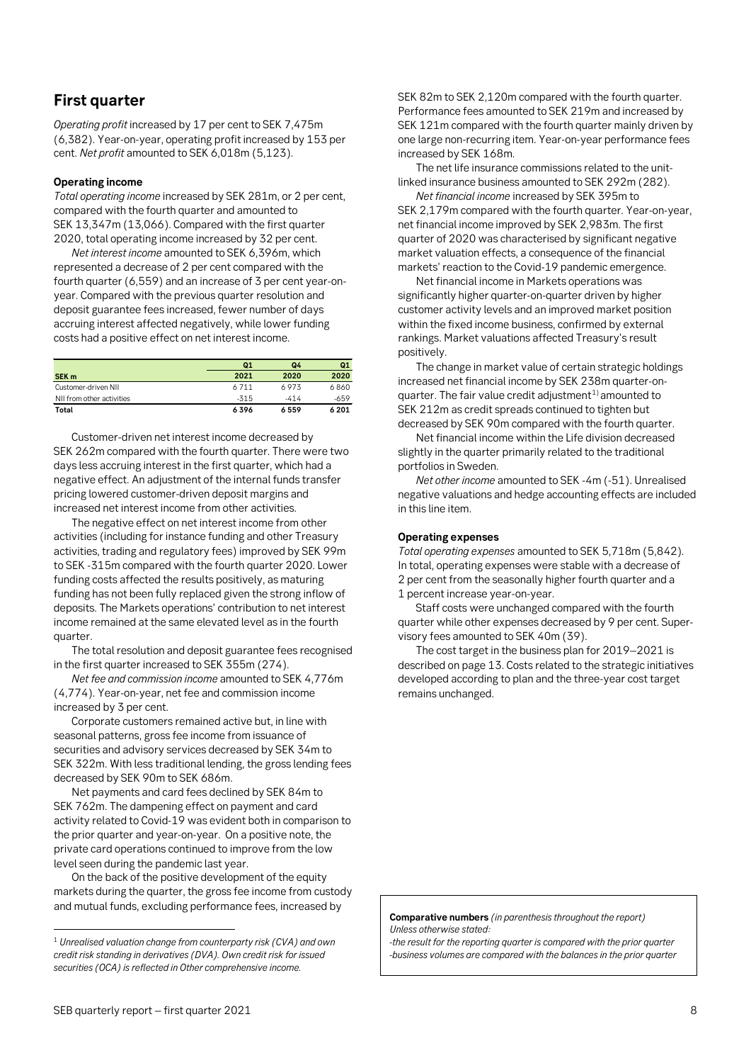## First quarter

*Operating profit* increased by 17 per cent to SEK 7,475m (6,382). Year-on-year, operating profit increased by 153 per cent. *Net profit* amounted to SEK 6,018m (5,123).

#### Operating income

*Total operating income* increased by SEK 281m, or 2 per cent, compared with the fourth quarter and amounted to SEK 13,347m (13,066). Compared with the first quarter 2020, total operating income increased by 32 per cent.

*Net interest income* amounted to SEK 6,396m, which represented a decrease of 2 per cent compared with the fourth quarter (6,559) and an increase of 3 per cent year-on-year. Compared with the previous quarter resolution and deposit guarantee fees increased, fewer number of days accruing interest affected negatively, while lower funding costs had a positive effect on net interest income.

| SEK m | Q1 2021 | Q4 2020 | Q1 2020 |
|---|---|---|---|
| Customer-driven NII | 6 711 | 6 973 | 6 860 |
| NII from other activities | -315 | -414 | -659 |
| **Total** | **6 396** | **6 559** | **6 201** |

Customer-driven net interest income decreased by SEK 262m compared with the fourth quarter. There were two days less accruing interest in the first quarter, which had a negative effect. An adjustment of the internal funds transfer pricing lowered customer-driven deposit margins and increased net interest income from other activities.

The negative effect on net interest income from other activities (including for instance funding and other Treasury activities, trading and regulatory fees) improved by SEK 99m to SEK -315m compared with the fourth quarter 2020. Lower funding costs affected the results positively, as maturing funding has not been fully replaced given the strong inflow of deposits. The Markets operations' contribution to net interest income remained at the same elevated level as in the fourth quarter.

The total resolution and deposit guarantee fees recognised in the first quarter increased to SEK 355m (274).

*Net fee and commission income* amounted to SEK 4,776m (4,774). Year-on-year, net fee and commission income increased by 3 per cent.

Corporate customers remained active but, in line with seasonal patterns, gross fee income from issuance of securities and advisory services decreased by SEK 34m to SEK 322m. With less traditional lending, the gross lending fees decreased by SEK 90m to SEK 686m.

Net payments and card fees declined by SEK 84m to SEK 762m. The dampening effect on payment and card activity related to Covid-19 was evident both in comparison to the prior quarter and year-on-year. On a positive note, the private card operations continued to improve from the low level seen during the pandemic last year.

On the back of the positive development of the equity markets during the quarter, the gross fee income from custody and mutual funds, excluding performance fees, increased by SEK 82m to SEK 2,120m compared with the fourth quarter. Performance fees amounted to SEK 219m and increased by SEK 121m compared with the fourth quarter mainly driven by one large non-recurring item. Year-on-year performance fees increased by SEK 168m.

The net life insurance commissions related to the unit-linked insurance business amounted to SEK 292m (282).

*Net financial income* increased by SEK 395m to SEK 2,179m compared with the fourth quarter. Year-on-year, net financial income improved by SEK 2,983m. The first quarter of 2020 was characterised by significant negative market valuation effects, a consequence of the financial markets' reaction to the Covid-19 pandemic emergence.

Net financial income in Markets operations was significantly higher quarter-on-quarter driven by higher customer activity levels and an improved market position within the fixed income business, confirmed by external rankings. Market valuations affected Treasury's result positively.

The change in market value of certain strategic holdings increased net financial income by SEK 238m quarter-on-quarter. The fair value credit adjustment[1] amounted to SEK 212m as credit spreads continued to tighten but decreased by SEK 90m compared with the fourth quarter.

Net financial income within the Life division decreased slightly in the quarter primarily related to the traditional portfolios in Sweden.

*Net other income* amounted to SEK -4m (-51). Unrealised negative valuations and hedge accounting effects are included in this line item.

#### Operating expenses

*Total operating expenses* amounted to SEK 5,718m (5,842). In total, operating expenses were stable with a decrease of 2 per cent from the seasonally higher fourth quarter and a 1 percent increase year-on-year.

Staff costs were unchanged compared with the fourth quarter while other expenses decreased by 9 per cent. Supervisory fees amounted to SEK 40m (39).

The cost target in the business plan for 2019–2021 is described on page 13. Costs related to the strategic initiatives developed according to plan and the three-year cost target remains unchanged.

**Comparative numbers** *(in parenthesis throughout the report)*
*Unless otherwise stated:*
*-the result for the reporting quarter is compared with the prior quarter*
*-business volumes are compared with the balances in the prior quarter*

[1] *Unrealised valuation change from counterparty risk (CVA) and own credit risk standing in derivatives (DVA). Own credit risk for issued securities (OCA) is reflected in Other comprehensive income.*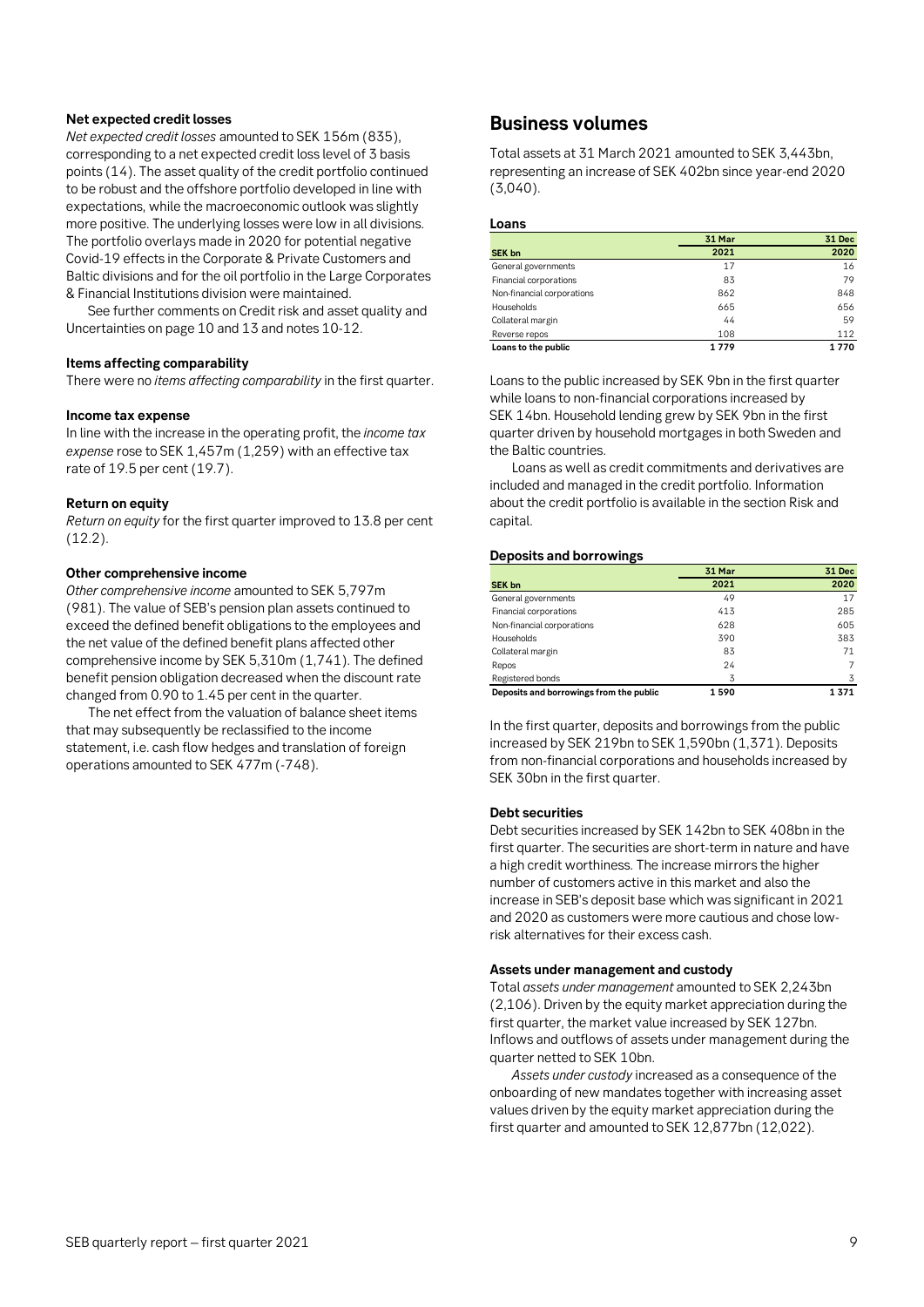### Net expected credit losses

*Net expected credit losses* amounted to SEK 156m (835), corresponding to a net expected credit loss level of 3 basis points (14). The asset quality of the credit portfolio continued to be robust and the offshore portfolio developed in line with expectations, while the macroeconomic outlook was slightly more positive. The underlying losses were low in all divisions. The portfolio overlays made in 2020 for potential negative Covid-19 effects in the Corporate & Private Customers and Baltic divisions and for the oil portfolio in the Large Corporates & Financial Institutions division were maintained.

See further comments on Credit risk and asset quality and Uncertainties on page 10 and 13 and notes 10-12.

### Items affecting comparability

There were no *items affecting comparability* in the first quarter.

### Income tax expense

In line with the increase in the operating profit, the *income tax expense* rose to SEK 1,457m (1,259) with an effective tax rate of 19.5 per cent (19.7).

### Return on equity

*Return on equity* for the first quarter improved to 13.8 per cent (12.2).

### Other comprehensive income

*Other comprehensive income* amounted to SEK 5,797m (981). The value of SEB's pension plan assets continued to exceed the defined benefit obligations to the employees and the net value of the defined benefit plans affected other comprehensive income by SEK 5,310m (1,741). The defined benefit pension obligation decreased when the discount rate changed from 0.90 to 1.45 per cent in the quarter.

The net effect from the valuation of balance sheet items that may subsequently be reclassified to the income statement, i.e. cash flow hedges and translation of foreign operations amounted to SEK 477m (-748).

## Business volumes

Total assets at 31 March 2021 amounted to SEK 3,443bn, representing an increase of SEK 402bn since year-end 2020 (3,040).

### Loans

| SEK bn | 31 Mar 2021 | 31 Dec 2020 |
|---|---|---|
| General governments | 17 | 16 |
| Financial corporations | 83 | 79 |
| Non-financial corporations | 862 | 848 |
| Households | 665 | 656 |
| Collateral margin | 44 | 59 |
| Reverse repos | 108 | 112 |
| **Loans to the public** | **1 779** | **1 770** |

Loans to the public increased by SEK 9bn in the first quarter while loans to non-financial corporations increased by SEK 14bn. Household lending grew by SEK 9bn in the first quarter driven by household mortgages in both Sweden and the Baltic countries.

Loans as well as credit commitments and derivatives are included and managed in the credit portfolio. Information about the credit portfolio is available in the section Risk and capital.

### Deposits and borrowings

| SEK bn | 31 Mar 2021 | 31 Dec 2020 |
|---|---|---|
| General governments | 49 | 17 |
| Financial corporations | 413 | 285 |
| Non-financial corporations | 628 | 605 |
| Households | 390 | 383 |
| Collateral margin | 83 | 71 |
| Repos | 24 | 7 |
| Registered bonds | 3 | 3 |
| **Deposits and borrowings from the public** | **1 590** | **1 371** |

In the first quarter, deposits and borrowings from the public increased by SEK 219bn to SEK 1,590bn (1,371). Deposits from non-financial corporations and households increased by SEK 30bn in the first quarter.

### Debt securities

Debt securities increased by SEK 142bn to SEK 408bn in the first quarter. The securities are short-term in nature and have a high credit worthiness. The increase mirrors the higher number of customers active in this market and also the increase in SEB's deposit base which was significant in 2021 and 2020 as customers were more cautious and chose low-risk alternatives for their excess cash.

### Assets under management and custody

Total *assets under management* amounted to SEK 2,243bn (2,106). Driven by the equity market appreciation during the first quarter, the market value increased by SEK 127bn. Inflows and outflows of assets under management during the quarter netted to SEK 10bn.

*Assets under custody* increased as a consequence of the onboarding of new mandates together with increasing asset values driven by the equity market appreciation during the first quarter and amounted to SEK 12,877bn (12,022).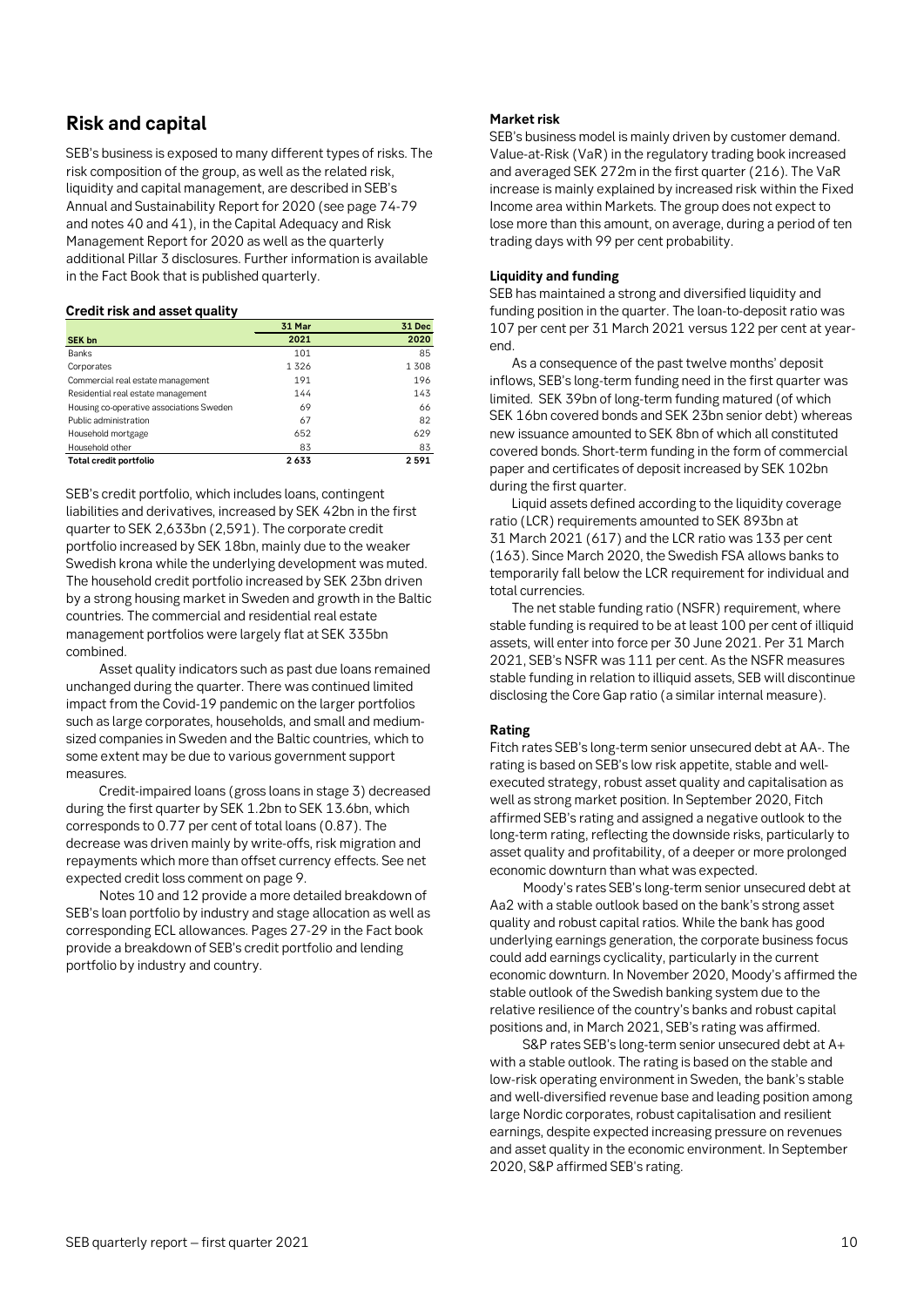## Risk and capital

SEB's business is exposed to many different types of risks. The risk composition of the group, as well as the related risk, liquidity and capital management, are described in SEB's Annual and Sustainability Report for 2020 (see page 74-79 and notes 40 and 41), in the Capital Adequacy and Risk Management Report for 2020 as well as the quarterly additional Pillar 3 disclosures. Further information is available in the Fact Book that is published quarterly.

### Credit risk and asset quality

| SEK bn | 31 Mar 2021 | 31 Dec 2020 |
|---|---|---|
| Banks | 101 | 85 |
| Corporates | 1 326 | 1 308 |
| Commercial real estate management | 191 | 196 |
| Residential real estate management | 144 | 143 |
| Housing co-operative associations Sweden | 69 | 66 |
| Public administration | 67 | 82 |
| Household mortgage | 652 | 629 |
| Household other | 83 | 83 |
| **Total credit portfolio** | **2 633** | **2 591** |

SEB's credit portfolio, which includes loans, contingent liabilities and derivatives, increased by SEK 42bn in the first quarter to SEK 2,633bn (2,591). The corporate credit portfolio increased by SEK 18bn, mainly due to the weaker Swedish krona while the underlying development was muted. The household credit portfolio increased by SEK 23bn driven by a strong housing market in Sweden and growth in the Baltic countries. The commercial and residential real estate management portfolios were largely flat at SEK 335bn combined.

Asset quality indicators such as past due loans remained unchanged during the quarter. There was continued limited impact from the Covid-19 pandemic on the larger portfolios such as large corporates, households, and small and medium-sized companies in Sweden and the Baltic countries, which to some extent may be due to various government support measures.

Credit-impaired loans (gross loans in stage 3) decreased during the first quarter by SEK 1.2bn to SEK 13.6bn, which corresponds to 0.77 per cent of total loans (0.87). The decrease was driven mainly by write-offs, risk migration and repayments which more than offset currency effects. See net expected credit loss comment on page 9.

Notes 10 and 12 provide a more detailed breakdown of SEB's loan portfolio by industry and stage allocation as well as corresponding ECL allowances. Pages 27-29 in the Fact book provide a breakdown of SEB's credit portfolio and lending portfolio by industry and country.

### Market risk

SEB's business model is mainly driven by customer demand. Value-at-Risk (VaR) in the regulatory trading book increased and averaged SEK 272m in the first quarter (216). The VaR increase is mainly explained by increased risk within the Fixed Income area within Markets. The group does not expect to lose more than this amount, on average, during a period of ten trading days with 99 per cent probability.

### Liquidity and funding

SEB has maintained a strong and diversified liquidity and funding position in the quarter. The loan-to-deposit ratio was 107 per cent per 31 March 2021 versus 122 per cent at year-end.

As a consequence of the past twelve months' deposit inflows, SEB's long-term funding need in the first quarter was limited. SEK 39bn of long-term funding matured (of which SEK 16bn covered bonds and SEK 23bn senior debt) whereas new issuance amounted to SEK 8bn of which all constituted covered bonds. Short-term funding in the form of commercial paper and certificates of deposit increased by SEK 102bn during the first quarter.

Liquid assets defined according to the liquidity coverage ratio (LCR) requirements amounted to SEK 893bn at 31 March 2021 (617) and the LCR ratio was 133 per cent (163). Since March 2020, the Swedish FSA allows banks to temporarily fall below the LCR requirement for individual and total currencies.

The net stable funding ratio (NSFR) requirement, where stable funding is required to be at least 100 per cent of illiquid assets, will enter into force per 30 June 2021. Per 31 March 2021, SEB's NSFR was 111 per cent. As the NSFR measures stable funding in relation to illiquid assets, SEB will discontinue disclosing the Core Gap ratio (a similar internal measure).

### Rating

Fitch rates SEB's long-term senior unsecured debt at AA-. The rating is based on SEB's low risk appetite, stable and well-executed strategy, robust asset quality and capitalisation as well as strong market position. In September 2020, Fitch affirmed SEB's rating and assigned a negative outlook to the long-term rating, reflecting the downside risks, particularly to asset quality and profitability, of a deeper or more prolonged economic downturn than what was expected.

Moody's rates SEB's long-term senior unsecured debt at Aa2 with a stable outlook based on the bank's strong asset quality and robust capital ratios. While the bank has good underlying earnings generation, the corporate business focus could add earnings cyclicality, particularly in the current economic downturn. In November 2020, Moody's affirmed the stable outlook of the Swedish banking system due to the relative resilience of the country's banks and robust capital positions and, in March 2021, SEB's rating was affirmed.

S&P rates SEB's long-term senior unsecured debt at A+ with a stable outlook. The rating is based on the stable and low-risk operating environment in Sweden, the bank's stable and well-diversified revenue base and leading position among large Nordic corporates, robust capitalisation and resilient earnings, despite expected increasing pressure on revenues and asset quality in the economic environment. In September 2020, S&P affirmed SEB's rating.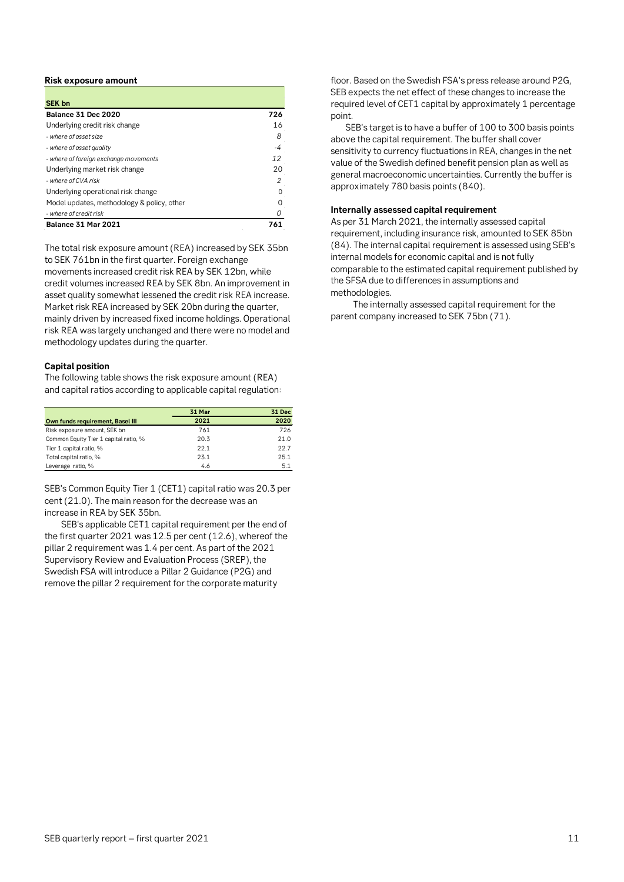### Risk exposure amount

| SEK bn | |
|---|---|
| **Balance 31 Dec 2020** | **726** |
| Underlying credit risk change | 16 |
| *- where of asset size* | *8* |
| *- where of asset quality* | *-4* |
| *- where of foreign exchange movements* | *12* |
| Underlying market risk change | 20 |
| *- where of CVA risk* | *2* |
| Underlying operational risk change | 0 |
| Model updates, methodology & policy, other | 0 |
| *- where of credit risk* | *0* |
| **Balance 31 Mar 2021** | **761** |

The total risk exposure amount (REA) increased by SEK 35bn to SEK 761bn in the first quarter. Foreign exchange movements increased credit risk REA by SEK 12bn, while credit volumes increased REA by SEK 8bn. An improvement in asset quality somewhat lessened the credit risk REA increase. Market risk REA increased by SEK 20bn during the quarter, mainly driven by increased fixed income holdings. Operational risk REA was largely unchanged and there were no model and methodology updates during the quarter.

### Capital position

The following table shows the risk exposure amount (REA) and capital ratios according to applicable capital regulation:

| Own funds requirement, Basel III | 31 Mar 2021 | 31 Dec 2020 |
|---|---|---|
| Risk exposure amount, SEK bn | 761 | 726 |
| Common Equity Tier 1 capital ratio, % | 20.3 | 21.0 |
| Tier 1 capital ratio, % | 22.1 | 22.7 |
| Total capital ratio, % | 23.1 | 25.1 |
| Leverage ratio, % | 4.6 | 5.1 |

SEB's Common Equity Tier 1 (CET1) capital ratio was 20.3 per cent (21.0). The main reason for the decrease was an increase in REA by SEK 35bn.

SEB's applicable CET1 capital requirement per the end of the first quarter 2021 was 12.5 per cent (12.6), whereof the pillar 2 requirement was 1.4 per cent. As part of the 2021 Supervisory Review and Evaluation Process (SREP), the Swedish FSA will introduce a Pillar 2 Guidance (P2G) and remove the pillar 2 requirement for the corporate maturity floor. Based on the Swedish FSA's press release around P2G, SEB expects the net effect of these changes to increase the required level of CET1 capital by approximately 1 percentage point.

SEB's target is to have a buffer of 100 to 300 basis points above the capital requirement. The buffer shall cover sensitivity to currency fluctuations in REA, changes in the net value of the Swedish defined benefit pension plan as well as general macroeconomic uncertainties. Currently the buffer is approximately 780 basis points (840).

### Internally assessed capital requirement

As per 31 March 2021, the internally assessed capital requirement, including insurance risk, amounted to SEK 85bn (84). The internal capital requirement is assessed using SEB's internal models for economic capital and is not fully comparable to the estimated capital requirement published by the SFSA due to differences in assumptions and methodologies.

The internally assessed capital requirement for the parent company increased to SEK 75bn (71).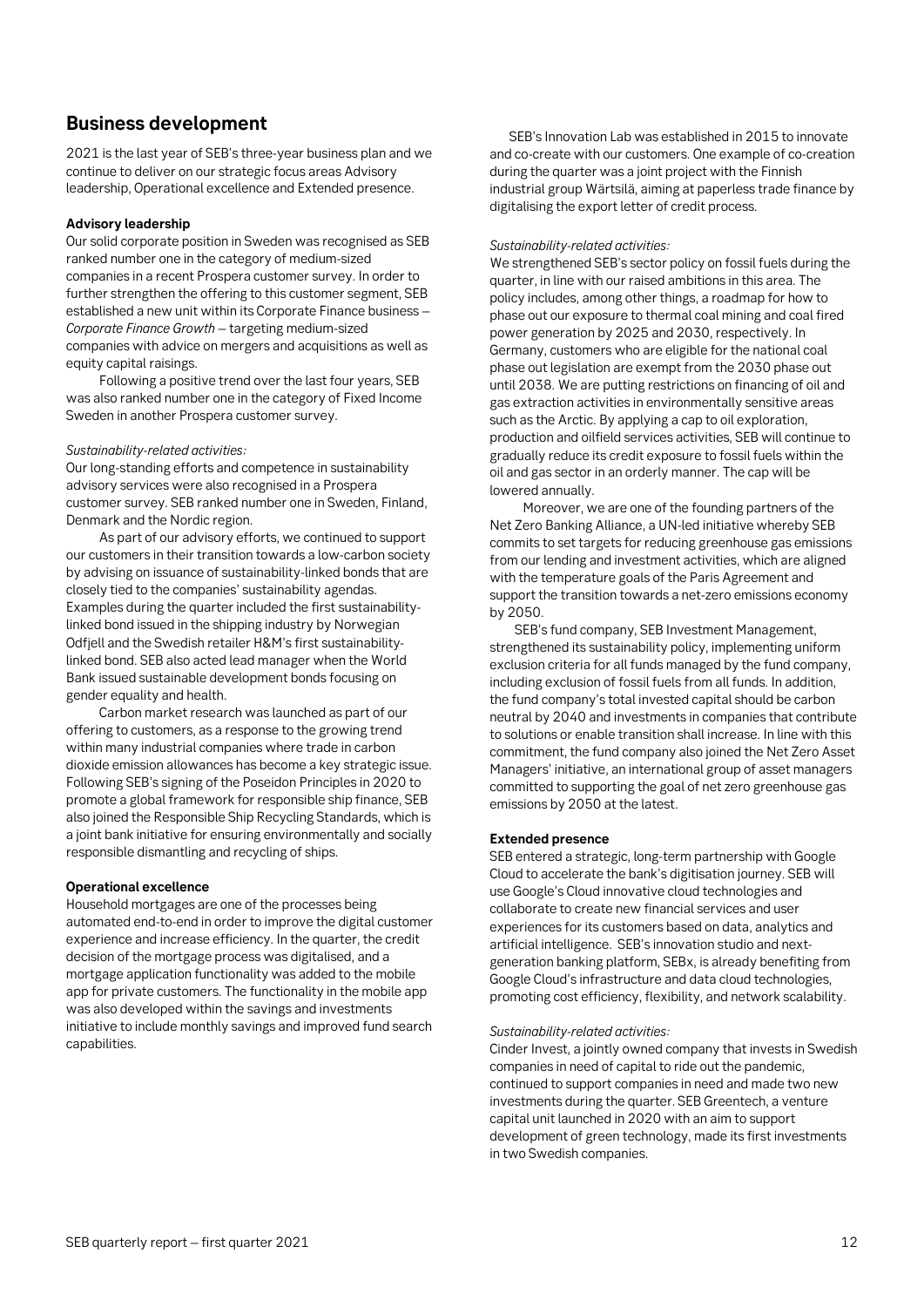## Business development

2021 is the last year of SEB's three-year business plan and we continue to deliver on our strategic focus areas Advisory leadership, Operational excellence and Extended presence.

**Advisory leadership**

Our solid corporate position in Sweden was recognised as SEB ranked number one in the category of medium-sized companies in a recent Prospera customer survey. In order to further strengthen the offering to this customer segment, SEB established a new unit within its Corporate Finance business – *Corporate Finance Growth* – targeting medium-sized companies with advice on mergers and acquisitions as well as equity capital raisings.

Following a positive trend over the last four years, SEB was also ranked number one in the category of Fixed Income Sweden in another Prospera customer survey.

*Sustainability-related activities:*

Our long-standing efforts and competence in sustainability advisory services were also recognised in a Prospera customer survey. SEB ranked number one in Sweden, Finland, Denmark and the Nordic region.

As part of our advisory efforts, we continued to support our customers in their transition towards a low-carbon society by advising on issuance of sustainability-linked bonds that are closely tied to the companies' sustainability agendas. Examples during the quarter included the first sustainability-linked bond issued in the shipping industry by Norwegian Odfjell and the Swedish retailer H&M's first sustainability-linked bond. SEB also acted lead manager when the World Bank issued sustainable development bonds focusing on gender equality and health.

Carbon market research was launched as part of our offering to customers, as a response to the growing trend within many industrial companies where trade in carbon dioxide emission allowances has become a key strategic issue. Following SEB's signing of the Poseidon Principles in 2020 to promote a global framework for responsible ship finance, SEB also joined the Responsible Ship Recycling Standards, which is a joint bank initiative for ensuring environmentally and socially responsible dismantling and recycling of ships.

**Operational excellence**

Household mortgages are one of the processes being automated end-to-end in order to improve the digital customer experience and increase efficiency. In the quarter, the credit decision of the mortgage process was digitalised, and a mortgage application functionality was added to the mobile app for private customers. The functionality in the mobile app was also developed within the savings and investments initiative to include monthly savings and improved fund search capabilities.

SEB's Innovation Lab was established in 2015 to innovate and co-create with our customers. One example of co-creation during the quarter was a joint project with the Finnish industrial group Wärtsilä, aiming at paperless trade finance by digitalising the export letter of credit process.

*Sustainability-related activities:*

We strengthened SEB's sector policy on fossil fuels during the quarter, in line with our raised ambitions in this area. The policy includes, among other things, a roadmap for how to phase out our exposure to thermal coal mining and coal fired power generation by 2025 and 2030, respectively. In Germany, customers who are eligible for the national coal phase out legislation are exempt from the 2030 phase out until 2038. We are putting restrictions on financing of oil and gas extraction activities in environmentally sensitive areas such as the Arctic. By applying a cap to oil exploration, production and oilfield services activities, SEB will continue to gradually reduce its credit exposure to fossil fuels within the oil and gas sector in an orderly manner. The cap will be lowered annually.

Moreover, we are one of the founding partners of the Net Zero Banking Alliance, a UN-led initiative whereby SEB commits to set targets for reducing greenhouse gas emissions from our lending and investment activities, which are aligned with the temperature goals of the Paris Agreement and support the transition towards a net-zero emissions economy by 2050.

SEB's fund company, SEB Investment Management, strengthened its sustainability policy, implementing uniform exclusion criteria for all funds managed by the fund company, including exclusion of fossil fuels from all funds. In addition, the fund company's total invested capital should be carbon neutral by 2040 and investments in companies that contribute to solutions or enable transition shall increase. In line with this commitment, the fund company also joined the Net Zero Asset Managers' initiative, an international group of asset managers committed to supporting the goal of net zero greenhouse gas emissions by 2050 at the latest.

**Extended presence**

SEB entered a strategic, long-term partnership with Google Cloud to accelerate the bank's digitisation journey. SEB will use Google's Cloud innovative cloud technologies and collaborate to create new financial services and user experiences for its customers based on data, analytics and artificial intelligence. SEB's innovation studio and next-generation banking platform, SEBx, is already benefiting from Google Cloud's infrastructure and data cloud technologies, promoting cost efficiency, flexibility, and network scalability.

*Sustainability-related activities:*

Cinder Invest, a jointly owned company that invests in Swedish companies in need of capital to ride out the pandemic, continued to support companies in need and made two new investments during the quarter. SEB Greentech, a venture capital unit launched in 2020 with an aim to support development of green technology, made its first investments in two Swedish companies.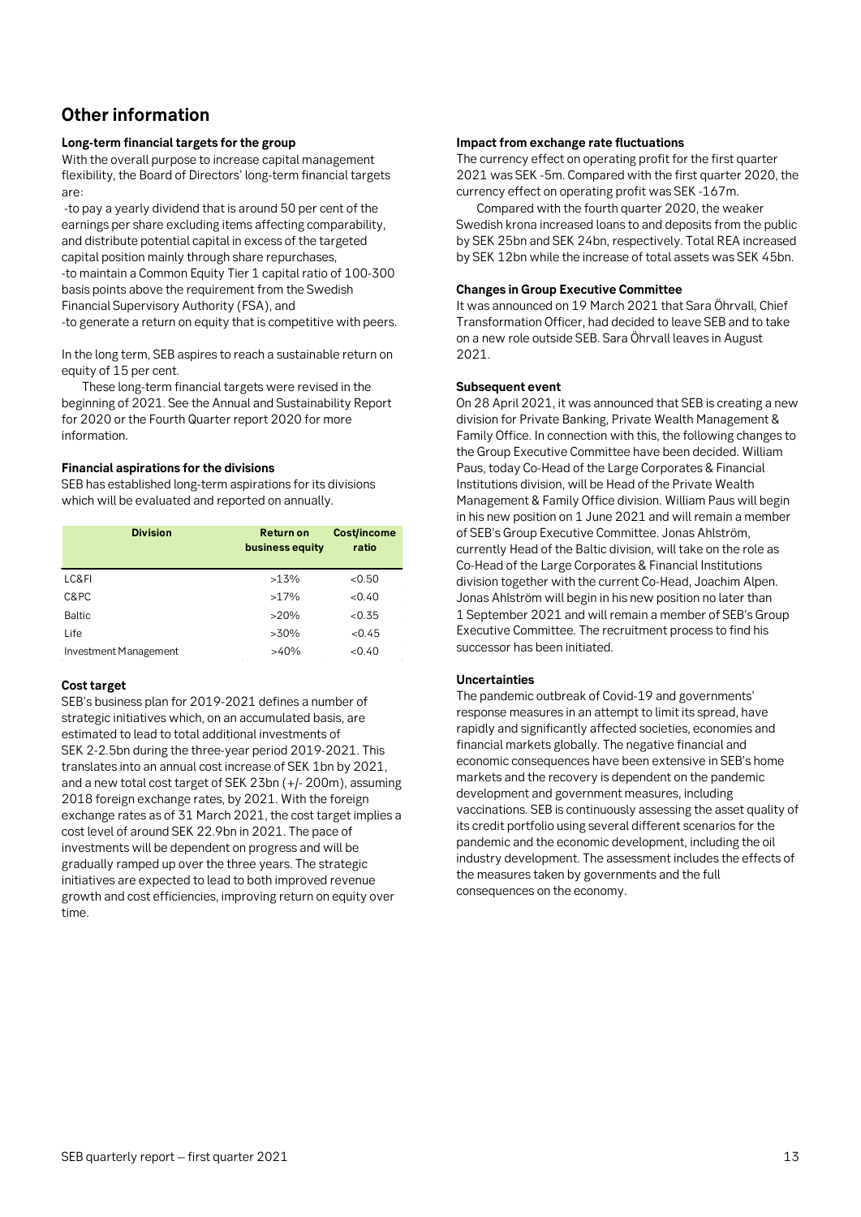## Other information

### Long-term financial targets for the group

With the overall purpose to increase capital management flexibility, the Board of Directors' long-term financial targets are:

-to pay a yearly dividend that is around 50 per cent of the earnings per share excluding items affecting comparability, and distribute potential capital in excess of the targeted capital position mainly through share repurchases,
-to maintain a Common Equity Tier 1 capital ratio of 100-300 basis points above the requirement from the Swedish Financial Supervisory Authority (FSA), and
-to generate a return on equity that is competitive with peers.

In the long term, SEB aspires to reach a sustainable return on equity of 15 per cent.

These long-term financial targets were revised in the beginning of 2021. See the Annual and Sustainability Report for 2020 or the Fourth Quarter report 2020 for more information.

### Financial aspirations for the divisions

SEB has established long-term aspirations for its divisions which will be evaluated and reported on annually.

| Division | Return on business equity | Cost/income ratio |
|---|---|---|
| LC&FI | >13% | <0.50 |
| C&PC | >17% | <0.40 |
| Baltic | >20% | <0.35 |
| Life | >30% | <0.45 |
| Investment Management | >40% | <0.40 |

### Cost target

SEB's business plan for 2019-2021 defines a number of strategic initiatives which, on an accumulated basis, are estimated to lead to total additional investments of SEK 2-2.5bn during the three-year period 2019-2021. This translates into an annual cost increase of SEK 1bn by 2021, and a new total cost target of SEK 23bn (+/- 200m), assuming 2018 foreign exchange rates, by 2021. With the foreign exchange rates as of 31 March 2021, the cost target implies a cost level of around SEK 22.9bn in 2021. The pace of investments will be dependent on progress and will be gradually ramped up over the three years. The strategic initiatives are expected to lead to both improved revenue growth and cost efficiencies, improving return on equity over time.

### Impact from exchange rate fluctuations

The currency effect on operating profit for the first quarter 2021 was SEK -5m. Compared with the first quarter 2020, the currency effect on operating profit was SEK -167m.

Compared with the fourth quarter 2020, the weaker Swedish krona increased loans to and deposits from the public by SEK 25bn and SEK 24bn, respectively. Total REA increased by SEK 12bn while the increase of total assets was SEK 45bn.

### Changes in Group Executive Committee

It was announced on 19 March 2021 that Sara Öhrvall, Chief Transformation Officer, had decided to leave SEB and to take on a new role outside SEB. Sara Öhrvall leaves in August 2021.

### Subsequent event

On 28 April 2021, it was announced that SEB is creating a new division for Private Banking, Private Wealth Management & Family Office. In connection with this, the following changes to the Group Executive Committee have been decided. William Paus, today Co-Head of the Large Corporates & Financial Institutions division, will be Head of the Private Wealth Management & Family Office division. William Paus will begin in his new position on 1 June 2021 and will remain a member of SEB's Group Executive Committee. Jonas Ahlström, currently Head of the Baltic division, will take on the role as Co-Head of the Large Corporates & Financial Institutions division together with the current Co-Head, Joachim Alpen. Jonas Ahlström will begin in his new position no later than 1 September 2021 and will remain a member of SEB's Group Executive Committee. The recruitment process to find his successor has been initiated.

### Uncertainties

The pandemic outbreak of Covid-19 and governments' response measures in an attempt to limit its spread, have rapidly and significantly affected societies, economies and financial markets globally. The negative financial and economic consequences have been extensive in SEB's home markets and the recovery is dependent on the pandemic development and government measures, including vaccinations. SEB is continuously assessing the asset quality of its credit portfolio using several different scenarios for the pandemic and the economic development, including the oil industry development. The assessment includes the effects of the measures taken by governments and the full consequences on the economy.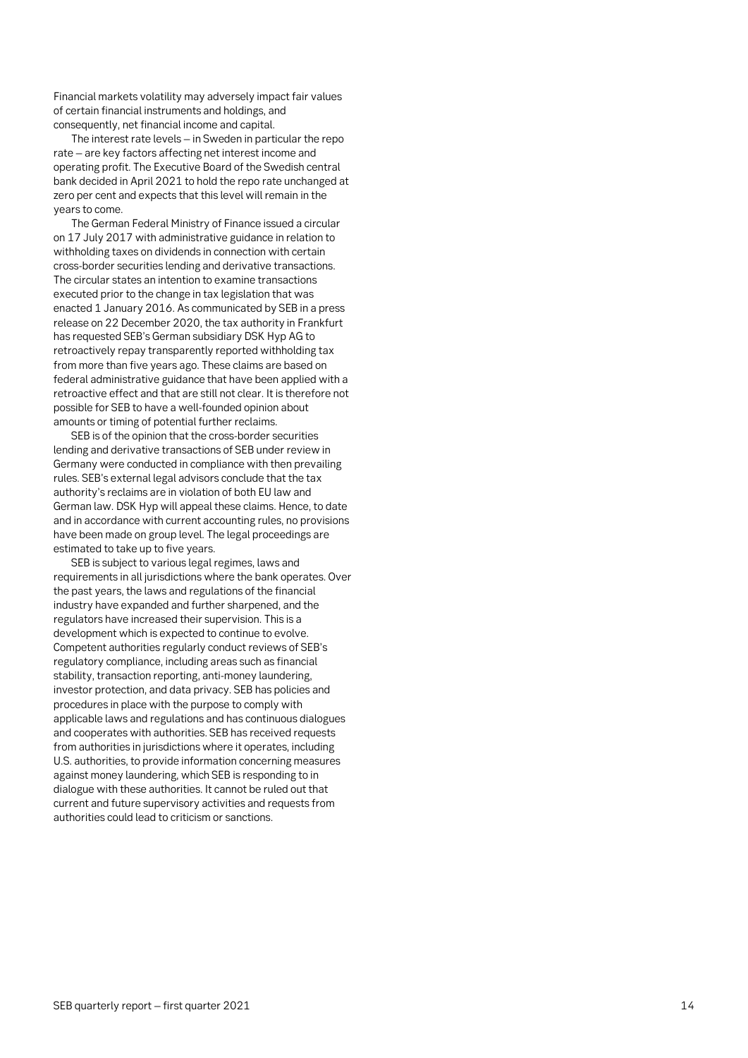Financial markets volatility may adversely impact fair values of certain financial instruments and holdings, and consequently, net financial income and capital.

The interest rate levels – in Sweden in particular the repo rate – are key factors affecting net interest income and operating profit. The Executive Board of the Swedish central bank decided in April 2021 to hold the repo rate unchanged at zero per cent and expects that this level will remain in the years to come.

The German Federal Ministry of Finance issued a circular on 17 July 2017 with administrative guidance in relation to withholding taxes on dividends in connection with certain cross-border securities lending and derivative transactions. The circular states an intention to examine transactions executed prior to the change in tax legislation that was enacted 1 January 2016. As communicated by SEB in a press release on 22 December 2020, the tax authority in Frankfurt has requested SEB's German subsidiary DSK Hyp AG to retroactively repay transparently reported withholding tax from more than five years ago. These claims are based on federal administrative guidance that have been applied with a retroactive effect and that are still not clear. It is therefore not possible for SEB to have a well-founded opinion about amounts or timing of potential further reclaims.

SEB is of the opinion that the cross-border securities lending and derivative transactions of SEB under review in Germany were conducted in compliance with then prevailing rules. SEB's external legal advisors conclude that the tax authority's reclaims are in violation of both EU law and German law. DSK Hyp will appeal these claims. Hence, to date and in accordance with current accounting rules, no provisions have been made on group level. The legal proceedings are estimated to take up to five years.

SEB is subject to various legal regimes, laws and requirements in all jurisdictions where the bank operates. Over the past years, the laws and regulations of the financial industry have expanded and further sharpened, and the regulators have increased their supervision. This is a development which is expected to continue to evolve. Competent authorities regularly conduct reviews of SEB's regulatory compliance, including areas such as financial stability, transaction reporting, anti-money laundering, investor protection, and data privacy. SEB has policies and procedures in place with the purpose to comply with applicable laws and regulations and has continuous dialogues and cooperates with authorities. SEB has received requests from authorities in jurisdictions where it operates, including U.S. authorities, to provide information concerning measures against money laundering, which SEB is responding to in dialogue with these authorities. It cannot be ruled out that current and future supervisory activities and requests from authorities could lead to criticism or sanctions.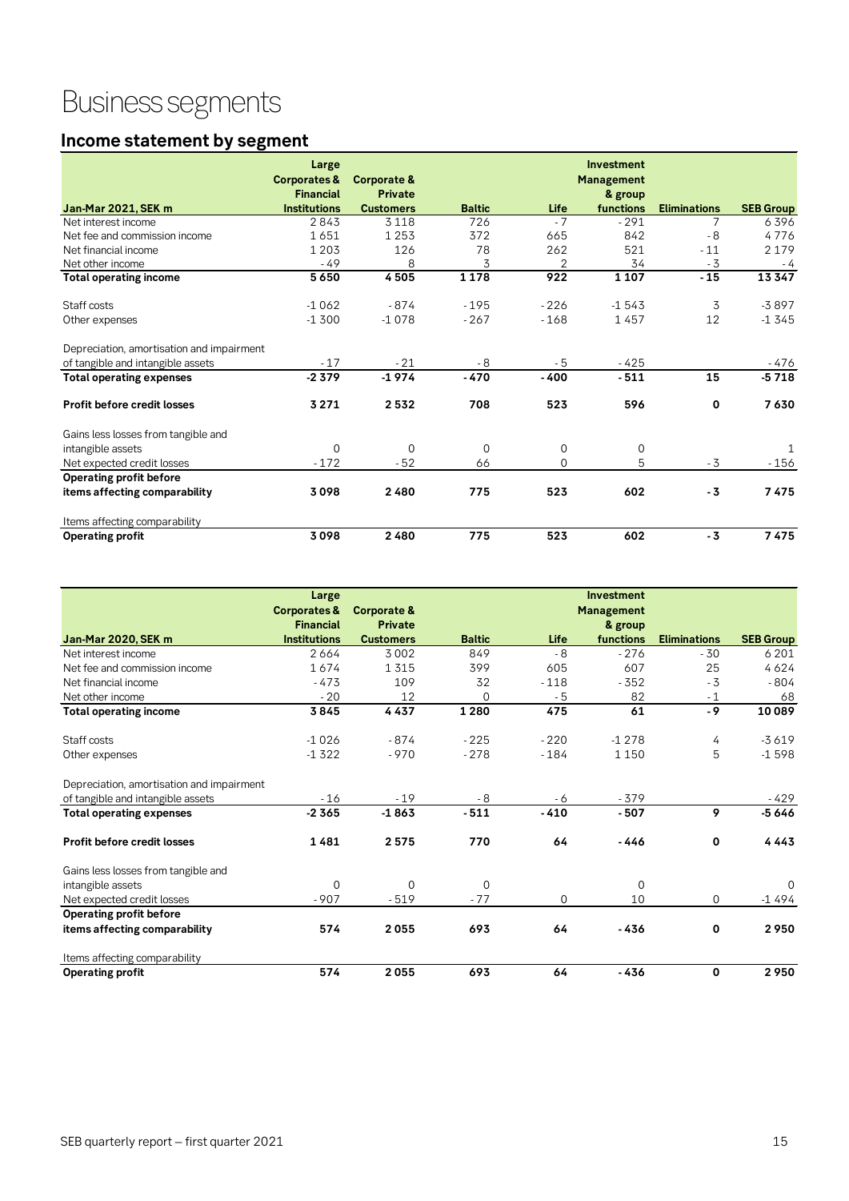# Business segments

## Income statement by segment

| Jan-Mar 2021, SEK m | Large Corporates & Financial Institutions | Corporate & Private Customers | Baltic | Life | Investment Management & group functions | Eliminations | SEB Group |
|---|---|---|---|---|---|---|---|
| Net interest income | 2 843 | 3 118 | 726 | - 7 | - 291 | 7 | 6 396 |
| Net fee and commission income | 1 651 | 1 253 | 372 | 665 | 842 | - 8 | 4 776 |
| Net financial income | 1 203 | 126 | 78 | 262 | 521 | - 11 | 2 179 |
| Net other income | - 49 | 8 | 3 | 2 | 34 | - 3 | - 4 |
| **Total operating income** | **5 650** | **4 505** | **1 178** | **922** | **1 107** | **- 15** | **13 347** |
| Staff costs | -1 062 | - 874 | - 195 | - 226 | -1 543 | 3 | -3 897 |
| Other expenses | -1 300 | -1 078 | - 267 | - 168 | 1 457 | 12 | -1 345 |
| Depreciation, amortisation and impairment of tangible and intangible assets | - 17 | - 21 | - 8 | - 5 | - 425 | | - 476 |
| **Total operating expenses** | **-2 379** | **-1 974** | **- 470** | **- 400** | **- 511** | **15** | **-5 718** |
| **Profit before credit losses** | **3 271** | **2 532** | **708** | **523** | **596** | **0** | **7 630** |
| Gains less losses from tangible and intangible assets | 0 | 0 | 0 | 0 | 0 | | 1 |
| Net expected credit losses | - 172 | - 52 | 66 | 0 | 5 | - 3 | - 156 |
| **Operating profit before items affecting comparability** | **3 098** | **2 480** | **775** | **523** | **602** | **- 3** | **7 475** |
| Items affecting comparability | | | | | | | |
| **Operating profit** | **3 098** | **2 480** | **775** | **523** | **602** | **- 3** | **7 475** |

| Jan-Mar 2020, SEK m | Large Corporates & Financial Institutions | Corporate & Private Customers | Baltic | Life | Investment Management & group functions | Eliminations | SEB Group |
|---|---|---|---|---|---|---|---|
| Net interest income | 2 664 | 3 002 | 849 | - 8 | - 276 | - 30 | 6 201 |
| Net fee and commission income | 1 674 | 1 315 | 399 | 605 | 607 | 25 | 4 624 |
| Net financial income | - 473 | 109 | 32 | - 118 | - 352 | - 3 | - 804 |
| Net other income | - 20 | 12 | 0 | - 5 | 82 | - 1 | 68 |
| **Total operating income** | **3 845** | **4 437** | **1 280** | **475** | **61** | **- 9** | **10 089** |
| Staff costs | -1 026 | - 874 | - 225 | - 220 | -1 278 | 4 | -3 619 |
| Other expenses | -1 322 | - 970 | - 278 | - 184 | 1 150 | 5 | -1 598 |
| Depreciation, amortisation and impairment of tangible and intangible assets | - 16 | - 19 | - 8 | - 6 | - 379 | | - 429 |
| **Total operating expenses** | **-2 365** | **-1 863** | **- 511** | **- 410** | **- 507** | **9** | **-5 646** |
| **Profit before credit losses** | **1 481** | **2 575** | **770** | **64** | **- 446** | **0** | **4 443** |
| Gains less losses from tangible and intangible assets | 0 | 0 | 0 | | 0 | | 0 |
| Net expected credit losses | - 907 | - 519 | - 77 | 0 | 10 | 0 | -1 494 |
| **Operating profit before items affecting comparability** | **574** | **2 055** | **693** | **64** | **- 436** | **0** | **2 950** |
| Items affecting comparability | | | | | | | |
| **Operating profit** | **574** | **2 055** | **693** | **64** | **- 436** | **0** | **2 950** |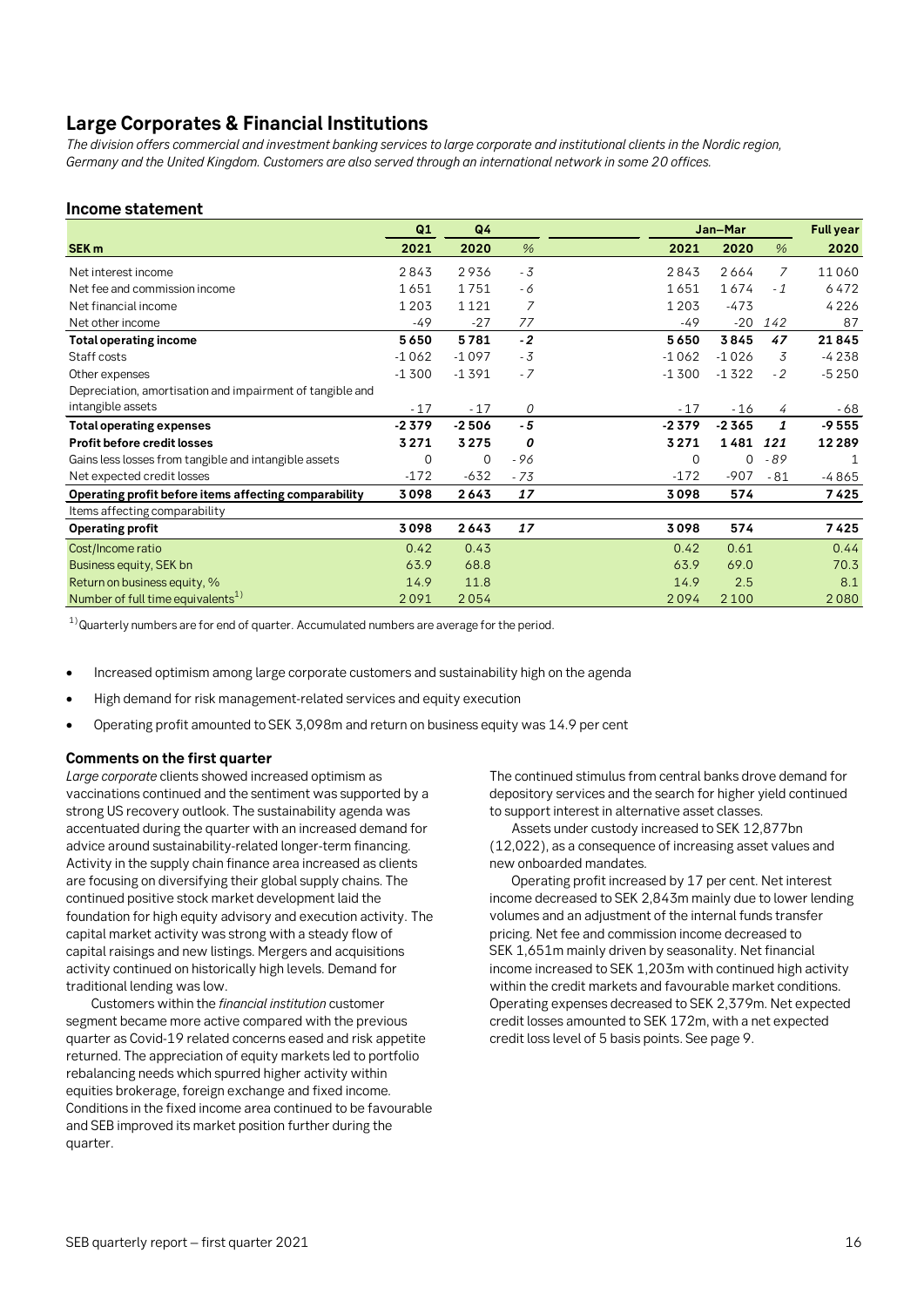## Large Corporates & Financial Institutions

*The division offers commercial and investment banking services to large corporate and institutional clients in the Nordic region, Germany and the United Kingdom. Customers are also served through an international network in some 20 offices.*

### Income statement

| | Q1 | Q4 | | Jan–Mar | | | Full year |
|---|---|---|---|---|---|---|---|
| **SEK m** | **2021** | **2020** | **%** | **2021** | **2020** | **%** | **2020** |
| Net interest income | 2 843 | 2 936 | -3 | 2 843 | 2 664 | 7 | 11 060 |
| Net fee and commission income | 1 651 | 1 751 | -6 | 1 651 | 1 674 | -1 | 6 472 |
| Net financial income | 1 203 | 1 121 | 7 | 1 203 | -473 | | 4 226 |
| Net other income | -49 | -27 | 77 | -49 | -20 | 142 | 87 |
| **Total operating income** | **5 650** | **5 781** | **-2** | **5 650** | **3 845** | **47** | **21 845** |
| Staff costs | -1 062 | -1 097 | -3 | -1 062 | -1 026 | 3 | -4 238 |
| Other expenses | -1 300 | -1 391 | -7 | -1 300 | -1 322 | -2 | -5 250 |
| Depreciation, amortisation and impairment of tangible and intangible assets | -17 | -17 | 0 | -17 | -16 | 4 | -68 |
| **Total operating expenses** | **-2 379** | **-2 506** | **-5** | **-2 379** | **-2 365** | **1** | **-9 555** |
| **Profit before credit losses** | **3 271** | **3 275** | **0** | **3 271** | **1 481** | **121** | **12 289** |
| Gains less losses from tangible and intangible assets | 0 | 0 | -96 | 0 | 0 | -89 | 1 |
| Net expected credit losses | -172 | -632 | -73 | -172 | -907 | -81 | -4 865 |
| **Operating profit before items affecting comparability** | **3 098** | **2 643** | **17** | **3 098** | **574** | | **7 425** |
| Items affecting comparability | | | | | | | |
| **Operating profit** | **3 098** | **2 643** | **17** | **3 098** | **574** | | **7 425** |
| Cost/Income ratio | 0.42 | 0.43 | | 0.42 | 0.61 | | 0.44 |
| Business equity, SEK bn | 63.9 | 68.8 | | 63.9 | 69.0 | | 70.3 |
| Return on business equity, % | 14.9 | 11.8 | | 14.9 | 2.5 | | 8.1 |
| Number of full time equivalents[1] | 2 091 | 2 054 | | 2 094 | 2 100 | | 2 080 |

[1] Quarterly numbers are for end of quarter. Accumulated numbers are average for the period.

- Increased optimism among large corporate customers and sustainability high on the agenda
- High demand for risk management-related services and equity execution
- Operating profit amounted to SEK 3,098m and return on business equity was 14.9 per cent

### Comments on the first quarter

*Large corporate* clients showed increased optimism as vaccinations continued and the sentiment was supported by a strong US recovery outlook. The sustainability agenda was accentuated during the quarter with an increased demand for advice around sustainability-related longer-term financing. Activity in the supply chain finance area increased as clients are focusing on diversifying their global supply chains. The continued positive stock market development laid the foundation for high equity advisory and execution activity. The capital market activity was strong with a steady flow of capital raisings and new listings. Mergers and acquisitions activity continued on historically high levels. Demand for traditional lending was low.

Customers within the *financial institution* customer segment became more active compared with the previous quarter as Covid-19 related concerns eased and risk appetite returned. The appreciation of equity markets led to portfolio rebalancing needs which spurred higher activity within equities brokerage, foreign exchange and fixed income. Conditions in the fixed income area continued to be favourable and SEB improved its market position further during the quarter.

The continued stimulus from central banks drove demand for depository services and the search for higher yield continued to support interest in alternative asset classes.

Assets under custody increased to SEK 12,877bn (12,022), as a consequence of increasing asset values and new onboarded mandates.

Operating profit increased by 17 per cent. Net interest income decreased to SEK 2,843m mainly due to lower lending volumes and an adjustment of the internal funds transfer pricing. Net fee and commission income decreased to SEK 1,651m mainly driven by seasonality. Net financial income increased to SEK 1,203m with continued high activity within the credit markets and favourable market conditions. Operating expenses decreased to SEK 2,379m. Net expected credit losses amounted to SEK 172m, with a net expected credit loss level of 5 basis points. See page 9.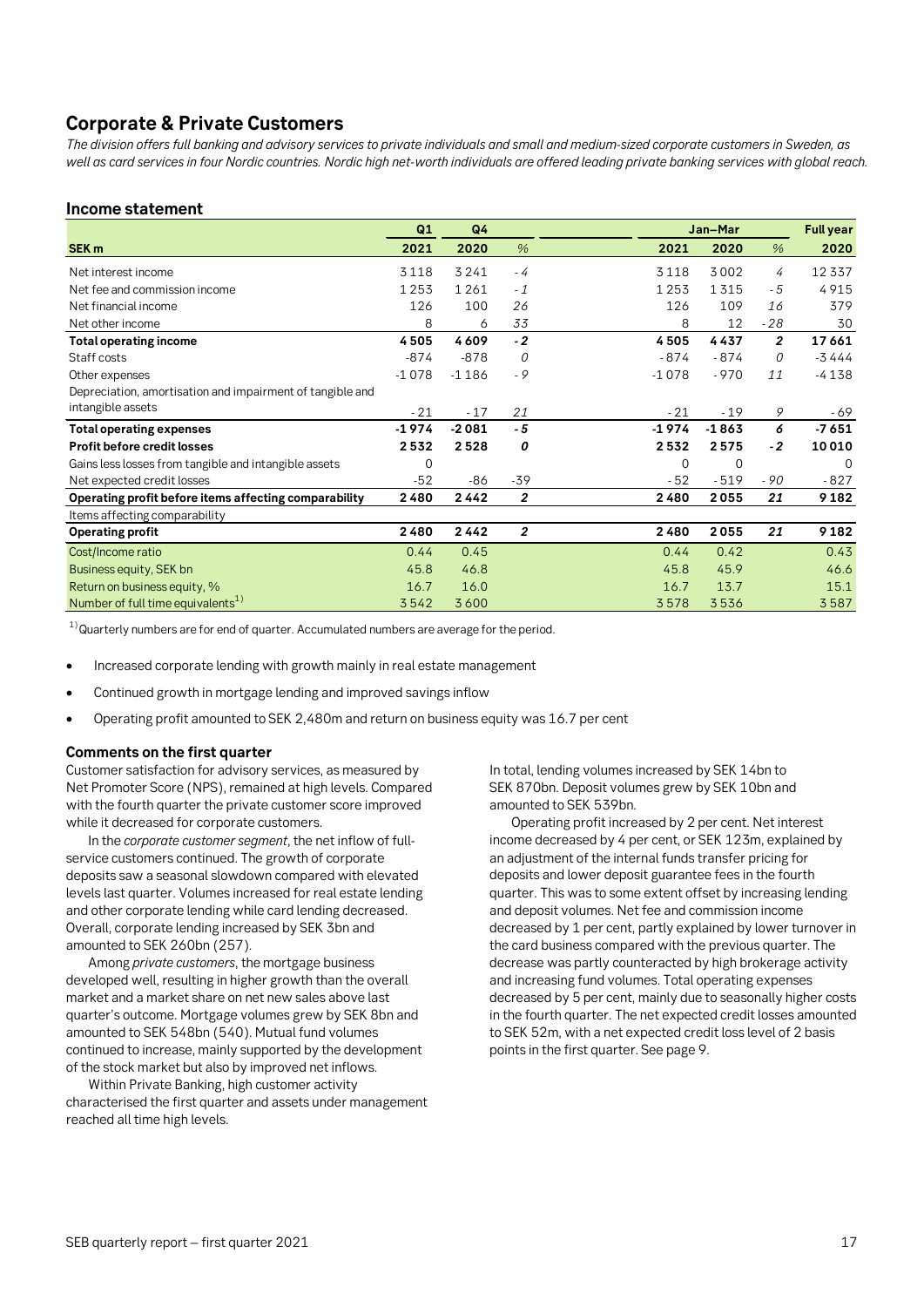## Corporate & Private Customers

*The division offers full banking and advisory services to private individuals and small and medium-sized corporate customers in Sweden, as well as card services in four Nordic countries. Nordic high net-worth individuals are offered leading private banking services with global reach.*

### Income statement

| | Q1 | Q4 | | Jan–Mar | | | Full year |
|---|---|---|---|---|---|---|---|
| **SEK m** | **2021** | **2020** | *%* | **2021** | **2020** | *%* | **2020** |
| Net interest income | 3118 | 3241 | *-4* | 3118 | 3002 | *4* | 12337 |
| Net fee and commission income | 1253 | 1261 | *-1* | 1253 | 1315 | *-5* | 4915 |
| Net financial income | 126 | 100 | *26* | 126 | 109 | *16* | 379 |
| Net other income | 8 | 6 | *33* | 8 | 12 | *-28* | 30 |
| **Total operating income** | **4505** | **4609** | ***-2*** | **4505** | **4437** | ***2*** | **17661** |
| Staff costs | -874 | -878 | *0* | -874 | -874 | *0* | -3444 |
| Other expenses | -1078 | -1186 | *-9* | -1078 | -970 | *11* | -4138 |
| Depreciation, amortisation and impairment of tangible and intangible assets | -21 | -17 | *21* | -21 | -19 | *9* | -69 |
| **Total operating expenses** | **-1974** | **-2081** | ***-5*** | **-1974** | **-1863** | ***6*** | **-7651** |
| **Profit before credit losses** | **2532** | **2528** | ***0*** | **2532** | **2575** | ***-2*** | **10010** |
| Gains less losses from tangible and intangible assets | 0 | | | 0 | 0 | | 0 |
| Net expected credit losses | -52 | -86 | -39 | -52 | -519 | *-90* | -827 |
| **Operating profit before items affecting comparability** | **2480** | **2442** | ***2*** | **2480** | **2055** | ***21*** | **9182** |
| Items affecting comparability | | | | | | | |
| **Operating profit** | **2480** | **2442** | ***2*** | **2480** | **2055** | ***21*** | **9182** |
| Cost/Income ratio | 0.44 | 0.45 | | 0.44 | 0.42 | | 0.43 |
| Business equity, SEK bn | 45.8 | 46.8 | | 45.8 | 45.9 | | 46.6 |
| Return on business equity, % | 16.7 | 16.0 | | 16.7 | 13.7 | | 15.1 |
| Number of full time equivalents[1] | 3542 | 3600 | | 3578 | 3536 | | 3587 |

[1] Quarterly numbers are for end of quarter. Accumulated numbers are average for the period.

- Increased corporate lending with growth mainly in real estate management
- Continued growth in mortgage lending and improved savings inflow
- Operating profit amounted to SEK 2,480m and return on business equity was 16.7 per cent

### Comments on the first quarter

Customer satisfaction for advisory services, as measured by Net Promoter Score (NPS), remained at high levels. Compared with the fourth quarter the private customer score improved while it decreased for corporate customers.

In the *corporate customer segment*, the net inflow of full-service customers continued. The growth of corporate deposits saw a seasonal slowdown compared with elevated levels last quarter. Volumes increased for real estate lending and other corporate lending while card lending decreased. Overall, corporate lending increased by SEK 3bn and amounted to SEK 260bn (257).

Among *private customers*, the mortgage business developed well, resulting in higher growth than the overall market and a market share on net new sales above last quarter's outcome. Mortgage volumes grew by SEK 8bn and amounted to SEK 548bn (540). Mutual fund volumes continued to increase, mainly supported by the development of the stock market but also by improved net inflows.

Within Private Banking, high customer activity characterised the first quarter and assets under management reached all time high levels.

In total, lending volumes increased by SEK 14bn to SEK 870bn. Deposit volumes grew by SEK 10bn and amounted to SEK 539bn.

Operating profit increased by 2 per cent. Net interest income decreased by 4 per cent, or SEK 123m, explained by an adjustment of the internal funds transfer pricing for deposits and lower deposit guarantee fees in the fourth quarter. This was to some extent offset by increasing lending and deposit volumes. Net fee and commission income decreased by 1 per cent, partly explained by lower turnover in the card business compared with the previous quarter. The decrease was partly counteracted by high brokerage activity and increasing fund volumes. Total operating expenses decreased by 5 per cent, mainly due to seasonally higher costs in the fourth quarter. The net expected credit losses amounted to SEK 52m, with a net expected credit loss level of 2 basis points in the first quarter. See page 9.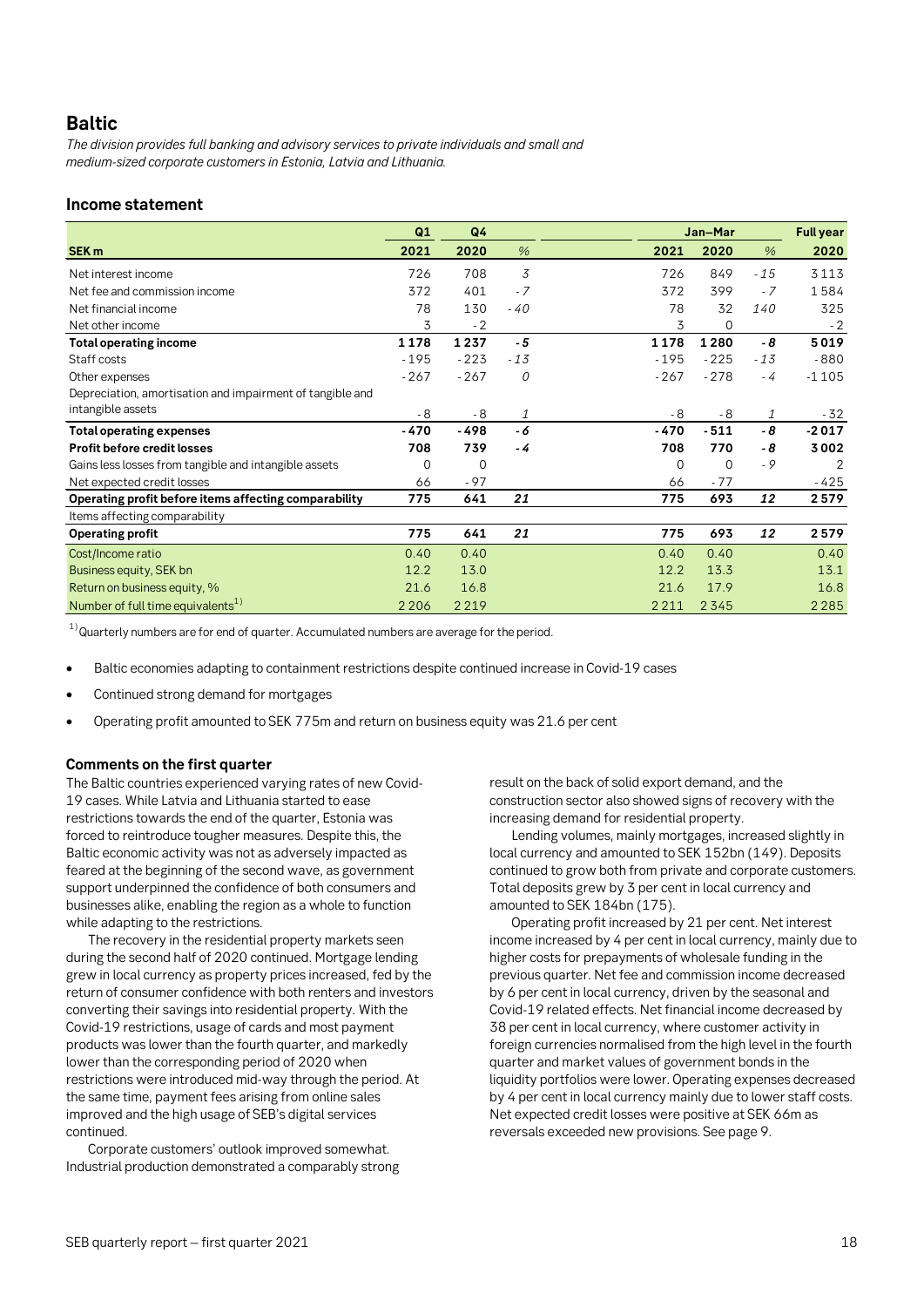## Baltic

*The division provides full banking and advisory services to private individuals and small and medium-sized corporate customers in Estonia, Latvia and Lithuania.*

### Income statement

| | Q1 | Q4 | | Jan–Mar | | | Full year |
|---|---|---|---|---|---|---|---|
| **SEK m** | **2021** | **2020** | **%** | **2021** | **2020** | **%** | **2020** |
| Net interest income | 726 | 708 | *3* | 726 | 849 | *-15* | 3 113 |
| Net fee and commission income | 372 | 401 | *-7* | 372 | 399 | *-7* | 1 584 |
| Net financial income | 78 | 130 | *-40* | 78 | 32 | *140* | 325 |
| Net other income | 3 | -2 | | 3 | 0 | | -2 |
| **Total operating income** | **1 178** | **1 237** | ***-5*** | **1 178** | **1 280** | ***-8*** | **5 019** |
| Staff costs | -195 | -223 | *-13* | -195 | -225 | *-13* | -880 |
| Other expenses | -267 | -267 | *0* | -267 | -278 | *-4* | -1 105 |
| Depreciation, amortisation and impairment of tangible and intangible assets | -8 | -8 | *1* | -8 | -8 | *1* | -32 |
| **Total operating expenses** | **-470** | **-498** | ***-6*** | **-470** | **-511** | ***-8*** | **-2 017** |
| **Profit before credit losses** | **708** | **739** | ***-4*** | **708** | **770** | ***-8*** | **3 002** |
| Gains less losses from tangible and intangible assets | 0 | 0 | | 0 | 0 | *-9* | 2 |
| Net expected credit losses | 66 | -97 | | 66 | -77 | | -425 |
| **Operating profit before items affecting comparability** | **775** | **641** | ***21*** | **775** | **693** | ***12*** | **2 579** |
| Items affecting comparability | | | | | | | |
| **Operating profit** | **775** | **641** | ***21*** | **775** | **693** | ***12*** | **2 579** |
| Cost/Income ratio | 0.40 | 0.40 | | 0.40 | 0.40 | | 0.40 |
| Business equity, SEK bn | 12.2 | 13.0 | | 12.2 | 13.3 | | 13.1 |
| Return on business equity, % | 21.6 | 16.8 | | 21.6 | 17.9 | | 16.8 |
| Number of full time equivalents[1)] | 2 206 | 2 219 | | 2 211 | 2 345 | | 2 285 |

[1)] Quarterly numbers are for end of quarter. Accumulated numbers are average for the period.

- Baltic economies adapting to containment restrictions despite continued increase in Covid-19 cases
- Continued strong demand for mortgages
- Operating profit amounted to SEK 775m and return on business equity was 21.6 per cent

#### Comments on the first quarter

The Baltic countries experienced varying rates of new Covid-19 cases. While Latvia and Lithuania started to ease restrictions towards the end of the quarter, Estonia was forced to reintroduce tougher measures. Despite this, the Baltic economic activity was not as adversely impacted as feared at the beginning of the second wave, as government support underpinned the confidence of both consumers and businesses alike, enabling the region as a whole to function while adapting to the restrictions.

The recovery in the residential property markets seen during the second half of 2020 continued. Mortgage lending grew in local currency as property prices increased, fed by the return of consumer confidence with both renters and investors converting their savings into residential property. With the Covid-19 restrictions, usage of cards and most payment products was lower than the fourth quarter, and markedly lower than the corresponding period of 2020 when restrictions were introduced mid-way through the period. At the same time, payment fees arising from online sales improved and the high usage of SEB's digital services continued.

Corporate customers' outlook improved somewhat. Industrial production demonstrated a comparably strong result on the back of solid export demand, and the construction sector also showed signs of recovery with the increasing demand for residential property.

Lending volumes, mainly mortgages, increased slightly in local currency and amounted to SEK 152bn (149). Deposits continued to grow both from private and corporate customers. Total deposits grew by 3 per cent in local currency and amounted to SEK 184bn (175).

Operating profit increased by 21 per cent. Net interest income increased by 4 per cent in local currency, mainly due to higher costs for prepayments of wholesale funding in the previous quarter. Net fee and commission income decreased by 6 per cent in local currency, driven by the seasonal and Covid-19 related effects. Net financial income decreased by 38 per cent in local currency, where customer activity in foreign currencies normalised from the high level in the fourth quarter and market values of government bonds in the liquidity portfolios were lower. Operating expenses decreased by 4 per cent in local currency mainly due to lower staff costs. Net expected credit losses were positive at SEK 66m as reversals exceeded new provisions. See page 9.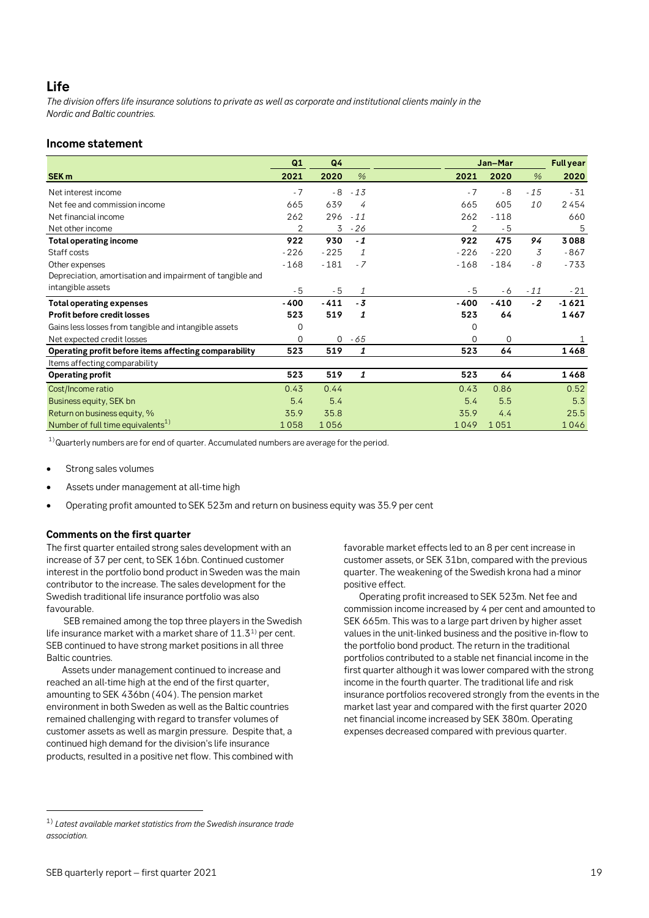## Life

*The division offers life insurance solutions to private as well as corporate and institutional clients mainly in the Nordic and Baltic countries.*

### Income statement

| | Q1 | Q4 | | Jan–Mar | | | Full year |
|---|---|---|---|---|---|---|---|
| **SEK m** | **2021** | **2020** | *%* | **2021** | **2020** | *%* | **2020** |
| Net interest income | -7 | -8 | *-13* | -7 | -8 | *-15* | -31 |
| Net fee and commission income | 665 | 639 | *4* | 665 | 605 | *10* | 2 454 |
| Net financial income | 262 | 296 | *-11* | 262 | -118 | | 660 |
| Net other income | 2 | 3 | *-26* | 2 | -5 | | 5 |
| **Total operating income** | **922** | **930** | ***-1*** | **922** | **475** | ***94*** | **3 088** |
| Staff costs | -226 | -225 | *1* | -226 | -220 | *3* | -867 |
| Other expenses | -168 | -181 | *-7* | -168 | -184 | *-8* | -733 |
| Depreciation, amortisation and impairment of tangible and intangible assets | -5 | -5 | *1* | -5 | -6 | *-11* | -21 |
| **Total operating expenses** | **-400** | **-411** | ***-3*** | **-400** | **-410** | ***-2*** | **-1 621** |
| **Profit before credit losses** | **523** | **519** | ***1*** | **523** | **64** | | **1 467** |
| Gains less losses from tangible and intangible assets | 0 | | | 0 | | | |
| Net expected credit losses | 0 | 0 | *-65* | 0 | 0 | | 1 |
| **Operating profit before items affecting comparability** | **523** | **519** | ***1*** | **523** | **64** | | **1 468** |
| Items affecting comparability | | | | | | | |
| **Operating profit** | **523** | **519** | ***1*** | **523** | **64** | | **1 468** |
| Cost/Income ratio | 0.43 | 0.44 | | 0.43 | 0.86 | | 0.52 |
| Business equity, SEK bn | 5.4 | 5.4 | | 5.4 | 5.5 | | 5.3 |
| Return on business equity, % | 35.9 | 35.8 | | 35.9 | 4.4 | | 25.5 |
| Number of full time equivalents[1] | 1 058 | 1 056 | | 1 049 | 1 051 | | 1 046 |

[1] Quarterly numbers are for end of quarter. Accumulated numbers are average for the period.

- Strong sales volumes
- Assets under management at all-time high
- Operating profit amounted to SEK 523m and return on business equity was 35.9 per cent

#### Comments on the first quarter

The first quarter entailed strong sales development with an increase of 37 per cent, to SEK 16bn. Continued customer interest in the portfolio bond product in Sweden was the main contributor to the increase. The sales development for the Swedish traditional life insurance portfolio was also favourable.

SEB remained among the top three players in the Swedish life insurance market with a market share of 11.3[1] per cent. SEB continued to have strong market positions in all three Baltic countries.

Assets under management continued to increase and reached an all-time high at the end of the first quarter, amounting to SEK 436bn (404). The pension market environment in both Sweden as well as the Baltic countries remained challenging with regard to transfer volumes of customer assets as well as margin pressure. Despite that, a continued high demand for the division's life insurance products, resulted in a positive net flow. This combined with favorable market effects led to an 8 per cent increase in customer assets, or SEK 31bn, compared with the previous quarter. The weakening of the Swedish krona had a minor positive effect.

Operating profit increased to SEK 523m. Net fee and commission income increased by 4 per cent and amounted to SEK 665m. This was to a large part driven by higher asset values in the unit-linked business and the positive in-flow to the portfolio bond product. The return in the traditional portfolios contributed to a stable net financial income in the first quarter although it was lower compared with the strong income in the fourth quarter. The traditional life and risk insurance portfolios recovered strongly from the events in the market last year and compared with the first quarter 2020 net financial income increased by SEK 380m. Operating expenses decreased compared with previous quarter.

[1] *Latest available market statistics from the Swedish insurance trade association.*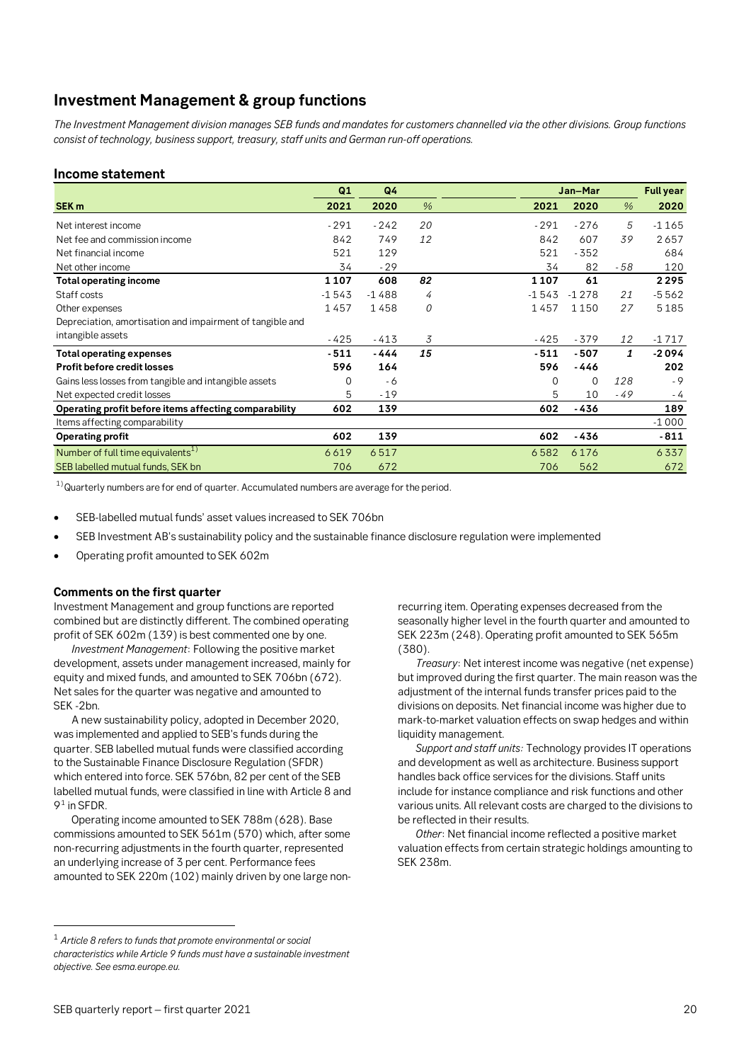## Investment Management & group functions

*The Investment Management division manages SEB funds and mandates for customers channelled via the other divisions. Group functions consist of technology, business support, treasury, staff units and German run-off operations.*

### Income statement

| SEK m | Q1 2021 | Q4 2020 | % | Jan–Mar 2021 | Jan–Mar 2020 | % | Full year 2020 |
|---|---|---|---|---|---|---|---|
| Net interest income | -291 | -242 | *20* | -291 | -276 | *5* | -1165 |
| Net fee and commission income | 842 | 749 | *12* | 842 | 607 | *39* | 2657 |
| Net financial income | 521 | 129 | | 521 | -352 | | 684 |
| Net other income | 34 | -29 | | 34 | 82 | *-58* | 120 |
| **Total operating income** | **1107** | **608** | ***82*** | **1107** | **61** | | **2295** |
| Staff costs | -1543 | -1488 | *4* | -1543 | -1278 | *21* | -5562 |
| Other expenses | 1457 | 1458 | *0* | 1457 | 1150 | *27* | 5185 |
| Depreciation, amortisation and impairment of tangible and intangible assets | -425 | -413 | *3* | -425 | -379 | *12* | -1717 |
| **Total operating expenses** | **-511** | **-444** | ***15*** | **-511** | **-507** | ***1*** | **-2094** |
| **Profit before credit losses** | **596** | **164** | | **596** | **-446** | | **202** |
| Gains less losses from tangible and intangible assets | 0 | -6 | | 0 | 0 | *128* | -9 |
| Net expected credit losses | 5 | -19 | | 5 | 10 | *-49* | -4 |
| **Operating profit before items affecting comparability** | **602** | **139** | | **602** | **-436** | | **189** |
| Items affecting comparability | | | | | | | -1000 |
| **Operating profit** | **602** | **139** | | **602** | **-436** | | **-811** |
| Number of full time equivalents[1)] | 6619 | 6517 | | 6582 | 6176 | | 6337 |
| SEB labelled mutual funds, SEK bn | 706 | 672 | | 706 | 562 | | 672 |

[1)] Quarterly numbers are for end of quarter. Accumulated numbers are average for the period.

- SEB-labelled mutual funds' asset values increased to SEK 706bn
- SEB Investment AB's sustainability policy and the sustainable finance disclosure regulation were implemented
- Operating profit amounted to SEK 602m

#### Comments on the first quarter

Investment Management and group functions are reported combined but are distinctly different. The combined operating profit of SEK 602m (139) is best commented one by one.

*Investment Management*: Following the positive market development, assets under management increased, mainly for equity and mixed funds, and amounted to SEK 706bn (672). Net sales for the quarter was negative and amounted to SEK -2bn.

A new sustainability policy, adopted in December 2020, was implemented and applied to SEB's funds during the quarter. SEB labelled mutual funds were classified according to the Sustainable Finance Disclosure Regulation (SFDR) which entered into force. SEK 576bn, 82 per cent of the SEB labelled mutual funds, were classified in line with Article 8 and 9[1] in SFDR.

Operating income amounted to SEK 788m (628). Base commissions amounted to SEK 561m (570) which, after some non-recurring adjustments in the fourth quarter, represented an underlying increase of 3 per cent. Performance fees amounted to SEK 220m (102) mainly driven by one large non-recurring item. Operating expenses decreased from the seasonally higher level in the fourth quarter and amounted to SEK 223m (248). Operating profit amounted to SEK 565m (380).

*Treasury*: Net interest income was negative (net expense) but improved during the first quarter. The main reason was the adjustment of the internal funds transfer prices paid to the divisions on deposits. Net financial income was higher due to mark-to-market valuation effects on swap hedges and within liquidity management.

*Support and staff units:* Technology provides IT operations and development as well as architecture. Business support handles back office services for the divisions. Staff units include for instance compliance and risk functions and other various units. All relevant costs are charged to the divisions to be reflected in their results.

*Other*: Net financial income reflected a positive market valuation effects from certain strategic holdings amounting to SEK 238m.

[1] *Article 8 refers to funds that promote environmental or social characteristics while Article 9 funds must have a sustainable investment objective. See esma.europe.eu.*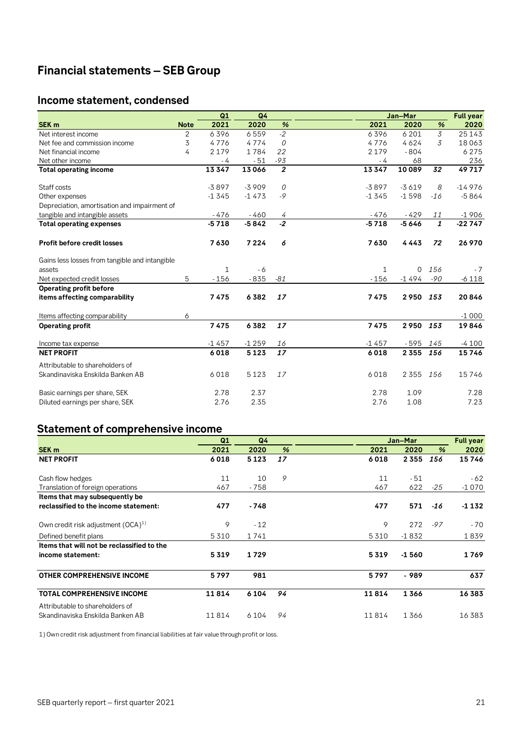# Financial statements – SEB Group

## Income statement, condensed

| SEK m | Note | Q1 2021 | Q4 2020 | % | Jan–Mar 2021 | Jan–Mar 2020 | % | Full year 2020 |
|---|---|---|---|---|---|---|---|---|
| Net interest income | 2 | 6 396 | 6 559 | -2 | 6 396 | 6 201 | 3 | 25 143 |
| Net fee and commission income | 3 | 4 776 | 4 774 | 0 | 4 776 | 4 624 | 3 | 18 063 |
| Net financial income | 4 | 2 179 | 1 784 | 22 | 2 179 | - 804 | | 6 275 |
| Net other income | | - 4 | - 51 | -93 | - 4 | 68 | | 236 |
| **Total operating income** | | **13 347** | **13 066** | **2** | **13 347** | **10 089** | **32** | **49 717** |
| Staff costs | | -3 897 | -3 909 | 0 | -3 897 | -3 619 | 8 | -14 976 |
| Other expenses | | -1 345 | -1 473 | -9 | -1 345 | -1 598 | -16 | -5 864 |
| Depreciation, amortisation and impairment of tangible and intangible assets | | - 476 | - 460 | 4 | - 476 | - 429 | 11 | -1 906 |
| **Total operating expenses** | | **-5 718** | **-5 842** | **-2** | **-5 718** | **-5 646** | **1** | **-22 747** |
| **Profit before credit losses** | | **7 630** | **7 224** | **6** | **7 630** | **4 443** | **72** | **26 970** |
| Gains less losses from tangible and intangible assets | | 1 | - 6 | | 1 | 0 | 156 | - 7 |
| Net expected credit losses | 5 | - 156 | - 835 | -81 | - 156 | -1 494 | -90 | -6 118 |
| **Operating profit before items affecting comparability** | | **7 475** | **6 382** | **17** | **7 475** | **2 950** | **153** | **20 846** |
| Items affecting comparability | 6 | | | | | | | -1 000 |
| **Operating profit** | | **7 475** | **6 382** | **17** | **7 475** | **2 950** | **153** | **19 846** |
| Income tax expense | | -1 457 | -1 259 | 16 | -1 457 | - 595 | 145 | -4 100 |
| **NET PROFIT** | | **6 018** | **5 123** | **17** | **6 018** | **2 355** | **156** | **15 746** |
| Attributable to shareholders of Skandinaviska Enskilda Banken AB | | 6 018 | 5 123 | 17 | 6 018 | 2 355 | 156 | 15 746 |
| Basic earnings per share, SEK | | 2.78 | 2.37 | | 2.78 | 1.09 | | 7.28 |
| Diluted earnings per share, SEK | | 2.76 | 2.35 | | 2.76 | 1.08 | | 7.23 |

## Statement of comprehensive income

| SEK m | Q1 2021 | Q4 2020 | % | Jan–Mar 2021 | Jan–Mar 2020 | % | Full year 2020 |
|---|---|---|---|---|---|---|---|
| **NET PROFIT** | **6 018** | **5 123** | **17** | **6 018** | **2 355** | **156** | **15 746** |
| Cash flow hedges | 11 | 10 | 9 | 11 | - 51 | | - 62 |
| Translation of foreign operations | 467 | - 758 | | 467 | 622 | -25 | -1 070 |
| **Items that may subsequently be reclassified to the income statement:** | **477** | **- 748** | | **477** | **571** | **-16** | **-1 132** |
| Own credit risk adjustment (OCA)[1] | 9 | - 12 | | 9 | 272 | -97 | - 70 |
| Defined benefit plans | 5 310 | 1 741 | | 5 310 | -1 832 | | 1 839 |
| **Items that will not be reclassified to the income statement:** | **5 319** | **1 729** | | **5 319** | **-1 560** | | **1 769** |
| **OTHER COMPREHENSIVE INCOME** | **5 797** | **981** | | **5 797** | **- 989** | | **637** |
| **TOTAL COMPREHENSIVE INCOME** | **11 814** | **6 104** | **94** | **11 814** | **1 366** | | **16 383** |
| Attributable to shareholders of Skandinaviska Enskilda Banken AB | 11 814 | 6 104 | 94 | 11 814 | 1 366 | | 16 383 |

1) Own credit risk adjustment from financial liabilities at fair value through profit or loss.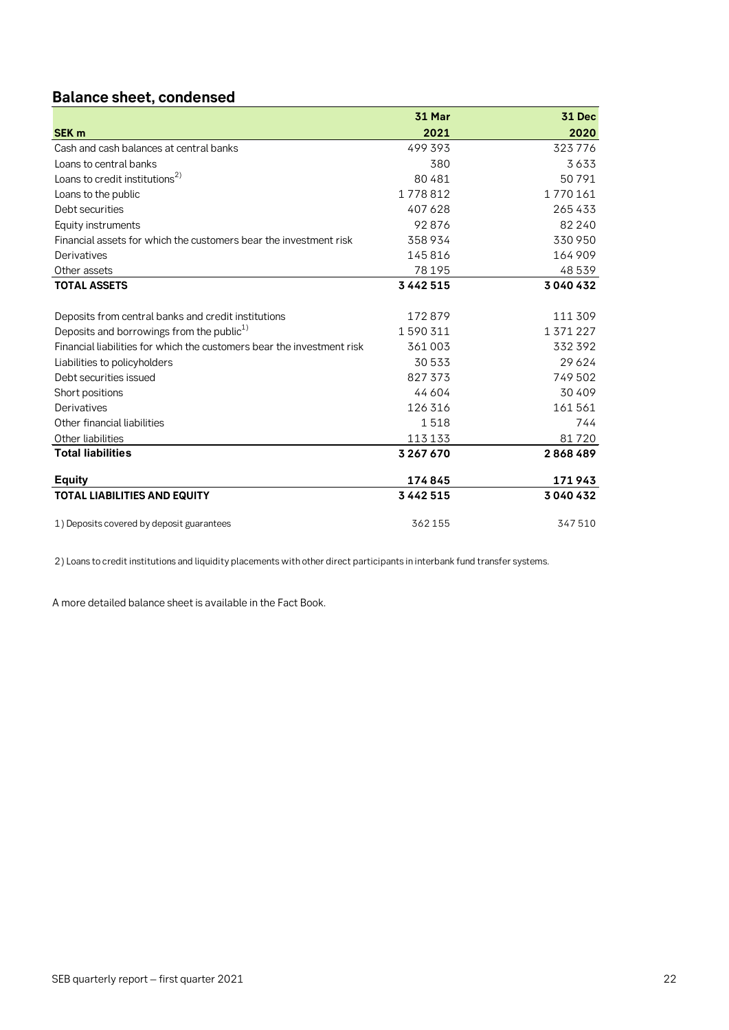## Balance sheet, condensed

| SEK m | 31 Mar 2021 | 31 Dec 2020 |
|---|---|---|
| Cash and cash balances at central banks | 499 393 | 323 776 |
| Loans to central banks | 380 | 3 633 |
| Loans to credit institutions[2)] | 80 481 | 50 791 |
| Loans to the public | 1 778 812 | 1 770 161 |
| Debt securities | 407 628 | 265 433 |
| Equity instruments | 92 876 | 82 240 |
| Financial assets for which the customers bear the investment risk | 358 934 | 330 950 |
| Derivatives | 145 816 | 164 909 |
| Other assets | 78 195 | 48 539 |
| **TOTAL ASSETS** | **3 442 515** | **3 040 432** |
| | | |
| Deposits from central banks and credit institutions | 172 879 | 111 309 |
| Deposits and borrowings from the public[1)] | 1 590 311 | 1 371 227 |
| Financial liabilities for which the customers bear the investment risk | 361 003 | 332 392 |
| Liabilities to policyholders | 30 533 | 29 624 |
| Debt securities issued | 827 373 | 749 502 |
| Short positions | 44 604 | 30 409 |
| Derivatives | 126 316 | 161 561 |
| Other financial liabilities | 1 518 | 744 |
| Other liabilities | 113 133 | 81 720 |
| **Total liabilities** | **3 267 670** | **2 868 489** |
| | | |
| **Equity** | **174 845** | **171 943** |
| **TOTAL LIABILITIES AND EQUITY** | **3 442 515** | **3 040 432** |
| | | |
| 1) Deposits covered by deposit guarantees | 362 155 | 347 510 |

2) Loans to credit institutions and liquidity placements with other direct participants in interbank fund transfer systems.

A more detailed balance sheet is available in the Fact Book.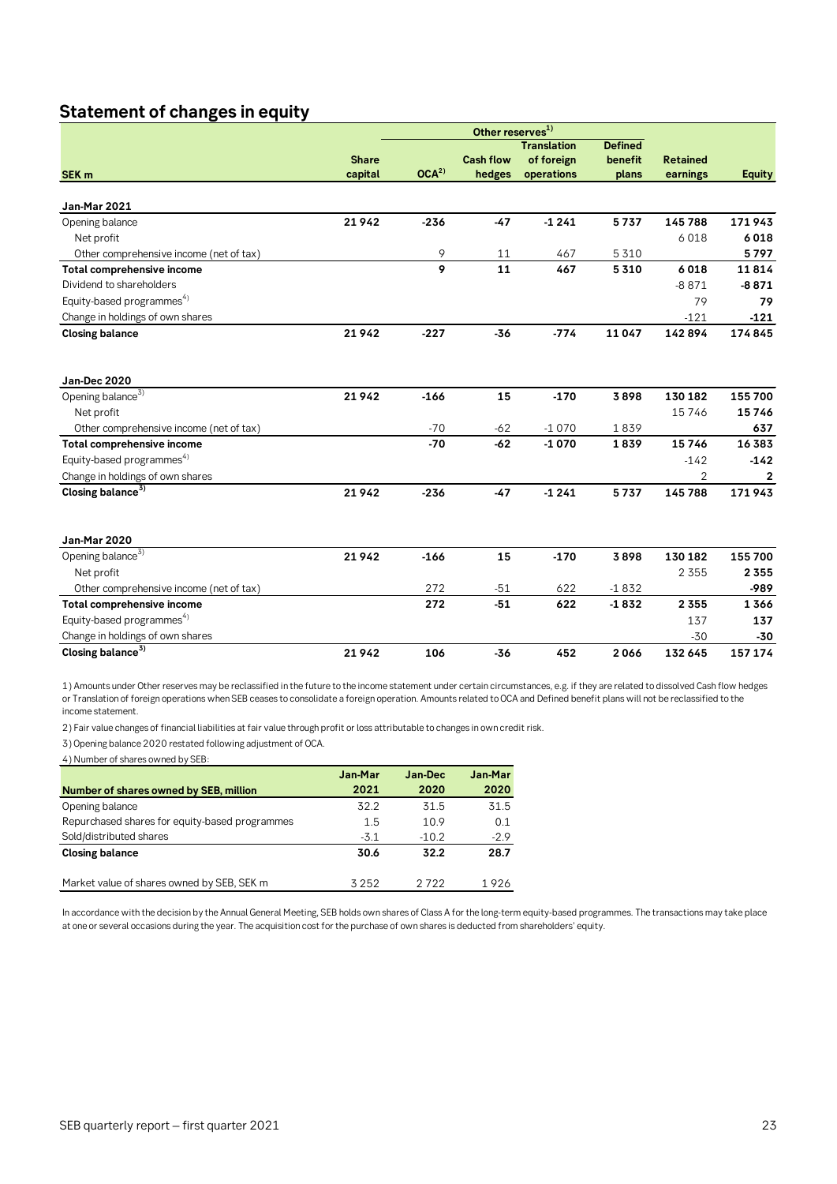## Statement of changes in equity

| SEK m | Share capital | OCA[2] | Cash flow hedges | Translation of foreign operations | Defined benefit plans | Retained earnings | Equity |
|---|---|---|---|---|---|---|---|
| | | Other reserves[1] | | | | | |
| **Jan-Mar 2021** | | | | | | | |
| Opening balance | **21 942** | **-236** | **-47** | **-1 241** | **5 737** | **145 788** | **171 943** |
| Net profit | | | | | | 6 018 | **6 018** |
| Other comprehensive income (net of tax) | | 9 | 11 | 467 | 5 310 | | **5 797** |
| **Total comprehensive income** | | **9** | **11** | **467** | **5 310** | **6 018** | **11 814** |
| Dividend to shareholders | | | | | | -8 871 | **-8 871** |
| Equity-based programmes[4] | | | | | | 79 | **79** |
| Change in holdings of own shares | | | | | | -121 | **-121** |
| **Closing balance** | **21 942** | **-227** | **-36** | **-774** | **11 047** | **142 894** | **174 845** |
| | | | | | | | |
| **Jan-Dec 2020** | | | | | | | |
| Opening balance[3] | **21 942** | **-166** | **15** | **-170** | **3 898** | **130 182** | **155 700** |
| Net profit | | | | | | 15 746 | **15 746** |
| Other comprehensive income (net of tax) | | -70 | -62 | -1 070 | 1 839 | | **637** |
| **Total comprehensive income** | | **-70** | **-62** | **-1 070** | **1 839** | **15 746** | **16 383** |
| Equity-based programmes[4] | | | | | | -142 | **-142** |
| Change in holdings of own shares | | | | | | 2 | **2** |
| **Closing balance[3]** | **21 942** | **-236** | **-47** | **-1 241** | **5 737** | **145 788** | **171 943** |
| | | | | | | | |
| **Jan-Mar 2020** | | | | | | | |
| Opening balance[3] | **21 942** | **-166** | **15** | **-170** | **3 898** | **130 182** | **155 700** |
| Net profit | | | | | | 2 355 | **2 355** |
| Other comprehensive income (net of tax) | | 272 | -51 | 622 | -1 832 | | **-989** |
| **Total comprehensive income** | | **272** | **-51** | **622** | **-1 832** | **2 355** | **1 366** |
| Equity-based programmes[4] | | | | | | 137 | **137** |
| Change in holdings of own shares | | | | | | -30 | **-30** |
| **Closing balance[3]** | **21 942** | **106** | **-36** | **452** | **2 066** | **132 645** | **157 174** |

1) Amounts under Other reserves may be reclassified in the future to the income statement under certain circumstances, e.g. if they are related to dissolved Cash flow hedges or Translation of foreign operations when SEB ceases to consolidate a foreign operation. Amounts related to OCA and Defined benefit plans will not be reclassified to the income statement.

2) Fair value changes of financial liabilities at fair value through profit or loss attributable to changes in own credit risk.

3) Opening balance 2020 restated following adjustment of OCA.

4) Number of shares owned by SEB:

| Number of shares owned by SEB, million | Jan-Mar 2021 | Jan-Dec 2020 | Jan-Mar 2020 |
|---|---|---|---|
| Opening balance | 32.2 | 31.5 | 31.5 |
| Repurchased shares for equity-based programmes | 1.5 | 10.9 | 0.1 |
| Sold/distributed shares | -3.1 | -10.2 | -2.9 |
| **Closing balance** | **30.6** | **32.2** | **28.7** |
| | | | |
| Market value of shares owned by SEB, SEK m | 3 252 | 2 722 | 1 926 |

In accordance with the decision by the Annual General Meeting, SEB holds own shares of Class A for the long-term equity-based programmes. The transactions may take place at one or several occasions during the year. The acquisition cost for the purchase of own shares is deducted from shareholders' equity.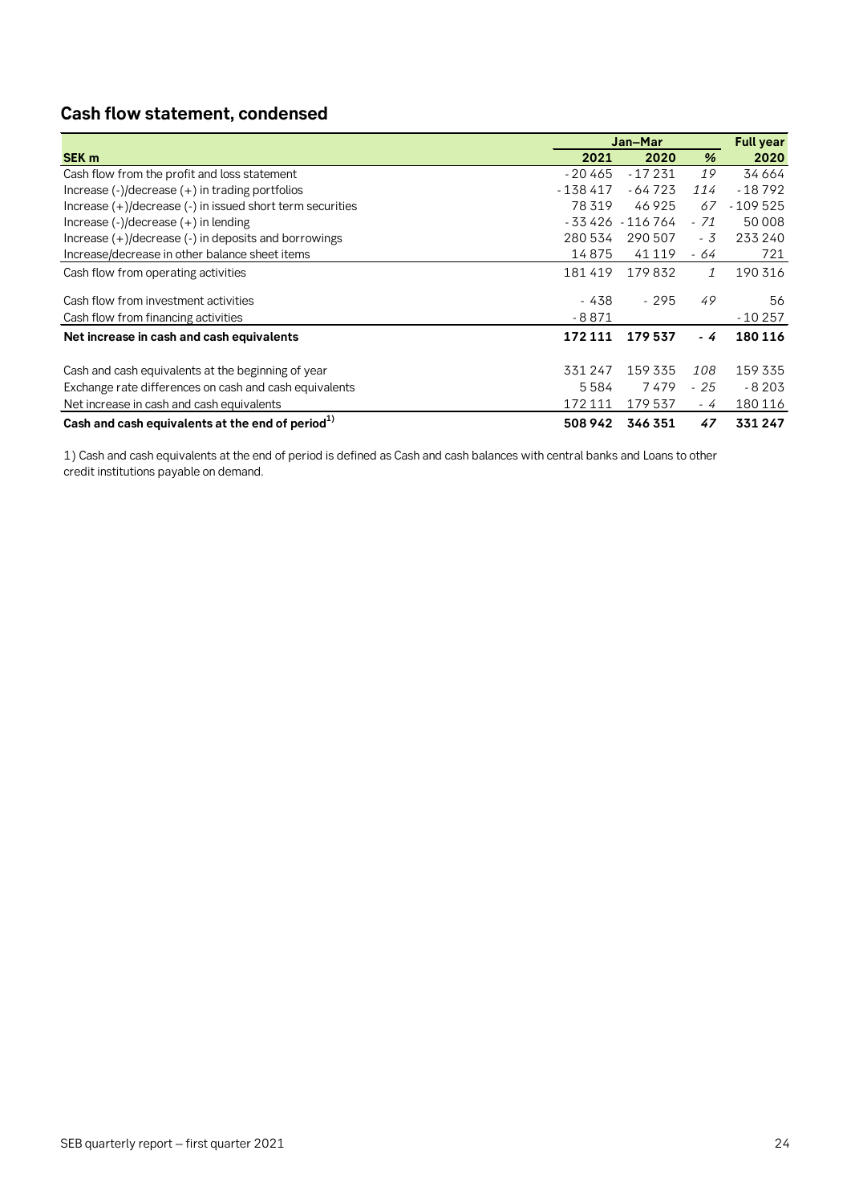## Cash flow statement, condensed

| | Jan–Mar | | | Full year |
|---|---|---|---|---|
| **SEK m** | **2021** | **2020** | **%** | **2020** |
| Cash flow from the profit and loss statement | -20 465 | -17 231 | 19 | 34 664 |
| Increase (-)/decrease (+) in trading portfolios | -138 417 | -64 723 | 114 | -18 792 |
| Increase (+)/decrease (-) in issued short term securities | 78 319 | 46 925 | 67 | -109 525 |
| Increase (-)/decrease (+) in lending | -33 426 | -116 764 | -71 | 50 008 |
| Increase (+)/decrease (-) in deposits and borrowings | 280 534 | 290 507 | -3 | 233 240 |
| Increase/decrease in other balance sheet items | 14 875 | 41 119 | -64 | 721 |
| Cash flow from operating activities | 181 419 | 179 832 | 1 | 190 316 |
| Cash flow from investment activities | -438 | -295 | 49 | 56 |
| Cash flow from financing activities | -8 871 | | | -10 257 |
| **Net increase in cash and cash equivalents** | **172 111** | **179 537** | **-4** | **180 116** |
| Cash and cash equivalents at the beginning of year | 331 247 | 159 335 | 108 | 159 335 |
| Exchange rate differences on cash and cash equivalents | 5 584 | 7 479 | -25 | -8 203 |
| Net increase in cash and cash equivalents | 172 111 | 179 537 | -4 | 180 116 |
| **Cash and cash equivalents at the end of period[1)]** | **508 942** | **346 351** | **47** | **331 247** |

1) Cash and cash equivalents at the end of period is defined as Cash and cash balances with central banks and Loans to other credit institutions payable on demand.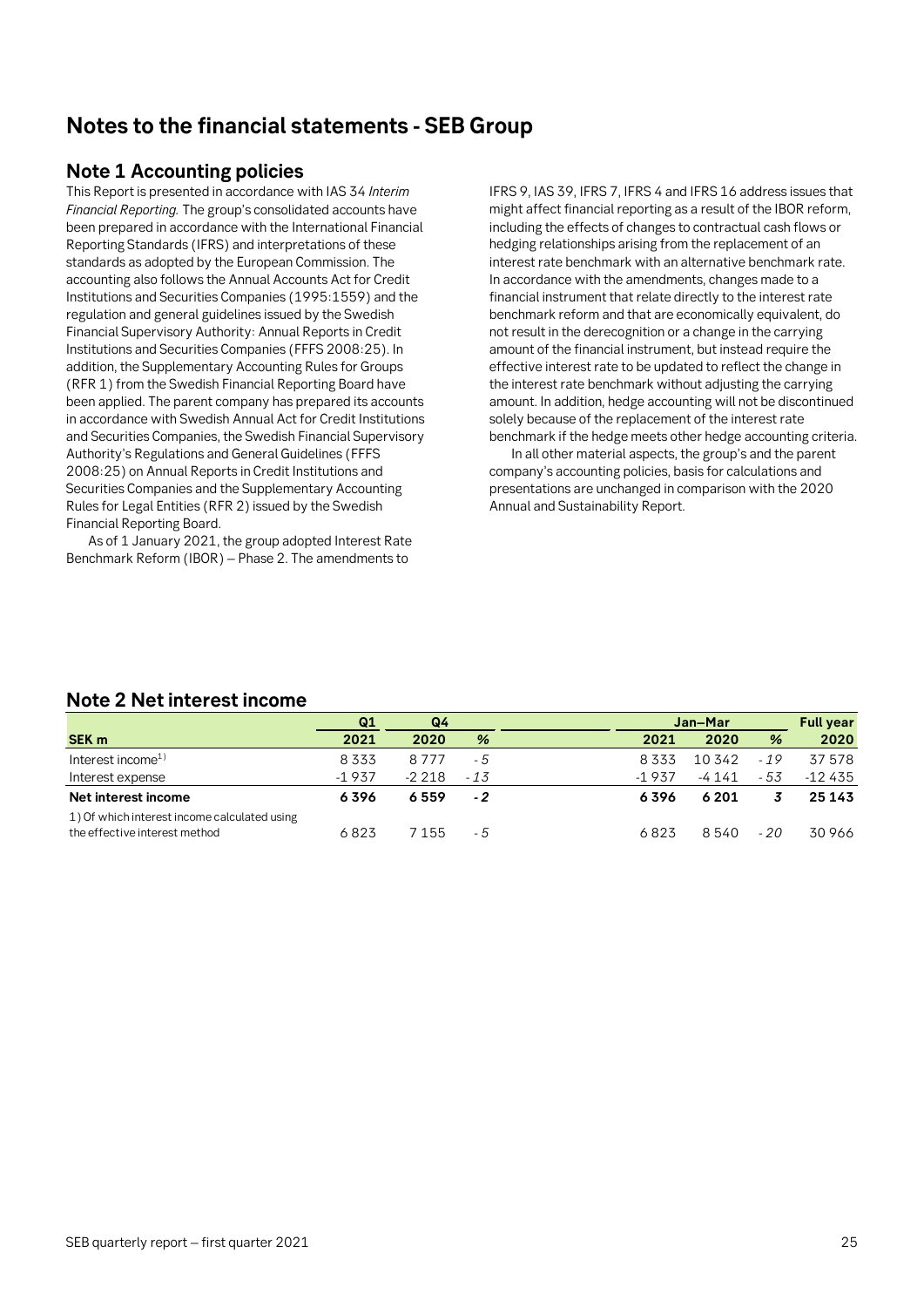# Notes to the financial statements - SEB Group

## Note 1 Accounting policies

This Report is presented in accordance with IAS 34 *Interim Financial Reporting.* The group's consolidated accounts have been prepared in accordance with the International Financial Reporting Standards (IFRS) and interpretations of these standards as adopted by the European Commission. The accounting also follows the Annual Accounts Act for Credit Institutions and Securities Companies (1995:1559) and the regulation and general guidelines issued by the Swedish Financial Supervisory Authority: Annual Reports in Credit Institutions and Securities Companies (FFFS 2008:25). In addition, the Supplementary Accounting Rules for Groups (RFR 1) from the Swedish Financial Reporting Board have been applied. The parent company has prepared its accounts in accordance with Swedish Annual Act for Credit Institutions and Securities Companies, the Swedish Financial Supervisory Authority's Regulations and General Guidelines (FFFS 2008:25) on Annual Reports in Credit Institutions and Securities Companies and the Supplementary Accounting Rules for Legal Entities (RFR 2) issued by the Swedish Financial Reporting Board.

As of 1 January 2021, the group adopted Interest Rate Benchmark Reform (IBOR) – Phase 2. The amendments to IFRS 9, IAS 39, IFRS 7, IFRS 4 and IFRS 16 address issues that might affect financial reporting as a result of the IBOR reform, including the effects of changes to contractual cash flows or hedging relationships arising from the replacement of an interest rate benchmark with an alternative benchmark rate. In accordance with the amendments, changes made to a financial instrument that relate directly to the interest rate benchmark reform and that are economically equivalent, do not result in the derecognition or a change in the carrying amount of the financial instrument, but instead require the effective interest rate to be updated to reflect the change in the interest rate benchmark without adjusting the carrying amount. In addition, hedge accounting will not be discontinued solely because of the replacement of the interest rate benchmark if the hedge meets other hedge accounting criteria.

In all other material aspects, the group's and the parent company's accounting policies, basis for calculations and presentations are unchanged in comparison with the 2020 Annual and Sustainability Report.

## Note 2 Net interest income

| | Q1 | Q4 | | Jan–Mar | | | Full year |
|---|---|---|---|---|---|---|---|
| **SEK m** | **2021** | **2020** | **%** | **2021** | **2020** | **%** | **2020** |
| Interest income[1] | 8 333 | 8 777 | -5 | 8 333 | 10 342 | -19 | 37 578 |
| Interest expense | -1 937 | -2 218 | -13 | -1 937 | -4 141 | -53 | -12 435 |
| **Net interest income** | **6 396** | **6 559** | **-2** | **6 396** | **6 201** | **3** | **25 143** |
| 1) Of which interest income calculated using the effective interest method | 6 823 | 7 155 | -5 | 6 823 | 8 540 | -20 | 30 966 |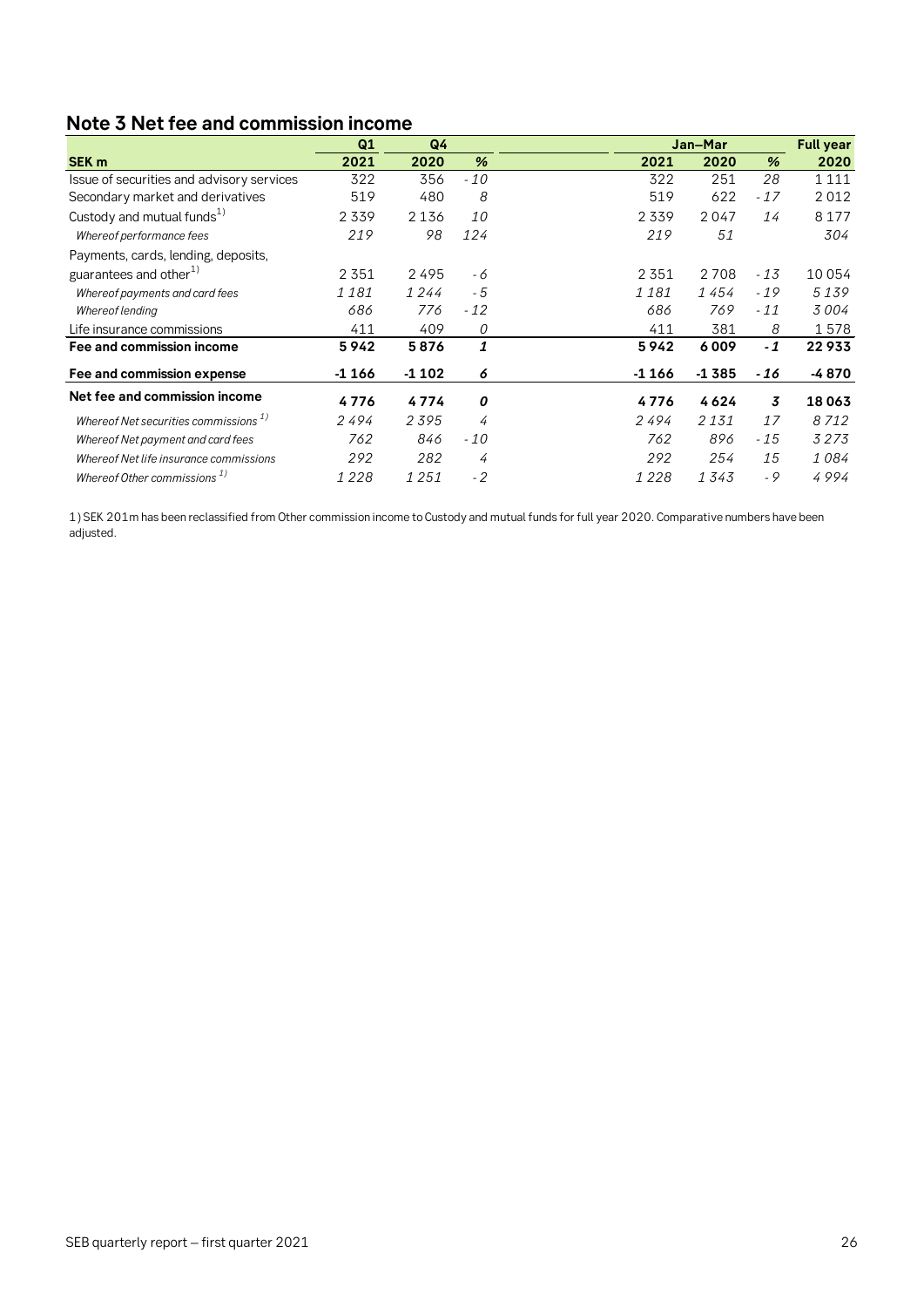## Note 3 Net fee and commission income

| | Q1 | Q4 | | | Jan–Mar | | | Full year |
|---|---|---|---|---|---|---|---|---|
| **SEK m** | **2021** | **2020** | **%** | | **2021** | **2020** | **%** | **2020** |
| Issue of securities and advisory services | 322 | 356 | -10 | | 322 | 251 | 28 | 1 111 |
| Secondary market and derivatives | 519 | 480 | 8 | | 519 | 622 | -17 | 2 012 |
| Custody and mutual funds[1] | 2 339 | 2 136 | 10 | | 2 339 | 2 047 | 14 | 8 177 |
| *Whereof performance fees* | *219* | *98* | *124* | | *219* | *51* | | *304* |
| Payments, cards, lending, deposits, guarantees and other[1] | 2 351 | 2 495 | -6 | | 2 351 | 2 708 | -13 | 10 054 |
| *Whereof payments and card fees* | *1 181* | *1 244* | *-5* | | *1 181* | *1 454* | *-19* | *5 139* |
| *Whereof lending* | *686* | *776* | *-12* | | *686* | *769* | *-11* | *3 004* |
| Life insurance commissions | 411 | 409 | 0 | | 411 | 381 | 8 | 1 578 |
| **Fee and commission income** | **5 942** | **5 876** | ***1*** | | **5 942** | **6 009** | ***-1*** | **22 933** |
| **Fee and commission expense** | **-1 166** | **-1 102** | ***6*** | | **-1 166** | **-1 385** | ***-16*** | **-4 870** |
| **Net fee and commission income** | **4 776** | **4 774** | ***0*** | | **4 776** | **4 624** | ***3*** | **18 063** |
| *Whereof Net securities commissions[1]* | *2 494* | *2 395* | *4* | | *2 494* | *2 131* | *17* | *8 712* |
| *Whereof Net payment and card fees* | *762* | *846* | *-10* | | *762* | *896* | *-15* | *3 273* |
| *Whereof Net life insurance commissions* | *292* | *282* | *4* | | *292* | *254* | *15* | *1 084* |
| *Whereof Other commissions[1]* | *1 228* | *1 251* | *-2* | | *1 228* | *1 343* | *-9* | *4 994* |

1) SEK 201m has been reclassified from Other commission income to Custody and mutual funds for full year 2020. Comparative numbers have been adjusted.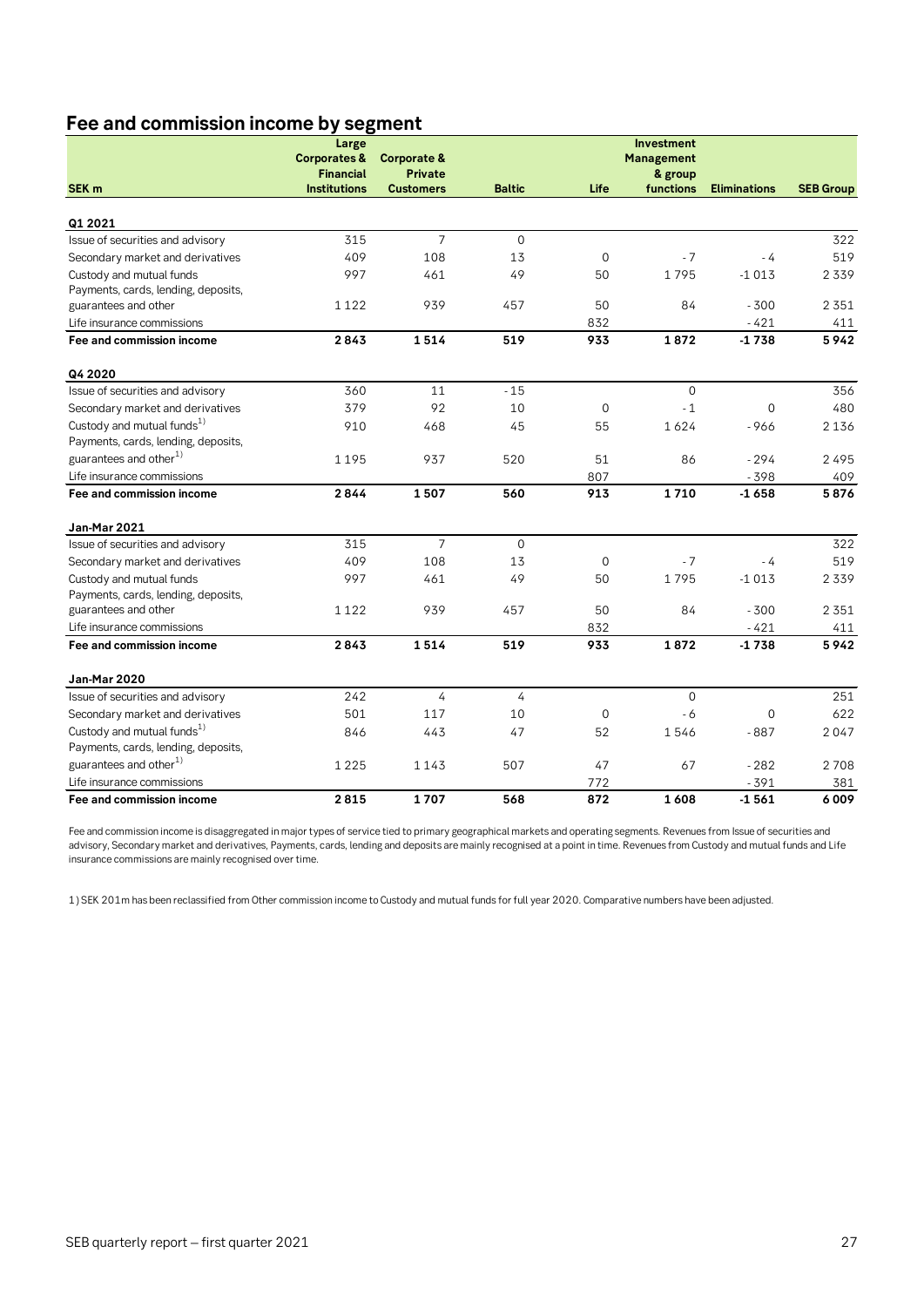## Fee and commission income by segment

| SEK m | Large Corporates & Financial Institutions | Corporate & Private Customers | Baltic | Life | Investment Management & group functions | Eliminations | SEB Group |
|---|---|---|---|---|---|---|---|
| **Q1 2021** | | | | | | | |
| Issue of securities and advisory | 315 | 7 | 0 | | | | 322 |
| Secondary market and derivatives | 409 | 108 | 13 | 0 | - 7 | - 4 | 519 |
| Custody and mutual funds | 997 | 461 | 49 | 50 | 1 795 | -1 013 | 2 339 |
| Payments, cards, lending, deposits, guarantees and other | 1 122 | 939 | 457 | 50 | 84 | - 300 | 2 351 |
| Life insurance commissions | | | | 832 | | - 421 | 411 |
| **Fee and commission income** | **2 843** | **1 514** | **519** | **933** | **1 872** | **-1 738** | **5 942** |
| **Q4 2020** | | | | | | | |
| Issue of securities and advisory | 360 | 11 | - 15 | | 0 | | 356 |
| Secondary market and derivatives | 379 | 92 | 10 | 0 | - 1 | 0 | 480 |
| Custody and mutual funds[1] | 910 | 468 | 45 | 55 | 1 624 | - 966 | 2 136 |
| Payments, cards, lending, deposits, guarantees and other[1] | 1 195 | 937 | 520 | 51 | 86 | - 294 | 2 495 |
| Life insurance commissions | | | | 807 | | - 398 | 409 |
| **Fee and commission income** | **2 844** | **1 507** | **560** | **913** | **1 710** | **-1 658** | **5 876** |
| **Jan-Mar 2021** | | | | | | | |
| Issue of securities and advisory | 315 | 7 | 0 | | | | 322 |
| Secondary market and derivatives | 409 | 108 | 13 | 0 | - 7 | - 4 | 519 |
| Custody and mutual funds | 997 | 461 | 49 | 50 | 1 795 | -1 013 | 2 339 |
| Payments, cards, lending, deposits, guarantees and other | 1 122 | 939 | 457 | 50 | 84 | - 300 | 2 351 |
| Life insurance commissions | | | | 832 | | - 421 | 411 |
| **Fee and commission income** | **2 843** | **1 514** | **519** | **933** | **1 872** | **-1 738** | **5 942** |
| **Jan-Mar 2020** | | | | | | | |
| Issue of securities and advisory | 242 | 4 | 4 | | 0 | | 251 |
| Secondary market and derivatives | 501 | 117 | 10 | 0 | - 6 | 0 | 622 |
| Custody and mutual funds[1] | 846 | 443 | 47 | 52 | 1 546 | - 887 | 2 047 |
| Payments, cards, lending, deposits, guarantees and other[1] | 1 225 | 1 143 | 507 | 47 | 67 | - 282 | 2 708 |
| Life insurance commissions | | | | 772 | | - 391 | 381 |
| **Fee and commission income** | **2 815** | **1 707** | **568** | **872** | **1 608** | **-1 561** | **6 009** |

Fee and commission income is disaggregated in major types of service tied to primary geographical markets and operating segments. Revenues from Issue of securities and advisory, Secondary market and derivatives, Payments, cards, lending and deposits are mainly recognised at a point in time. Revenues from Custody and mutual funds and Life insurance commissions are mainly recognised over time.

1) SEK 201m has been reclassified from Other commission income to Custody and mutual funds for full year 2020. Comparative numbers have been adjusted.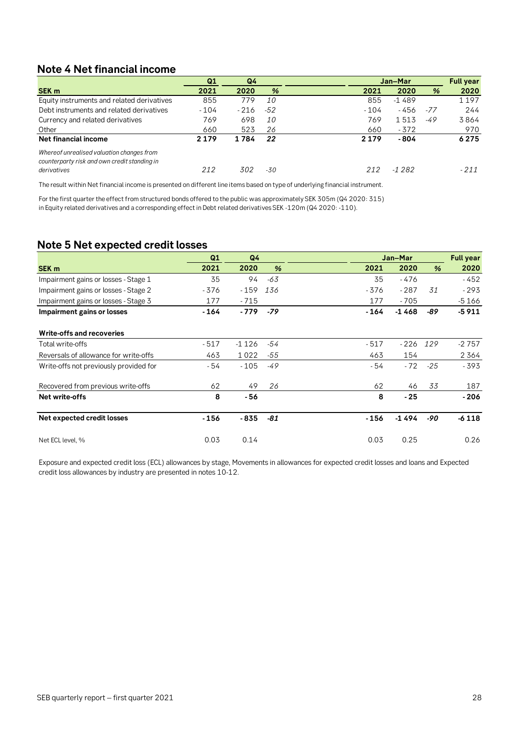## Note 4 Net financial income

| | Q1 | Q4 | | | Jan–Mar | | | Full year |
|---|---|---|---|---|---|---|---|---|
| SEK m | 2021 | 2020 | % | | 2021 | 2020 | % | 2020 |
| Equity instruments and related derivatives | 855 | 779 | *10* | | 855 | -1 489 | | 1 197 |
| Debt instruments and related derivatives | - 104 | - 216 | *-52* | | - 104 | - 456 | *-77* | 244 |
| Currency and related derivatives | 769 | 698 | *10* | | 769 | 1 513 | *-49* | 3 864 |
| Other | 660 | 523 | *26* | | 660 | - 372 | | 970 |
| **Net financial income** | **2 179** | **1 784** | ***22*** | | **2 179** | **- 804** | | **6 275** |
| *Whereof unrealised valuation changes from counterparty risk and own credit standing in derivatives* | *212* | *302* | *-30* | | *212* | *-1 282* | | *- 211* |

The result within Net financial income is presented on different line items based on type of underlying financial instrument.

For the first quarter the effect from structured bonds offered to the public was approximately SEK 305m (Q4 2020: 315) in Equity related derivatives and a corresponding effect in Debt related derivatives SEK -120m (Q4 2020: -110).

## Note 5 Net expected credit losses

| | Q1 | Q4 | | | Jan–Mar | | | Full year |
|---|---|---|---|---|---|---|---|---|
| SEK m | 2021 | 2020 | % | | 2021 | 2020 | % | 2020 |
| Impairment gains or losses - Stage 1 | 35 | 94 | *-63* | | 35 | - 476 | | - 452 |
| Impairment gains or losses - Stage 2 | - 376 | - 159 | *136* | | - 376 | - 287 | *31* | - 293 |
| Impairment gains or losses - Stage 3 | 177 | - 715 | | | 177 | - 705 | | -5 166 |
| **Impairment gains or losses** | **- 164** | **- 779** | ***-79*** | | **- 164** | **-1 468** | ***-89*** | **-5 911** |
| | | | | | | | | |
| **Write-offs and recoveries** | | | | | | | | |
| Total write-offs | - 517 | -1 126 | *-54* | | - 517 | - 226 | *129* | -2 757 |
| Reversals of allowance for write-offs | 463 | 1 022 | *-55* | | 463 | 154 | | 2 364 |
| Write-offs not previously provided for | - 54 | - 105 | *-49* | | - 54 | - 72 | *-25* | - 393 |
| | | | | | | | | |
| Recovered from previous write-offs | 62 | 49 | *26* | | 62 | 46 | *33* | 187 |
| **Net write-offs** | **8** | **- 56** | | | **8** | **- 25** | | **- 206** |
| | | | | | | | | |
| **Net expected credit losses** | **- 156** | **- 835** | ***-81*** | | **- 156** | **-1 494** | ***-90*** | **-6 118** |
| | | | | | | | | |
| Net ECL level, % | 0.03 | 0.14 | | | 0.03 | 0.25 | | 0.26 |

Exposure and expected credit loss (ECL) allowances by stage, Movements in allowances for expected credit losses and loans and Expected credit loss allowances by industry are presented in notes 10-12.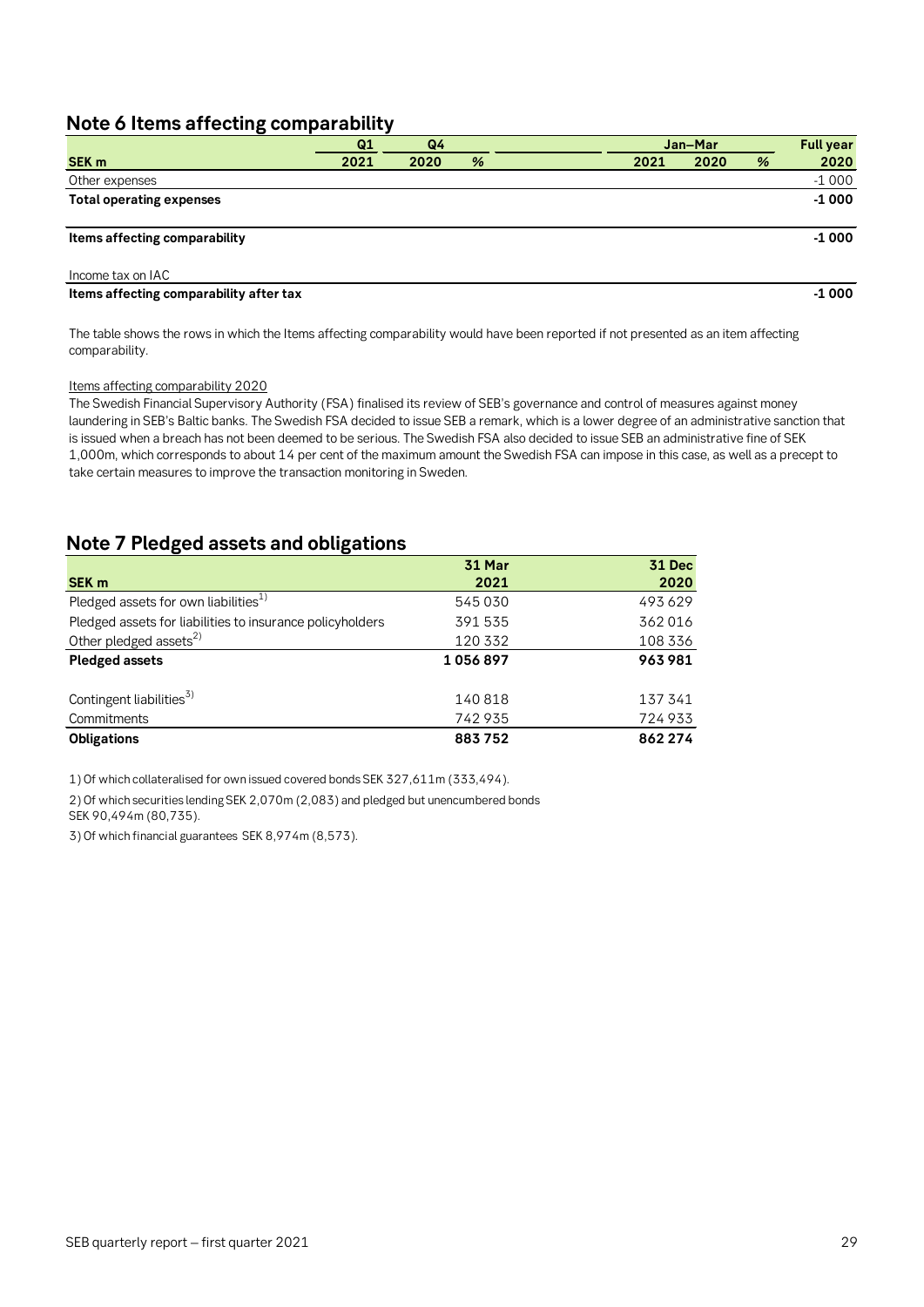## Note 6 Items affecting comparability

| SEK m | Q1 2021 | Q4 2020 | % | Jan–Mar 2021 | Jan–Mar 2020 | % | Full year 2020 |
|---|---|---|---|---|---|---|---|
| Other expenses | | | | | | | -1 000 |
| **Total operating expenses** | | | | | | | **-1 000** |
| | | | | | | | |
| **Items affecting comparability** | | | | | | | **-1 000** |
| | | | | | | | |
| Income tax on IAC | | | | | | | |
| **Items affecting comparability after tax** | | | | | | | **-1 000** |

The table shows the rows in which the Items affecting comparability would have been reported if not presented as an item affecting comparability.

Items affecting comparability 2020

The Swedish Financial Supervisory Authority (FSA) finalised its review of SEB's governance and control of measures against money laundering in SEB's Baltic banks. The Swedish FSA decided to issue SEB a remark, which is a lower degree of an administrative sanction that is issued when a breach has not been deemed to be serious. The Swedish FSA also decided to issue SEB an administrative fine of SEK 1,000m, which corresponds to about 14 per cent of the maximum amount the Swedish FSA can impose in this case, as well as a precept to take certain measures to improve the transaction monitoring in Sweden.

## Note 7 Pledged assets and obligations

| SEK m | 31 Mar 2021 | 31 Dec 2020 |
|---|---|---|
| Pledged assets for own liabilities[1] | 545 030 | 493 629 |
| Pledged assets for liabilities to insurance policyholders | 391 535 | 362 016 |
| Other pledged assets[2] | 120 332 | 108 336 |
| **Pledged assets** | **1 056 897** | **963 981** |
| | | |
| Contingent liabilities[3] | 140 818 | 137 341 |
| Commitments | 742 935 | 724 933 |
| **Obligations** | **883 752** | **862 274** |

1) Of which collateralised for own issued covered bonds SEK 327,611m (333,494).

2) Of which securities lending SEK 2,070m (2,083) and pledged but unencumbered bonds SEK 90,494m (80,735).

3) Of which financial guarantees SEK 8,974m (8,573).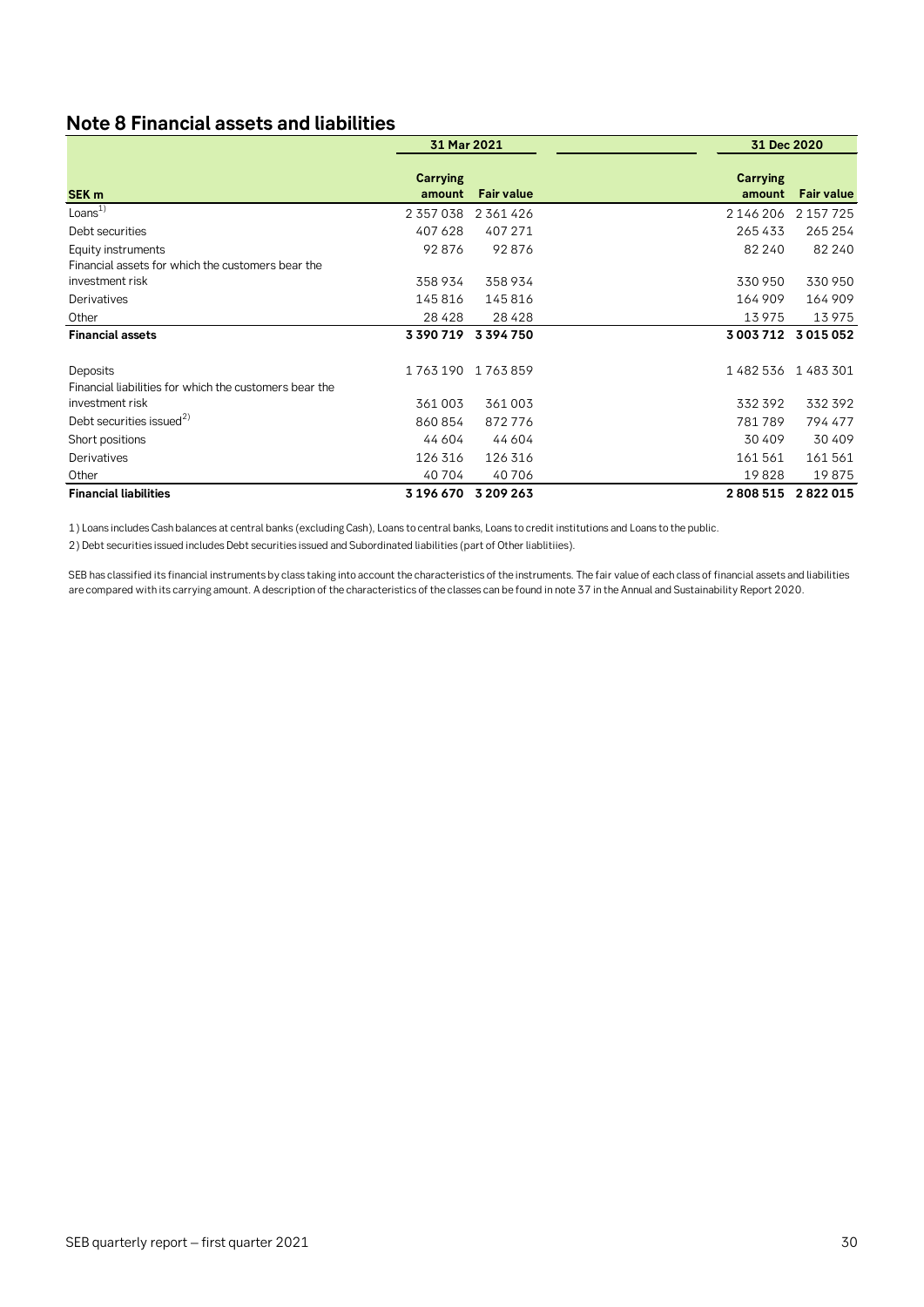## Note 8 Financial assets and liabilities

| SEK m | 31 Mar 2021 | | 31 Dec 2020 | |
|---|---|---|---|---|
| | Carrying amount | Fair value | Carrying amount | Fair value |
| Loans[1] | 2 357 038 | 2 361 426 | 2 146 206 | 2 157 725 |
| Debt securities | 407 628 | 407 271 | 265 433 | 265 254 |
| Equity instruments | 92 876 | 92 876 | 82 240 | 82 240 |
| Financial assets for which the customers bear the investment risk | 358 934 | 358 934 | 330 950 | 330 950 |
| Derivatives | 145 816 | 145 816 | 164 909 | 164 909 |
| Other | 28 428 | 28 428 | 13 975 | 13 975 |
| **Financial assets** | **3 390 719** | **3 394 750** | **3 003 712** | **3 015 052** |
| | | | | |
| Deposits | 1 763 190 | 1 763 859 | 1 482 536 | 1 483 301 |
| Financial liabilities for which the customers bear the investment risk | 361 003 | 361 003 | 332 392 | 332 392 |
| Debt securities issued[2] | 860 854 | 872 776 | 781 789 | 794 477 |
| Short positions | 44 604 | 44 604 | 30 409 | 30 409 |
| Derivatives | 126 316 | 126 316 | 161 561 | 161 561 |
| Other | 40 704 | 40 706 | 19 828 | 19 875 |
| **Financial liabilities** | **3 196 670** | **3 209 263** | **2 808 515** | **2 822 015** |

1) Loans includes Cash balances at central banks (excluding Cash), Loans to central banks, Loans to credit institutions and Loans to the public.

2) Debt securities issued includes Debt securities issued and Subordinated liabilities (part of Other liablitiies).

SEB has classified its financial instruments by class taking into account the characteristics of the instruments. The fair value of each class of financial assets and liabilities are compared with its carrying amount. A description of the characteristics of the classes can be found in note 37 in the Annual and Sustainability Report 2020.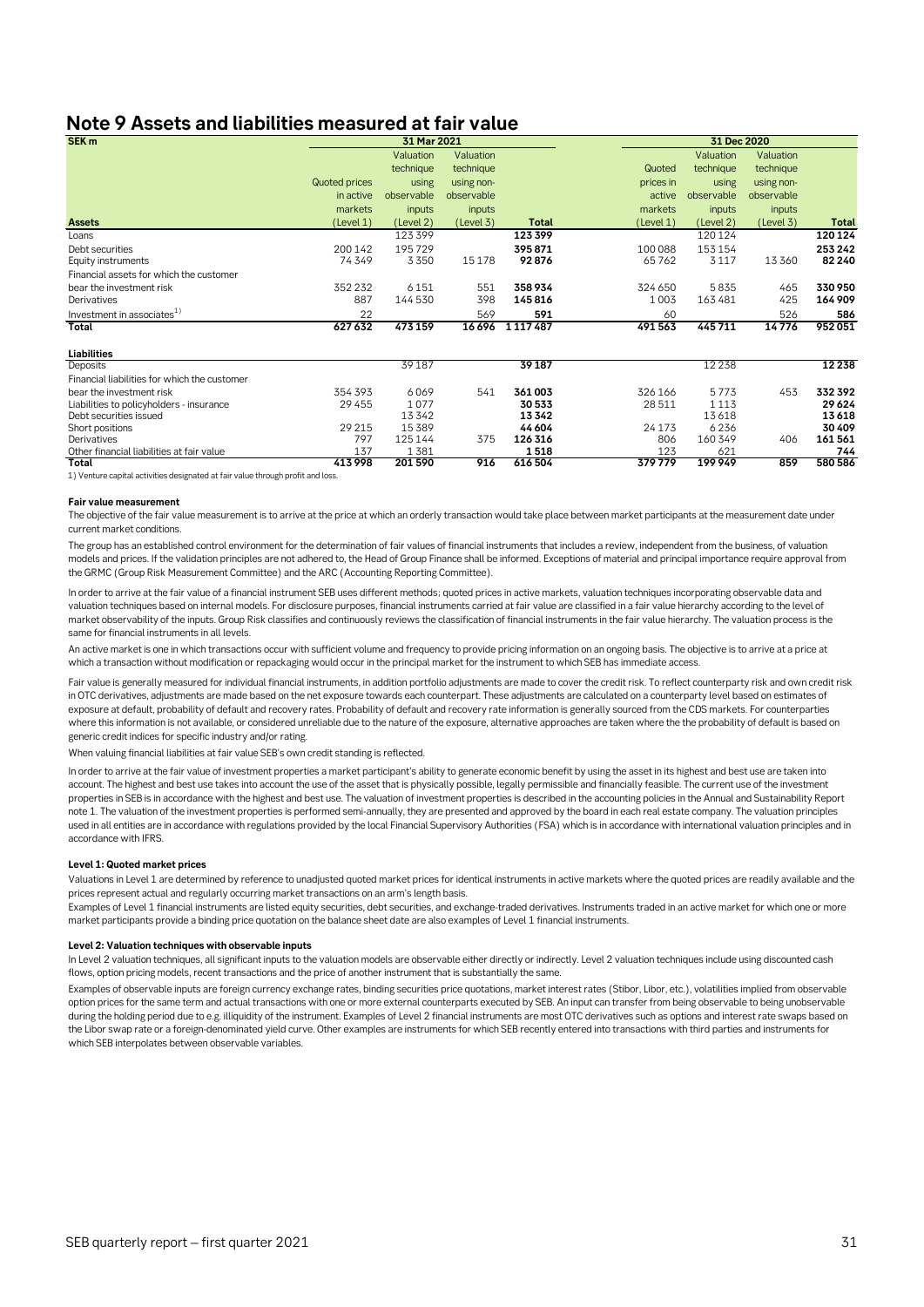# Note 9 Assets and liabilities measured at fair value

| SEK m | 31 Mar 2021 | | | | 31 Dec 2020 | | | |
|---|---|---|---|---|---|---|---|---|
| | Quoted prices in active markets (Level 1) | Valuation technique using observable inputs (Level 2) | Valuation technique using non-observable inputs (Level 3) | Total | Quoted prices in active markets (Level 1) | Valuation technique using observable inputs (Level 2) | Valuation technique using non-observable inputs (Level 3) | Total |
| **Assets** | | | | | | | | |
| Loans | | 123 399 | | **123 399** | | 120 124 | | **120 124** |
| Debt securities | 200 142 | 195 729 | | **395 871** | 100 088 | 153 154 | | **253 242** |
| Equity instruments | 74 349 | 3 350 | 15 178 | **92 876** | 65 762 | 3 117 | 13 360 | **82 240** |
| Financial assets for which the customer bear the investment risk | 352 232 | 6 151 | 551 | **358 934** | 324 650 | 5 835 | 465 | **330 950** |
| Derivatives | 887 | 144 530 | 398 | **145 816** | 1 003 | 163 481 | 425 | **164 909** |
| Investment in associates[1] | 22 | | 569 | **591** | 60 | | 526 | **586** |
| **Total** | **627 632** | **473 159** | **16 696** | **1 117 487** | **491 563** | **445 711** | **14 776** | **952 051** |
| **Liabilities** | | | | | | | | |
| Deposits | | 39 187 | | **39 187** | | 12 238 | | **12 238** |
| Financial liabilities for which the customer bear the investment risk | 354 393 | 6 069 | 541 | **361 003** | 326 166 | 5 773 | 453 | **332 392** |
| Liabilities to policyholders - insurance | 29 455 | 1 077 | | **30 533** | 28 511 | 1 113 | | **29 624** |
| Debt securities issued | | 13 342 | | **13 342** | | 13 618 | | **13 618** |
| Short positions | 29 215 | 15 389 | | **44 604** | 24 173 | 6 236 | | **30 409** |
| Derivatives | 797 | 125 144 | 375 | **126 316** | 806 | 160 349 | 406 | **161 561** |
| Other financial liabilities at fair value | 137 | 1 381 | | **1 518** | 123 | 621 | | **744** |
| **Total** | **413 998** | **201 590** | **916** | **616 504** | **379 779** | **199 949** | **859** | **580 586** |

1) Venture capital activities designated at fair value through profit and loss.

**Fair value measurement**

The objective of the fair value measurement is to arrive at the price at which an orderly transaction would take place between market participants at the measurement date under current market conditions.

The group has an established control environment for the determination of fair values of financial instruments that includes a review, independent from the business, of valuation models and prices. If the validation principles are not adhered to, the Head of Group Finance shall be informed. Exceptions of material and principal importance require approval from the GRMC (Group Risk Measurement Committee) and the ARC (Accounting Reporting Committee).

In order to arrive at the fair value of a financial instrument SEB uses different methods; quoted prices in active markets, valuation techniques incorporating observable data and valuation techniques based on internal models. For disclosure purposes, financial instruments carried at fair value are classified in a fair value hierarchy according to the level of market observability of the inputs. Group Risk classifies and continuously reviews the classification of financial instruments in the fair value hierarchy. The valuation process is the same for financial instruments in all levels.

An active market is one in which transactions occur with sufficient volume and frequency to provide pricing information on an ongoing basis. The objective is to arrive at a price at which a transaction without modification or repackaging would occur in the principal market for the instrument to which SEB has immediate access.

Fair value is generally measured for individual financial instruments, in addition portfolio adjustments are made to cover the credit risk. To reflect counterparty risk and own credit risk in OTC derivatives, adjustments are made based on the net exposure towards each counterpart. These adjustments are calculated on a counterparty level based on estimates of exposure at default, probability of default and recovery rates. Probability of default and recovery rate information is generally sourced from the CDS markets. For counterparties where this information is not available, or considered unreliable due to the nature of the exposure, alternative approaches are taken where the the probability of default is based on generic credit indices for specific industry and/or rating.

When valuing financial liabilities at fair value SEB's own credit standing is reflected.

In order to arrive at the fair value of investment properties a market participant's ability to generate economic benefit by using the asset in its highest and best use are taken into account. The highest and best use takes into account the use of the asset that is physically possible, legally permissible and financially feasible. The current use of the investment properties in SEB is in accordance with the highest and best use. The valuation of investment properties is described in the accounting policies in the Annual and Sustainability Report note 1. The valuation of the investment properties is performed semi-annually, they are presented and approved by the board in each real estate company. The valuation principles used in all entities are in accordance with regulations provided by the local Financial Supervisory Authorities (FSA) which is in accordance with international valuation principles and in accordance with IFRS.

**Level 1: Quoted market prices**

Valuations in Level 1 are determined by reference to unadjusted quoted market prices for identical instruments in active markets where the quoted prices are readily available and the prices represent actual and regularly occurring market transactions on an arm's length basis.

Examples of Level 1 financial instruments are listed equity securities, debt securities, and exchange-traded derivatives. Instruments traded in an active market for which one or more market participants provide a binding price quotation on the balance sheet date are also examples of Level 1 financial instruments.

**Level 2: Valuation techniques with observable inputs**

In Level 2 valuation techniques, all significant inputs to the valuation models are observable either directly or indirectly. Level 2 valuation techniques include using discounted cash flows, option pricing models, recent transactions and the price of another instrument that is substantially the same.

Examples of observable inputs are foreign currency exchange rates, binding securities price quotations, market interest rates (Stibor, Libor, etc.), volatilities implied from observable option prices for the same term and actual transactions with one or more external counterparts executed by SEB. An input can transfer from being observable to being unobservable during the holding period due to e.g. illiquidity of the instrument. Examples of Level 2 financial instruments are most OTC derivatives such as options and interest rate swaps based on the Libor swap rate or a foreign-denominated yield curve. Other examples are instruments for which SEB recently entered into transactions with third parties and instruments for which SEB interpolates between observable variables.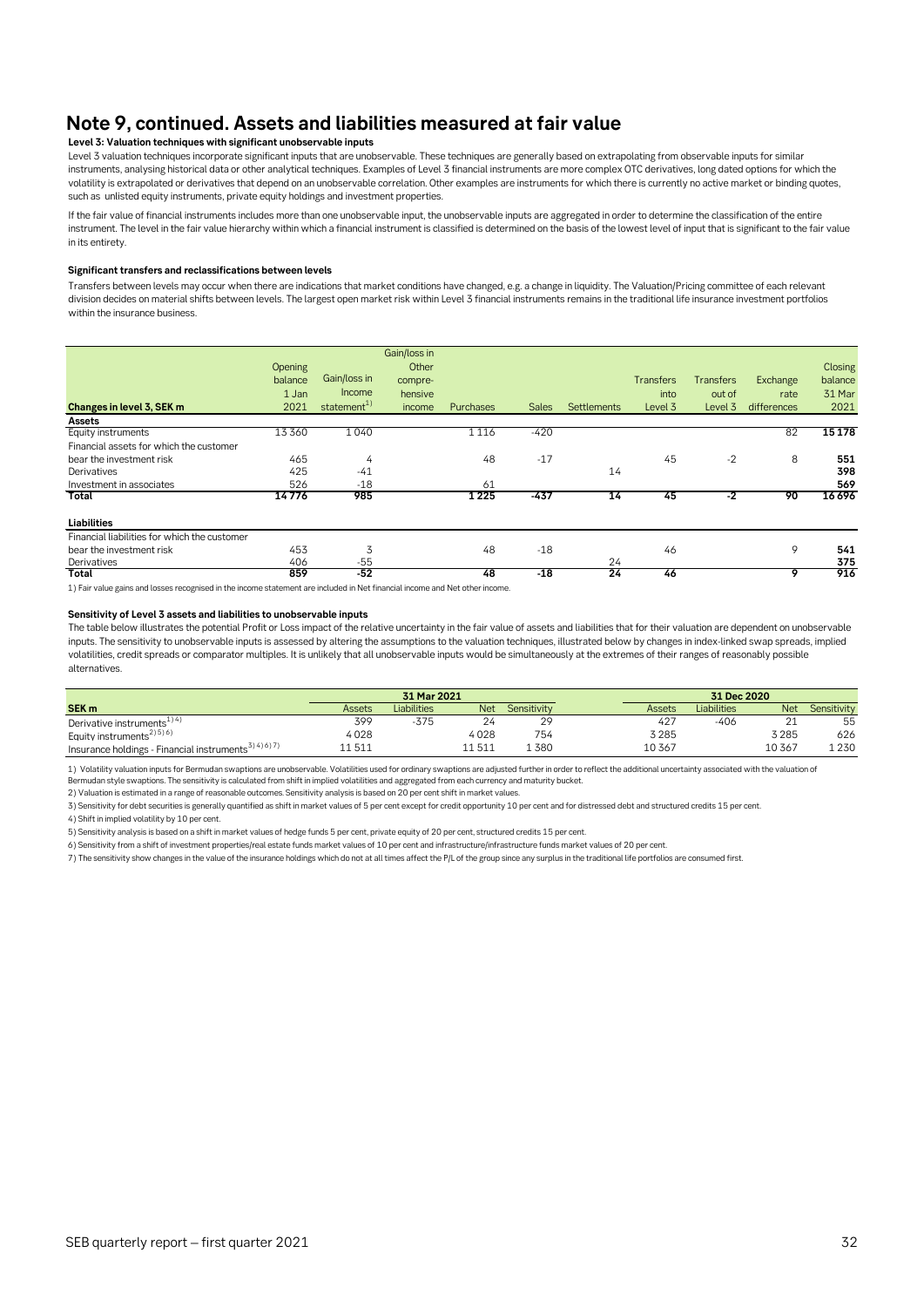# Note 9, continued. Assets and liabilities measured at fair value

**Level 3: Valuation techniques with significant unobservable inputs**

Level 3 valuation techniques incorporate significant inputs that are unobservable. These techniques are generally based on extrapolating from observable inputs for similar instruments, analysing historical data or other analytical techniques. Examples of Level 3 financial instruments are more complex OTC derivatives, long dated options for which the volatility is extrapolated or derivatives that depend on an unobservable correlation. Other examples are instruments for which there is currently no active market or binding quotes, such as unlisted equity instruments, private equity holdings and investment properties.

If the fair value of financial instruments includes more than one unobservable input, the unobservable inputs are aggregated in order to determine the classification of the entire instrument. The level in the fair value hierarchy within which a financial instrument is classified is determined on the basis of the lowest level of input that is significant to the fair value in its entirety.

**Significant transfers and reclassifications between levels**

Transfers between levels may occur when there are indications that market conditions have changed, e.g. a change in liquidity. The Valuation/Pricing committee of each relevant division decides on material shifts between levels. The largest open market risk within Level 3 financial instruments remains in the traditional life insurance investment portfolios within the insurance business.

| Changes in level 3, SEK m | Opening balance 1 Jan 2021 | Gain/loss in Income statement[1] | Gain/loss in Other comprehensive income | Purchases | Sales | Settlements | Transfers into Level 3 | Transfers out of Level 3 | Exchange rate differences | Closing balance 31 Mar 2021 |
|---|---|---|---|---|---|---|---|---|---|---|
| **Assets** | | | | | | | | | | |
| Equity instruments | 13 360 | 1 040 | | 1 116 | -420 | | | | 82 | **15 178** |
| Financial assets for which the customer bear the investment risk | 465 | 4 | | 48 | -17 | | 45 | -2 | 8 | **551** |
| Derivatives | 425 | -41 | | | | 14 | | | | **398** |
| Investment in associates | 526 | -18 | | 61 | | | | | | **569** |
| **Total** | **14 776** | **985** | | **1 225** | **-437** | **14** | **45** | **-2** | **90** | **16 696** |
| **Liabilities** | | | | | | | | | | |
| Financial liabilities for which the customer bear the investment risk | 453 | 3 | | 48 | -18 | | 46 | | 9 | **541** |
| Derivatives | 406 | -55 | | | | 24 | | | | **375** |
| **Total** | **859** | **-52** | | **48** | **-18** | **24** | **46** | | **9** | **916** |

1) Fair value gains and losses recognised in the income statement are included in Net financial income and Net other income.

**Sensitivity of Level 3 assets and liabilities to unobservable inputs**

The table below illustrates the potential Profit or Loss impact of the relative uncertainty in the fair value of assets and liabilities that for their valuation are dependent on unobservable inputs. The sensitivity to unobservable inputs is assessed by altering the assumptions to the valuation techniques, illustrated below by changes in index-linked swap spreads, implied volatilities, credit spreads or comparator multiples. It is unlikely that all unobservable inputs would be simultaneously at the extremes of their ranges of reasonably possible alternatives.

| | 31 Mar 2021 | | | | 31 Dec 2020 | | | |
|---|---|---|---|---|---|---|---|---|
| **SEK m** | Assets | Liabilities | Net | Sensitivity | Assets | Liabilities | Net | Sensitivity |
| Derivative instruments[1) 4)] | 399 | -375 | 24 | 29 | 427 | -406 | 21 | 55 |
| Equity instruments[2) 5) 6)] | 4 028 | | 4 028 | 754 | 3 285 | | 3 285 | 626 |
| Insurance holdings - Financial instruments[3) 4) 6) 7)] | 11 511 | | 11 511 | 1 380 | 10 367 | | 10 367 | 1 230 |

1) Volatility valuation inputs for Bermudan swaptions are unobservable. Volatilities used for ordinary swaptions are adjusted further in order to reflect the additional uncertainty associated with the valuation of Bermudan style swaptions. The sensitivity is calculated from shift in implied volatilities and aggregated from each currency and maturity bucket.

2) Valuation is estimated in a range of reasonable outcomes. Sensitivity analysis is based on 20 per cent shift in market values.

3) Sensitivity for debt securities is generally quantified as shift in market values of 5 per cent except for credit opportunity 10 per cent and for distressed debt and structured credits 15 per cent.

4) Shift in implied volatility by 10 per cent.

5) Sensitivity analysis is based on a shift in market values of hedge funds 5 per cent, private equity of 20 per cent, structured credits 15 per cent.

6) Sensitivity from a shift of investment properties/real estate funds market values of 10 per cent and infrastructure/infrastructure funds market values of 20 per cent.

7) The sensitivity show changes in the value of the insurance holdings which do not at all times affect the P/L of the group since any surplus in the traditional life portfolios are consumed first.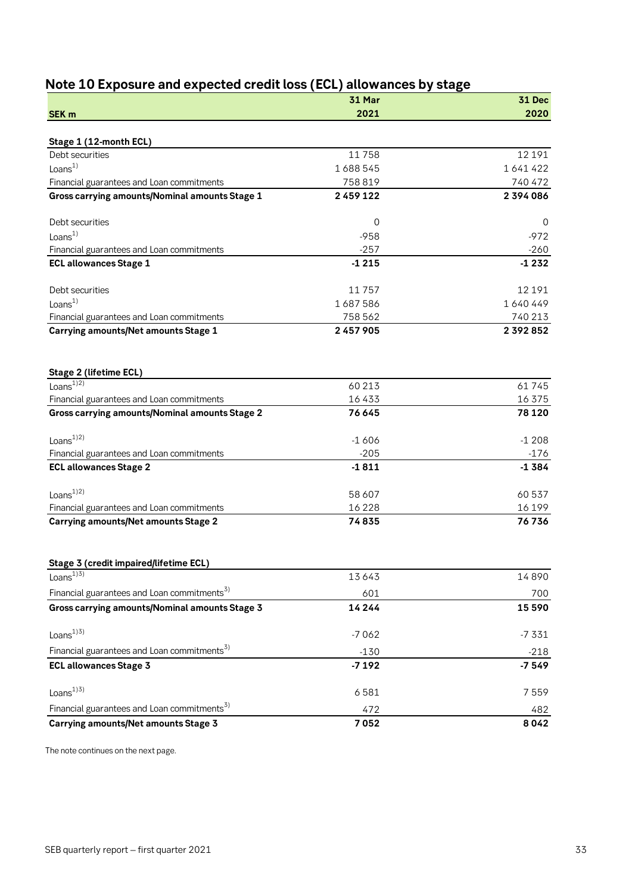## Note 10 Exposure and expected credit loss (ECL) allowances by stage

| SEK m | 31 Mar 2021 | 31 Dec 2020 |
|---|---|---|
| **Stage 1 (12-month ECL)** | | |
| Debt securities | 11 758 | 12 191 |
| Loans[1] | 1 688 545 | 1 641 422 |
| Financial guarantees and Loan commitments | 758 819 | 740 472 |
| **Gross carrying amounts/Nominal amounts Stage 1** | **2 459 122** | **2 394 086** |
| Debt securities | 0 | 0 |
| Loans[1] | -958 | -972 |
| Financial guarantees and Loan commitments | -257 | -260 |
| **ECL allowances Stage 1** | **-1 215** | **-1 232** |
| Debt securities | 11 757 | 12 191 |
| Loans[1] | 1 687 586 | 1 640 449 |
| Financial guarantees and Loan commitments | 758 562 | 740 213 |
| **Carrying amounts/Net amounts Stage 1** | **2 457 905** | **2 392 852** |
| **Stage 2 (lifetime ECL)** | | |
| Loans[1)2)] | 60 213 | 61 745 |
| Financial guarantees and Loan commitments | 16 433 | 16 375 |
| **Gross carrying amounts/Nominal amounts Stage 2** | **76 645** | **78 120** |
| Loans[1)2)] | -1 606 | -1 208 |
| Financial guarantees and Loan commitments | -205 | -176 |
| **ECL allowances Stage 2** | **-1 811** | **-1 384** |
| Loans[1)2)] | 58 607 | 60 537 |
| Financial guarantees and Loan commitments | 16 228 | 16 199 |
| **Carrying amounts/Net amounts Stage 2** | **74 835** | **76 736** |
| **Stage 3 (credit impaired/lifetime ECL)** | | |
| Loans[1)3)] | 13 643 | 14 890 |
| Financial guarantees and Loan commitments[3)] | 601 | 700 |
| **Gross carrying amounts/Nominal amounts Stage 3** | **14 244** | **15 590** |
| Loans[1)3)] | -7 062 | -7 331 |
| Financial guarantees and Loan commitments[3)] | -130 | -218 |
| **ECL allowances Stage 3** | **-7 192** | **-7 549** |
| Loans[1)3)] | 6 581 | 7 559 |
| Financial guarantees and Loan commitments[3)] | 472 | 482 |
| **Carrying amounts/Net amounts Stage 3** | **7 052** | **8 042** |

The note continues on the next page.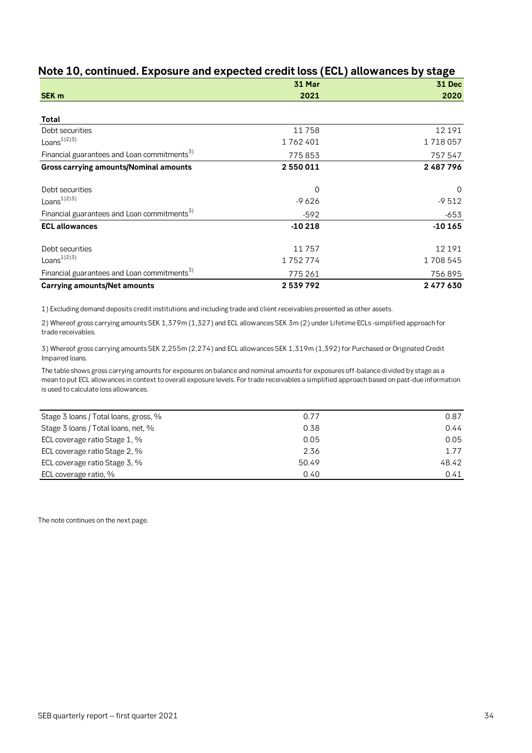## Note 10, continued. Exposure and expected credit loss (ECL) allowances by stage

| SEK m | 31 Mar 2021 | 31 Dec 2020 |
|---|---|---|
| **Total** | | |
| Debt securities | 11 758 | 12 191 |
| Loans[1)2)3)] | 1 762 401 | 1 718 057 |
| Financial guarantees and Loan commitments[3)] | 775 853 | 757 547 |
| **Gross carrying amounts/Nominal amounts** | **2 550 011** | **2 487 796** |
| | | |
| Debt securities | 0 | 0 |
| Loans[1)2)3)] | -9 626 | -9 512 |
| Financial guarantees and Loan commitments[3)] | -592 | -653 |
| **ECL allowances** | **-10 218** | **-10 165** |
| | | |
| Debt securities | 11 757 | 12 191 |
| Loans[1)2)3)] | 1 752 774 | 1 708 545 |
| Financial guarantees and Loan commitments[3)] | 775 261 | 756 895 |
| **Carrying amounts/Net amounts** | **2 539 792** | **2 477 630** |

1) Excluding demand deposits credit institutions and including trade and client receivables presented as other assets.

2) Whereof gross carrying amounts SEK 1,379m (1,327) and ECL allowances SEK 3m (2) under Lifetime ECLs -simplified approach for trade receivables.

3) Whereof gross carrying amounts SEK 2,255m (2,274) and ECL allowances SEK 1,319m (1,392) for Purchased or Originated Credit Impaired loans.

The table shows gross carrying amounts for exposures on balance and nominal amounts for exposures off-balance divided by stage as a mean to put ECL allowances in context to overall exposure levels. For trade receivables a simplified approach based on past-due information is used to calculate loss allowances.

| | 31 Mar 2021 | 31 Dec 2020 |
|---|---|---|
| Stage 3 loans / Total loans, gross, % | 0.77 | 0.87 |
| Stage 3 loans / Total loans, net, % | 0.38 | 0.44 |
| ECL coverage ratio Stage 1, % | 0.05 | 0.05 |
| ECL coverage ratio Stage 2, % | 2.36 | 1.77 |
| ECL coverage ratio Stage 3, % | 50.49 | 48.42 |
| ECL coverage ratio, % | 0.40 | 0.41 |

The note continues on the next page.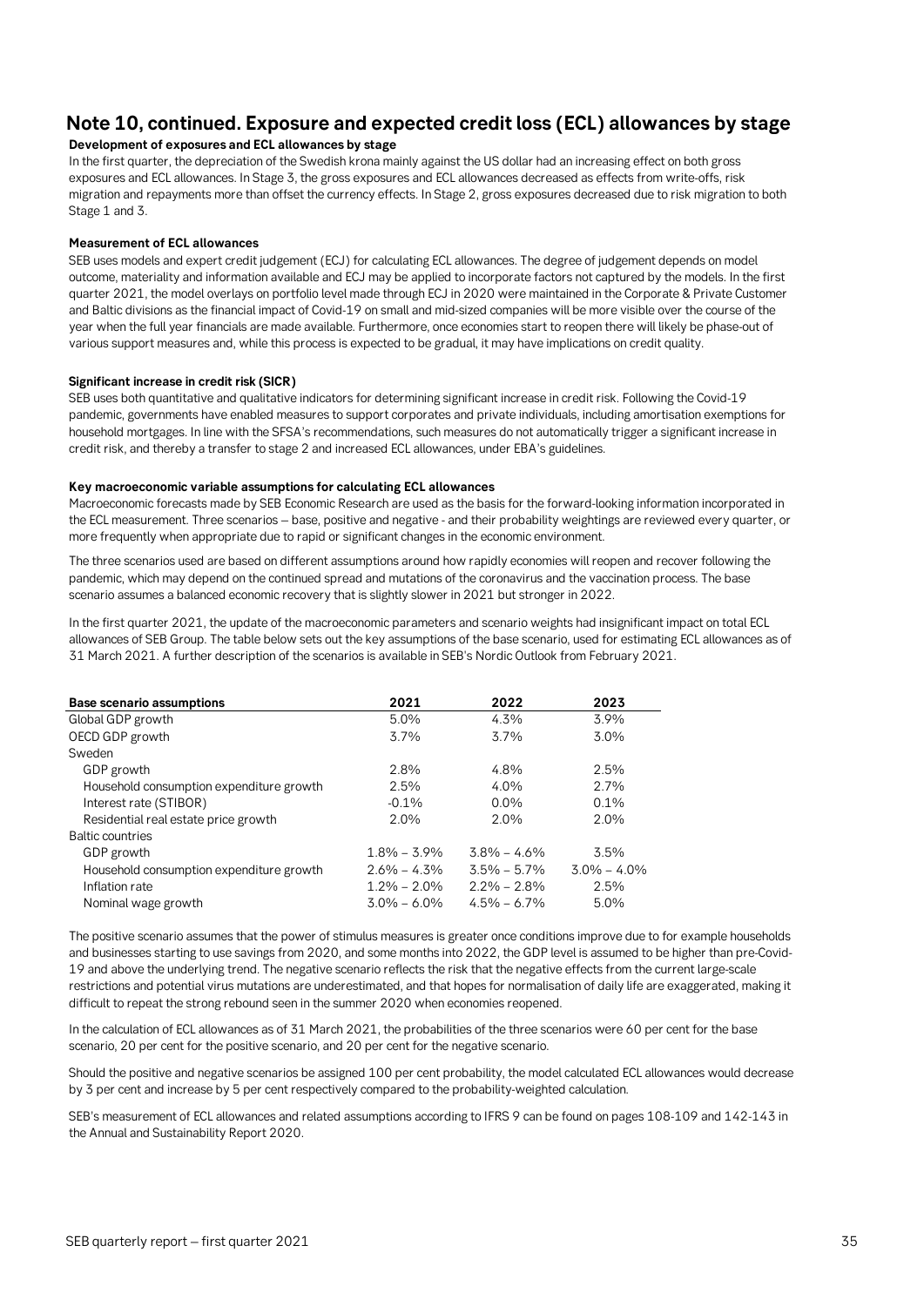## Note 10, continued. Exposure and expected credit loss (ECL) allowances by stage

**Development of exposures and ECL allowances by stage**

In the first quarter, the depreciation of the Swedish krona mainly against the US dollar had an increasing effect on both gross exposures and ECL allowances. In Stage 3, the gross exposures and ECL allowances decreased as effects from write-offs, risk migration and repayments more than offset the currency effects. In Stage 2, gross exposures decreased due to risk migration to both Stage 1 and 3.

**Measurement of ECL allowances**

SEB uses models and expert credit judgement (ECJ) for calculating ECL allowances. The degree of judgement depends on model outcome, materiality and information available and ECJ may be applied to incorporate factors not captured by the models. In the first quarter 2021, the model overlays on portfolio level made through ECJ in 2020 were maintained in the Corporate & Private Customer and Baltic divisions as the financial impact of Covid-19 on small and mid-sized companies will be more visible over the course of the year when the full year financials are made available. Furthermore, once economies start to reopen there will likely be phase-out of various support measures and, while this process is expected to be gradual, it may have implications on credit quality.

**Significant increase in credit risk (SICR)**

SEB uses both quantitative and qualitative indicators for determining significant increase in credit risk. Following the Covid-19 pandemic, governments have enabled measures to support corporates and private individuals, including amortisation exemptions for household mortgages. In line with the SFSA's recommendations, such measures do not automatically trigger a significant increase in credit risk, and thereby a transfer to stage 2 and increased ECL allowances, under EBA's guidelines.

**Key macroeconomic variable assumptions for calculating ECL allowances**

Macroeconomic forecasts made by SEB Economic Research are used as the basis for the forward-looking information incorporated in the ECL measurement. Three scenarios – base, positive and negative - and their probability weightings are reviewed every quarter, or more frequently when appropriate due to rapid or significant changes in the economic environment.

The three scenarios used are based on different assumptions around how rapidly economies will reopen and recover following the pandemic, which may depend on the continued spread and mutations of the coronavirus and the vaccination process. The base scenario assumes a balanced economic recovery that is slightly slower in 2021 but stronger in 2022.

In the first quarter 2021, the update of the macroeconomic parameters and scenario weights had insignificant impact on total ECL allowances of SEB Group. The table below sets out the key assumptions of the base scenario, used for estimating ECL allowances as of 31 March 2021. A further description of the scenarios is available in SEB's Nordic Outlook from February 2021.

| Base scenario assumptions | 2021 | 2022 | 2023 |
|---|---|---|---|
| Global GDP growth | 5.0% | 4.3% | 3.9% |
| OECD GDP growth | 3.7% | 3.7% | 3.0% |
| Sweden | | | |
| GDP growth | 2.8% | 4.8% | 2.5% |
| Household consumption expenditure growth | 2.5% | 4.0% | 2.7% |
| Interest rate (STIBOR) | -0.1% | 0.0% | 0.1% |
| Residential real estate price growth | 2.0% | 2.0% | 2.0% |
| Baltic countries | | | |
| GDP growth | 1.8% – 3.9% | 3.8% – 4.6% | 3.5% |
| Household consumption expenditure growth | 2.6% – 4.3% | 3.5% – 5.7% | 3.0% – 4.0% |
| Inflation rate | 1.2% – 2.0% | 2.2% – 2.8% | 2.5% |
| Nominal wage growth | 3.0% – 6.0% | 4.5% – 6.7% | 5.0% |

The positive scenario assumes that the power of stimulus measures is greater once conditions improve due to for example households and businesses starting to use savings from 2020, and some months into 2022, the GDP level is assumed to be higher than pre-Covid-19 and above the underlying trend. The negative scenario reflects the risk that the negative effects from the current large-scale restrictions and potential virus mutations are underestimated, and that hopes for normalisation of daily life are exaggerated, making it difficult to repeat the strong rebound seen in the summer 2020 when economies reopened.

In the calculation of ECL allowances as of 31 March 2021, the probabilities of the three scenarios were 60 per cent for the base scenario, 20 per cent for the positive scenario, and 20 per cent for the negative scenario.

Should the positive and negative scenarios be assigned 100 per cent probability, the model calculated ECL allowances would decrease by 3 per cent and increase by 5 per cent respectively compared to the probability-weighted calculation.

SEB's measurement of ECL allowances and related assumptions according to IFRS 9 can be found on pages 108-109 and 142-143 in the Annual and Sustainability Report 2020.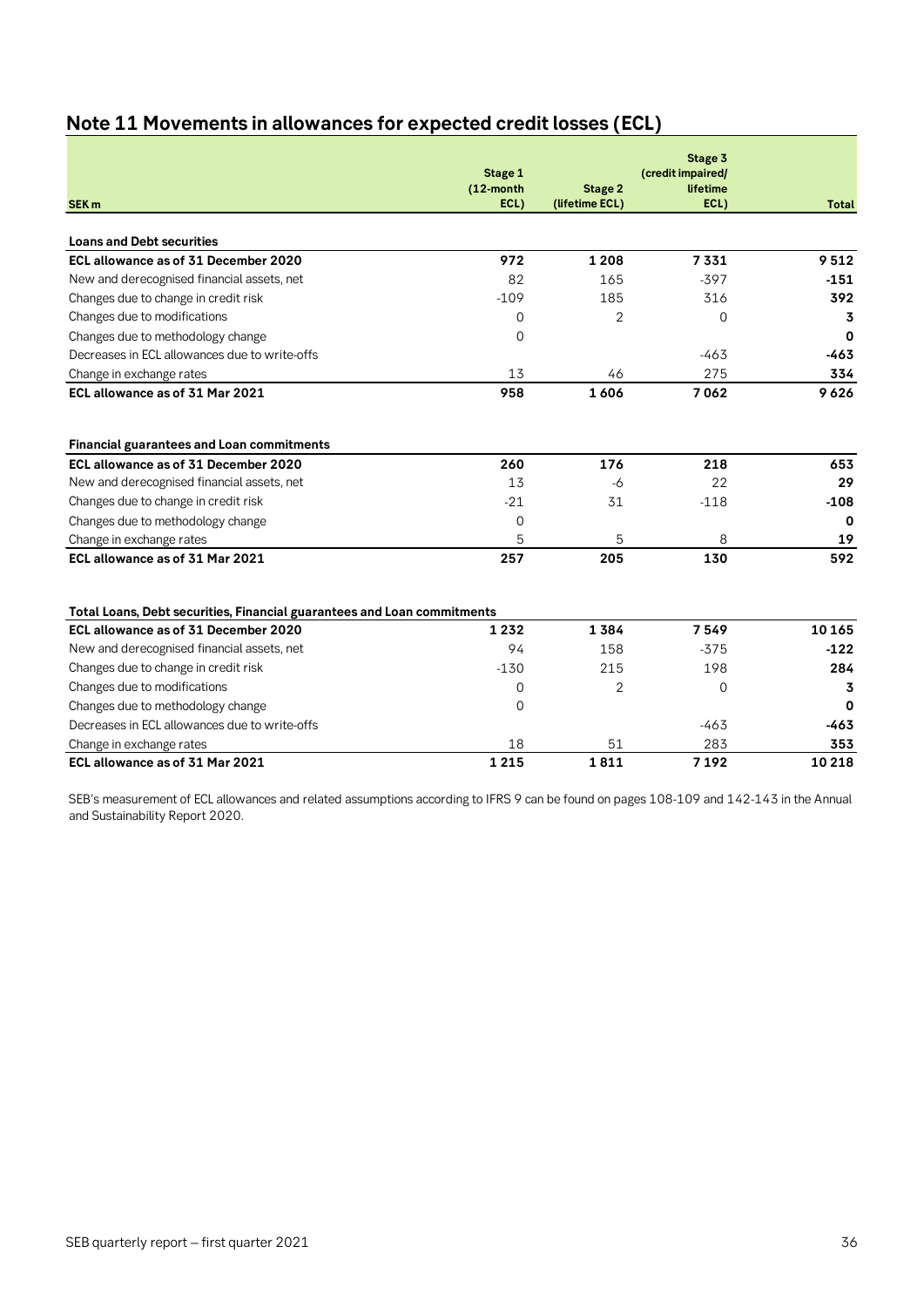## Note 11 Movements in allowances for expected credit losses (ECL)

| SEK m | Stage 1 (12-month ECL) | Stage 2 (lifetime ECL) | Stage 3 (credit impaired/ lifetime ECL) | Total |
|---|---|---|---|---|
| **Loans and Debt securities** | | | | |
| **ECL allowance as of 31 December 2020** | **972** | **1 208** | **7 331** | **9 512** |
| New and derecognised financial assets, net | 82 | 165 | -397 | **-151** |
| Changes due to change in credit risk | -109 | 185 | 316 | **392** |
| Changes due to modifications | 0 | 2 | 0 | **3** |
| Changes due to methodology change | 0 | | | **0** |
| Decreases in ECL allowances due to write-offs | | | -463 | **-463** |
| Change in exchange rates | 13 | 46 | 275 | **334** |
| **ECL allowance as of 31 Mar 2021** | **958** | **1 606** | **7 062** | **9 626** |
| | | | | |
| **Financial guarantees and Loan commitments** | | | | |
| **ECL allowance as of 31 December 2020** | **260** | **176** | **218** | **653** |
| New and derecognised financial assets, net | 13 | -6 | 22 | **29** |
| Changes due to change in credit risk | -21 | 31 | -118 | **-108** |
| Changes due to methodology change | 0 | | | **0** |
| Change in exchange rates | 5 | 5 | 8 | **19** |
| **ECL allowance as of 31 Mar 2021** | **257** | **205** | **130** | **592** |
| | | | | |
| **Total Loans, Debt securities, Financial guarantees and Loan commitments** | | | | |
| **ECL allowance as of 31 December 2020** | **1 232** | **1 384** | **7 549** | **10 165** |
| New and derecognised financial assets, net | 94 | 158 | -375 | **-122** |
| Changes due to change in credit risk | -130 | 215 | 198 | **284** |
| Changes due to modifications | 0 | 2 | 0 | **3** |
| Changes due to methodology change | 0 | | | **0** |
| Decreases in ECL allowances due to write-offs | | | -463 | **-463** |
| Change in exchange rates | 18 | 51 | 283 | **353** |
| **ECL allowance as of 31 Mar 2021** | **1 215** | **1 811** | **7 192** | **10 218** |

SEB's measurement of ECL allowances and related assumptions according to IFRS 9 can be found on pages 108-109 and 142-143 in the Annual and Sustainability Report 2020.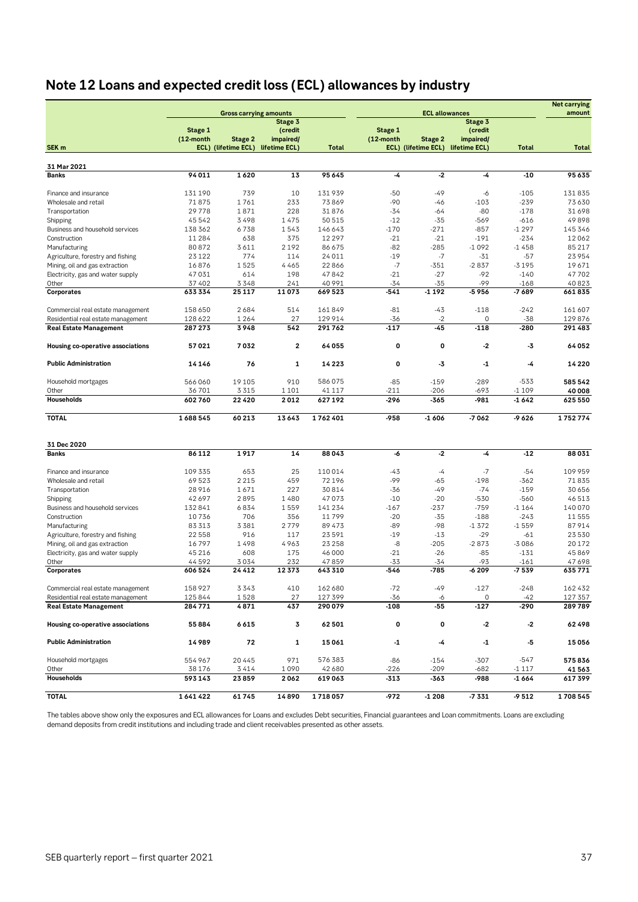# Note 12 Loans and expected credit loss (ECL) allowances by industry

| SEK m | Gross carrying amounts | | | | ECL allowances | | | | Net carrying amount |
|---|---|---|---|---|---|---|---|---|---|
| | Stage 1 (12-month ECL) | Stage 2 (lifetime ECL) | Stage 3 (credit impaired/ lifetime ECL) | Total | Stage 1 (12-month ECL) | Stage 2 (lifetime ECL) | Stage 3 (credit impaired/ lifetime ECL) | Total | Total |
| **31 Mar 2021** | | | | | | | | | |
| **Banks** | **94 011** | **1 620** | **13** | **95 645** | **-4** | **-2** | **-4** | **-10** | **95 635** |
| Finance and insurance | 131 190 | 739 | 10 | 131 939 | -50 | -49 | -6 | -105 | 131 835 |
| Wholesale and retail | 71 875 | 1 761 | 233 | 73 869 | -90 | -46 | -103 | -239 | 73 630 |
| Transportation | 29 778 | 1 871 | 228 | 31 876 | -34 | -64 | -80 | -178 | 31 698 |
| Shipping | 45 542 | 3 498 | 1 475 | 50 515 | -12 | -35 | -569 | -616 | 49 898 |
| Business and household services | 138 362 | 6 738 | 1 543 | 146 643 | -170 | -271 | -857 | -1 297 | 145 346 |
| Construction | 11 284 | 638 | 375 | 12 297 | -21 | -21 | -191 | -234 | 12 062 |
| Manufacturing | 80 872 | 3 611 | 2 192 | 86 675 | -82 | -285 | -1 092 | -1 458 | 85 217 |
| Agriculture, forestry and fishing | 23 122 | 774 | 114 | 24 011 | -19 | -7 | -31 | -57 | 23 954 |
| Mining, oil and gas extraction | 16 876 | 1 525 | 4 465 | 22 866 | -7 | -351 | -2 837 | -3 195 | 19 671 |
| Electricity, gas and water supply | 47 031 | 614 | 198 | 47 842 | -21 | -27 | -92 | -140 | 47 702 |
| Other | 37 402 | 3 348 | 241 | 40 991 | -34 | -35 | -99 | -168 | 40 823 |
| **Corporates** | **633 334** | **25 117** | **11 073** | **669 523** | **-541** | **-1 192** | **-5 956** | **-7 689** | **661 835** |
| Commercial real estate management | 158 650 | 2 684 | 514 | 161 849 | -81 | -43 | -118 | -242 | 161 607 |
| Residential real estate management | 128 622 | 1 264 | 27 | 129 914 | -36 | -2 | 0 | -38 | 129 876 |
| **Real Estate Management** | **287 273** | **3 948** | **542** | **291 762** | **-117** | **-45** | **-118** | **-280** | **291 483** |
| **Housing co-operative associations** | **57 021** | **7 032** | **2** | **64 055** | **0** | **0** | **-2** | **-3** | **64 052** |
| **Public Administration** | **14 146** | **76** | **1** | **14 223** | **0** | **-3** | **-1** | **-4** | **14 220** |
| Household mortgages | 566 060 | 19 105 | 910 | 586 075 | -85 | -159 | -289 | -533 | **585 542** |
| Other | 36 701 | 3 315 | 1 101 | 41 117 | -211 | -206 | -693 | -1 109 | **40 008** |
| **Households** | **602 760** | **22 420** | **2 012** | **627 192** | **-296** | **-365** | **-981** | **-1 642** | **625 550** |
| **TOTAL** | **1 688 545** | **60 213** | **13 643** | **1 762 401** | **-958** | **-1 606** | **-7 062** | **-9 626** | **1 752 774** |
| **31 Dec 2020** | | | | | | | | | |
| **Banks** | **86 112** | **1 917** | **14** | **88 043** | **-6** | **-2** | **-4** | **-12** | **88 031** |
| Finance and insurance | 109 335 | 653 | 25 | 110 014 | -43 | -4 | -7 | -54 | 109 959 |
| Wholesale and retail | 69 523 | 2 215 | 459 | 72 196 | -99 | -65 | -198 | -362 | 71 835 |
| Transportation | 28 916 | 1 671 | 227 | 30 814 | -36 | -49 | -74 | -159 | 30 656 |
| Shipping | 42 697 | 2 895 | 1 480 | 47 073 | -10 | -20 | -530 | -560 | 46 513 |
| Business and household services | 132 841 | 6 834 | 1 559 | 141 234 | -167 | -237 | -759 | -1 164 | 140 070 |
| Construction | 10 736 | 706 | 356 | 11 799 | -20 | -35 | -188 | -243 | 11 555 |
| Manufacturing | 83 313 | 3 381 | 2 779 | 89 473 | -89 | -98 | -1 372 | -1 559 | 87 914 |
| Agriculture, forestry and fishing | 22 558 | 916 | 117 | 23 591 | -19 | -13 | -29 | -61 | 23 530 |
| Mining, oil and gas extraction | 16 797 | 1 498 | 4 963 | 23 258 | -8 | -205 | -2 873 | -3 086 | 20 172 |
| Electricity, gas and water supply | 45 216 | 608 | 175 | 46 000 | -21 | -26 | -85 | -131 | 45 869 |
| Other | 44 592 | 3 034 | 232 | 47 859 | -33 | -34 | -93 | -161 | 47 698 |
| **Corporates** | **606 524** | **24 412** | **12 373** | **643 310** | **-546** | **-785** | **-6 209** | **-7 539** | **635 771** |
| Commercial real estate management | 158 927 | 3 343 | 410 | 162 680 | -72 | -49 | -127 | -248 | 162 432 |
| Residential real estate management | 125 844 | 1 528 | 27 | 127 399 | -36 | -6 | 0 | -42 | 127 357 |
| **Real Estate Management** | **284 771** | **4 871** | **437** | **290 079** | **-108** | **-55** | **-127** | **-290** | **289 789** |
| **Housing co-operative associations** | **55 884** | **6 615** | **3** | **62 501** | **0** | **0** | **-2** | **-2** | **62 498** |
| **Public Administration** | **14 989** | **72** | **1** | **15 061** | **-1** | **-4** | **-1** | **-5** | **15 056** |
| Household mortgages | 554 967 | 20 445 | 971 | 576 383 | -86 | -154 | -307 | -547 | **575 836** |
| Other | 38 176 | 3 414 | 1 090 | 42 680 | -226 | -209 | -682 | -1 117 | **41 563** |
| **Households** | **593 143** | **23 859** | **2 062** | **619 063** | **-313** | **-363** | **-988** | **-1 664** | **617 399** |
| **TOTAL** | **1 641 422** | **61 745** | **14 890** | **1 718 057** | **-972** | **-1 208** | **-7 331** | **-9 512** | **1 708 545** |

The tables above show only the exposures and ECL allowances for Loans and excludes Debt securities, Financial guarantees and Loan commitments. Loans are excluding demand deposits from credit institutions and including trade and client receivables presented as other assets.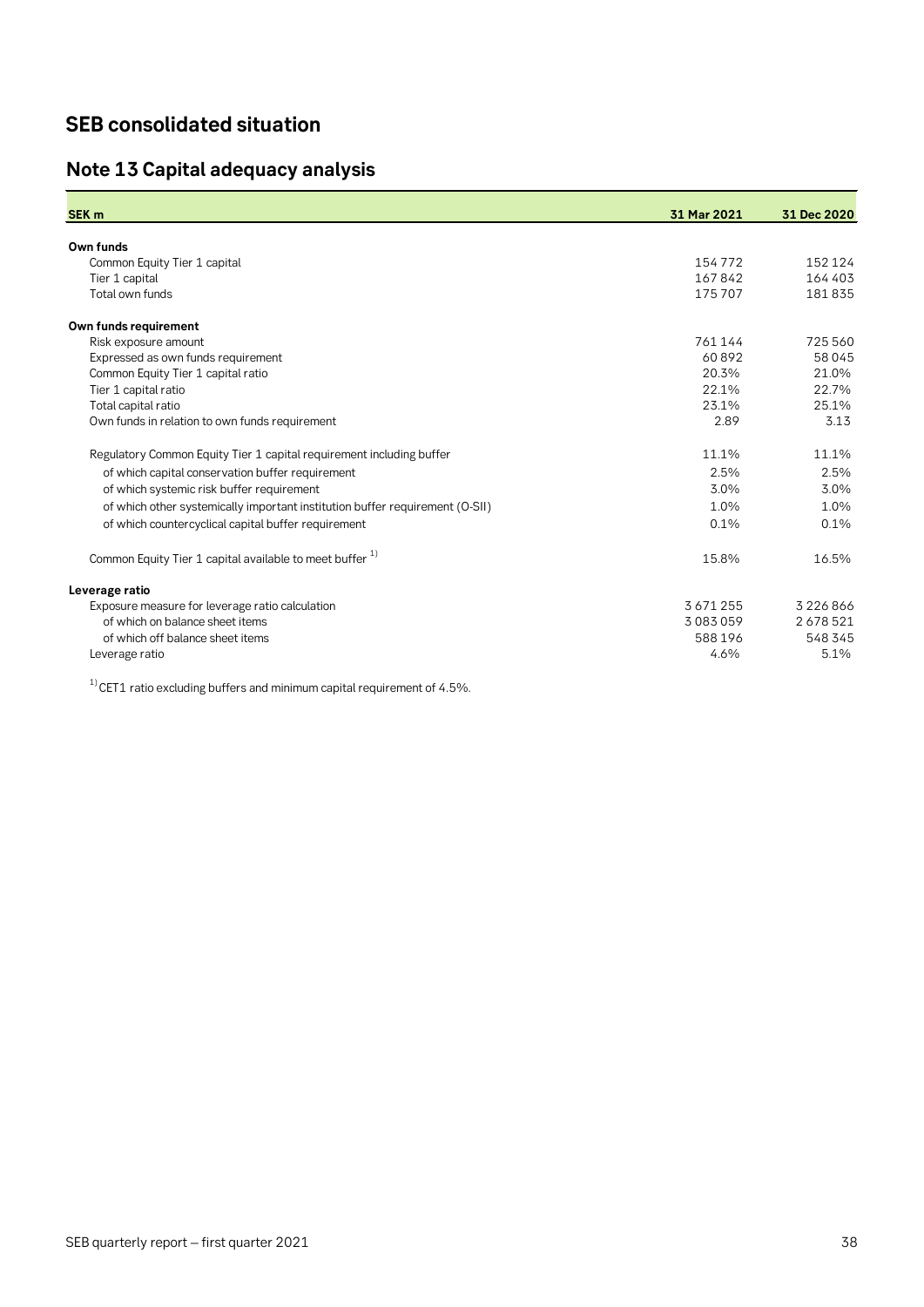# SEB consolidated situation

## Note 13 Capital adequacy analysis

| SEK m | 31 Mar 2021 | 31 Dec 2020 |
|---|---|---|
| **Own funds** | | |
| Common Equity Tier 1 capital | 154 772 | 152 124 |
| Tier 1 capital | 167 842 | 164 403 |
| Total own funds | 175 707 | 181 835 |
| **Own funds requirement** | | |
| Risk exposure amount | 761 144 | 725 560 |
| Expressed as own funds requirement | 60 892 | 58 045 |
| Common Equity Tier 1 capital ratio | 20.3% | 21.0% |
| Tier 1 capital ratio | 22.1% | 22.7% |
| Total capital ratio | 23.1% | 25.1% |
| Own funds in relation to own funds requirement | 2.89 | 3.13 |
| Regulatory Common Equity Tier 1 capital requirement including buffer | 11.1% | 11.1% |
| of which capital conservation buffer requirement | 2.5% | 2.5% |
| of which systemic risk buffer requirement | 3.0% | 3.0% |
| of which other systemically important institution buffer requirement (O-SII) | 1.0% | 1.0% |
| of which countercyclical capital buffer requirement | 0.1% | 0.1% |
| Common Equity Tier 1 capital available to meet buffer [1] | 15.8% | 16.5% |
| **Leverage ratio** | | |
| Exposure measure for leverage ratio calculation | 3 671 255 | 3 226 866 |
| of which on balance sheet items | 3 083 059 | 2 678 521 |
| of which off balance sheet items | 588 196 | 548 345 |
| Leverage ratio | 4.6% | 5.1% |

[1] CET1 ratio excluding buffers and minimum capital requirement of 4.5%.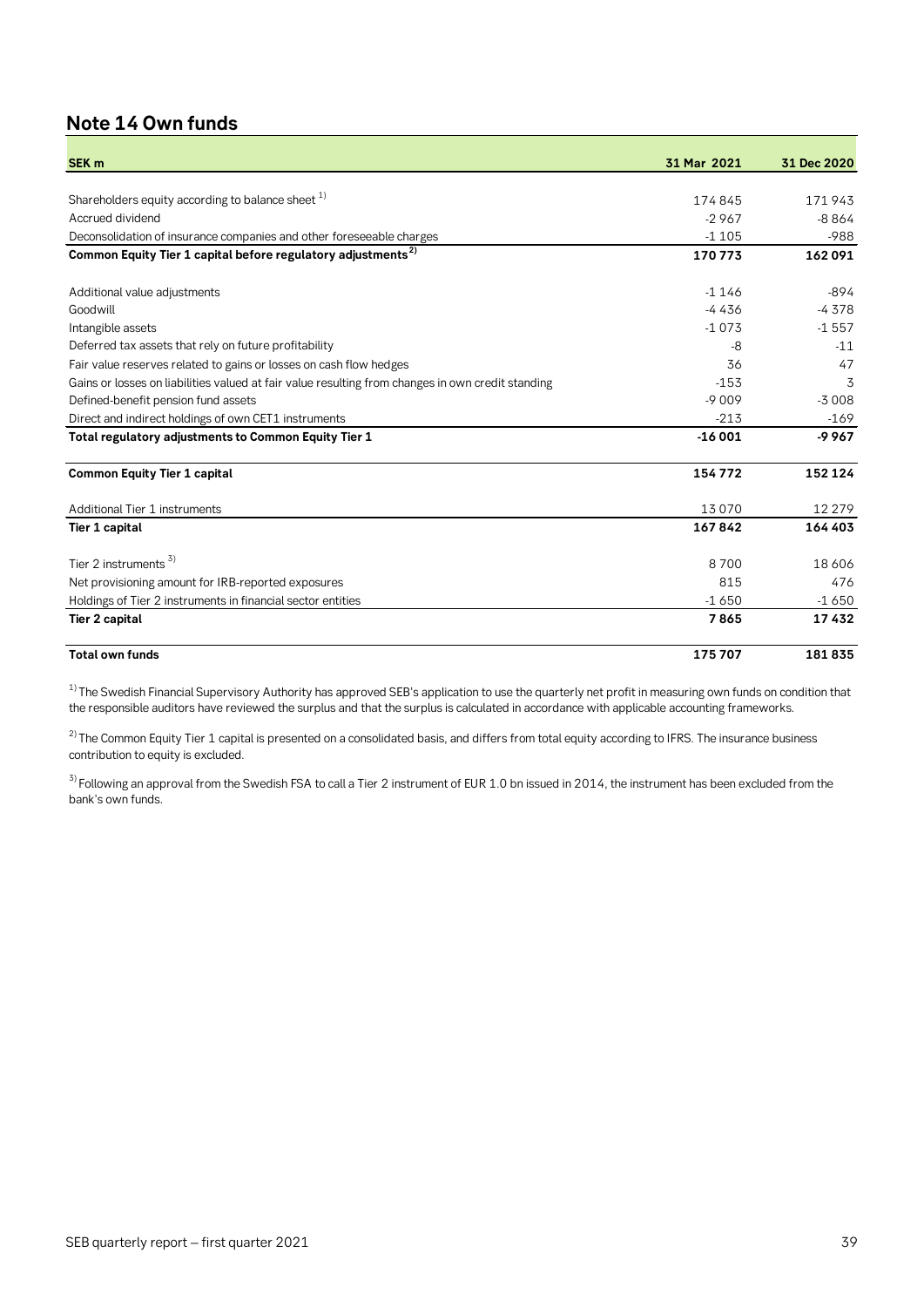## Note 14 Own funds

| SEK m | 31 Mar 2021 | 31 Dec 2020 |
|---|---|---|
| Shareholders equity according to balance sheet [1] | 174 845 | 171 943 |
| Accrued dividend | -2 967 | -8 864 |
| Deconsolidation of insurance companies and other foreseeable charges | -1 105 | -988 |
| **Common Equity Tier 1 capital before regulatory adjustments [2]** | **170 773** | **162 091** |
| Additional value adjustments | -1 146 | -894 |
| Goodwill | -4 436 | -4 378 |
| Intangible assets | -1 073 | -1 557 |
| Deferred tax assets that rely on future profitability | -8 | -11 |
| Fair value reserves related to gains or losses on cash flow hedges | 36 | 47 |
| Gains or losses on liabilities valued at fair value resulting from changes in own credit standing | -153 | 3 |
| Defined-benefit pension fund assets | -9 009 | -3 008 |
| Direct and indirect holdings of own CET1 instruments | -213 | -169 |
| **Total regulatory adjustments to Common Equity Tier 1** | **-16 001** | **-9 967** |
| **Common Equity Tier 1 capital** | **154 772** | **152 124** |
| Additional Tier 1 instruments | 13 070 | 12 279 |
| **Tier 1 capital** | **167 842** | **164 403** |
| Tier 2 instruments [3] | 8 700 | 18 606 |
| Net provisioning amount for IRB-reported exposures | 815 | 476 |
| Holdings of Tier 2 instruments in financial sector entities | -1 650 | -1 650 |
| **Tier 2 capital** | **7 865** | **17 432** |
| **Total own funds** | **175 707** | **181 835** |

[1] The Swedish Financial Supervisory Authority has approved SEB's application to use the quarterly net profit in measuring own funds on condition that the responsible auditors have reviewed the surplus and that the surplus is calculated in accordance with applicable accounting frameworks.

[2] The Common Equity Tier 1 capital is presented on a consolidated basis, and differs from total equity according to IFRS. The insurance business contribution to equity is excluded.

[3] Following an approval from the Swedish FSA to call a Tier 2 instrument of EUR 1.0 bn issued in 2014, the instrument has been excluded from the bank's own funds.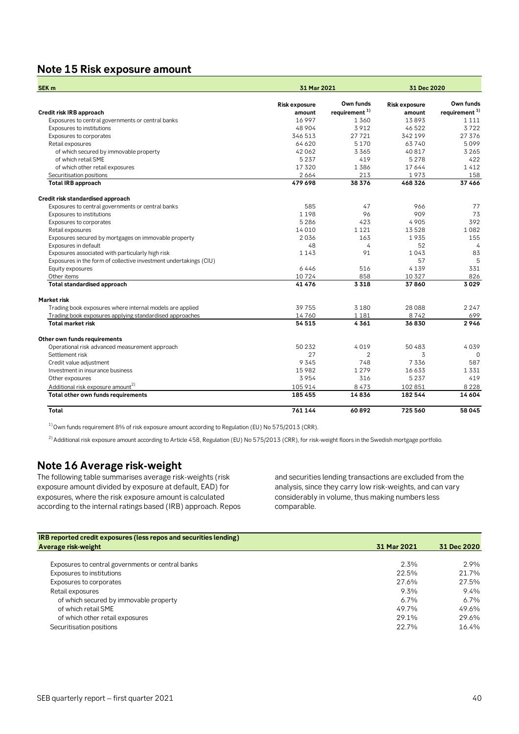## Note 15 Risk exposure amount

| SEK m | 31 Mar 2021 | | 31 Dec 2020 | |
|---|---|---|---|---|
| **Credit risk IRB approach** | **Risk exposure amount** | **Own funds requirement [1]** | **Risk exposure amount** | **Own funds requirement [1]** |
| Exposures to central governments or central banks | 16 997 | 1 360 | 13 893 | 1 111 |
| Exposures to institutions | 48 904 | 3 912 | 46 522 | 3 722 |
| Exposures to corporates | 346 513 | 27 721 | 342 199 | 27 376 |
| Retail exposures | 64 620 | 5 170 | 63 740 | 5 099 |
| of which secured by immovable property | 42 062 | 3 365 | 40 817 | 3 265 |
| of which retail SME | 5 237 | 419 | 5 278 | 422 |
| of which other retail exposures | 17 320 | 1 386 | 17 644 | 1 412 |
| Securitisation positions | 2 664 | 213 | 1 973 | 158 |
| **Total IRB approach** | **479 698** | **38 376** | **468 326** | **37 466** |
| | | | | |
| **Credit risk standardised approach** | | | | |
| Exposures to central governments or central banks | 585 | 47 | 966 | 77 |
| Exposures to institutions | 1 198 | 96 | 909 | 73 |
| Exposures to corporates | 5 286 | 423 | 4 905 | 392 |
| Retail exposures | 14 010 | 1 121 | 13 528 | 1 082 |
| Exposures secured by mortgages on immovable property | 2 036 | 163 | 1 935 | 155 |
| Exposures in default | 48 | 4 | 52 | 4 |
| Exposures associated with particularly high risk | 1 143 | 91 | 1 043 | 83 |
| Exposures in the form of collective investment undertakings (CIU) | | | 57 | 5 |
| Equity exposures | 6 446 | 516 | 4 139 | 331 |
| Other items | 10 724 | 858 | 10 327 | 826 |
| **Total standardised approach** | **41 476** | **3 318** | **37 860** | **3 029** |
| | | | | |
| **Market risk** | | | | |
| Trading book exposures where internal models are applied | 39 755 | 3 180 | 28 088 | 2 247 |
| Trading book exposures applying standardised approaches | 14 760 | 1 181 | 8 742 | 699 |
| **Total market risk** | **54 515** | **4 361** | **36 830** | **2 946** |
| | | | | |
| **Other own funds requirements** | | | | |
| Operational risk advanced measurement approach | 50 232 | 4 019 | 50 483 | 4 039 |
| Settlement risk | 27 | 2 | 3 | 0 |
| Credit value adjustment | 9 345 | 748 | 7 336 | 587 |
| Investment in insurance business | 15 982 | 1 279 | 16 633 | 1 331 |
| Other exposures | 3 954 | 316 | 5 237 | 419 |
| Additional risk exposure amount [2] | 105 914 | 8 473 | 102 851 | 8 228 |
| **Total other own funds requirements** | **185 455** | **14 836** | **182 544** | **14 604** |
| | | | | |
| **Total** | **761 144** | **60 892** | **725 560** | **58 045** |

[1] Own funds requirement 8% of risk exposure amount according to Regulation (EU) No 575/2013 (CRR).

[2] Additional risk exposure amount according to Article 458, Regulation (EU) No 575/2013 (CRR), for risk-weight floors in the Swedish mortgage portfolio.

## Note 16 Average risk-weight

The following table summarises average risk-weights (risk exposure amount divided by exposure at default, EAD) for exposures, where the risk exposure amount is calculated according to the internal ratings based (IRB) approach. Repos and securities lending transactions are excluded from the analysis, since they carry low risk-weights, and can vary considerably in volume, thus making numbers less comparable.

| IRB reported credit exposures (less repos and securities lending) Average risk-weight | 31 Mar 2021 | 31 Dec 2020 |
|---|---|---|
| Exposures to central governments or central banks | 2.3% | 2.9% |
| Exposures to institutions | 22.5% | 21.7% |
| Exposures to corporates | 27.6% | 27.5% |
| Retail exposures | 9.3% | 9.4% |
| of which secured by immovable property | 6.7% | 6.7% |
| of which retail SME | 49.7% | 49.6% |
| of which other retail exposures | 29.1% | 29.6% |
| Securitisation positions | 22.7% | 16.4% |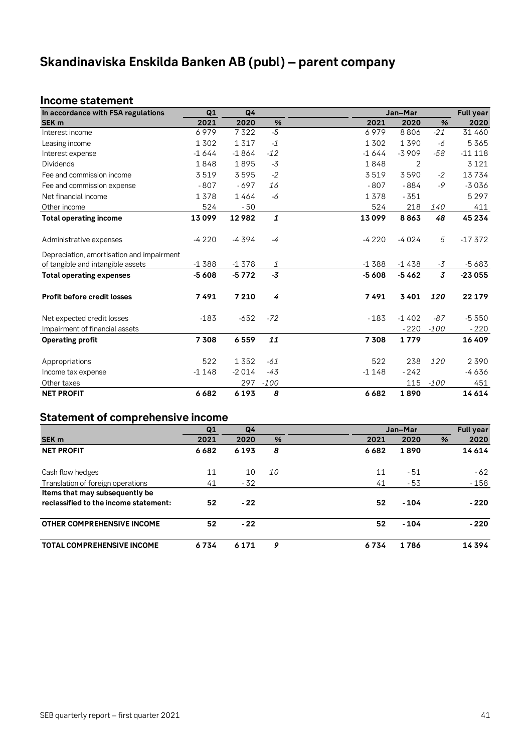# Skandinaviska Enskilda Banken AB (publ) – parent company

## Income statement

| In accordance with FSA regulations | Q1 | Q4 | | Jan–Mar | | | Full year |
|---|---|---|---|---|---|---|---|
| SEK m | 2021 | 2020 | % | 2021 | 2020 | % | 2020 |
| Interest income | 6 979 | 7 322 | -5 | 6 979 | 8 806 | -21 | 31 460 |
| Leasing income | 1 302 | 1 317 | -1 | 1 302 | 1 390 | -6 | 5 365 |
| Interest expense | -1 644 | -1 864 | -12 | -1 644 | -3 909 | -58 | -11 118 |
| Dividends | 1 848 | 1 895 | -3 | 1 848 | 2 | | 3 121 |
| Fee and commission income | 3 519 | 3 595 | -2 | 3 519 | 3 590 | -2 | 13 734 |
| Fee and commission expense | - 807 | - 697 | 16 | - 807 | - 884 | -9 | -3 036 |
| Net financial income | 1 378 | 1 464 | -6 | 1 378 | - 351 | | 5 297 |
| Other income | 524 | - 50 | | 524 | 218 | 140 | 411 |
| **Total operating income** | **13 099** | **12 982** | **1** | **13 099** | **8 863** | **48** | **45 234** |
| Administrative expenses | -4 220 | -4 394 | -4 | -4 220 | -4 024 | 5 | -17 372 |
| Depreciation, amortisation and impairment of tangible and intangible assets | -1 388 | -1 378 | 1 | -1 388 | -1 438 | -3 | -5 683 |
| **Total operating expenses** | **-5 608** | **-5 772** | **-3** | **-5 608** | **-5 462** | **3** | **-23 055** |
| **Profit before credit losses** | **7 491** | **7 210** | **4** | **7 491** | **3 401** | **120** | **22 179** |
| Net expected credit losses | -183 | -652 | -72 | - 183 | -1 402 | -87 | -5 550 |
| Impairment of financial assets | | | | | - 220 | -100 | - 220 |
| **Operating profit** | **7 308** | **6 559** | **11** | **7 308** | **1 779** | | **16 409** |
| Appropriations | 522 | 1 352 | -61 | 522 | 238 | 120 | 2 390 |
| Income tax expense | -1 148 | -2 014 | -43 | -1 148 | - 242 | | -4 636 |
| Other taxes | | 297 | -100 | | 115 | -100 | 451 |
| **NET PROFIT** | **6 682** | **6 193** | **8** | **6 682** | **1 890** | | **14 614** |

## Statement of comprehensive income

| | Q1 | Q4 | | Jan–Mar | | | Full year |
|---|---|---|---|---|---|---|---|
| SEK m | 2021 | 2020 | % | 2021 | 2020 | % | 2020 |
| **NET PROFIT** | **6 682** | **6 193** | **8** | **6 682** | **1 890** | | **14 614** |
| Cash flow hedges | 11 | 10 | 10 | 11 | - 51 | | - 62 |
| Translation of foreign operations | 41 | - 32 | | 41 | - 53 | | - 158 |
| **Items that may subsequently be reclassified to the income statement:** | **52** | **- 22** | | **52** | **- 104** | | **- 220** |
| **OTHER COMPREHENSIVE INCOME** | **52** | **- 22** | | **52** | **- 104** | | **- 220** |
| **TOTAL COMPREHENSIVE INCOME** | **6 734** | **6 171** | **9** | **6 734** | **1 786** | | **14 394** |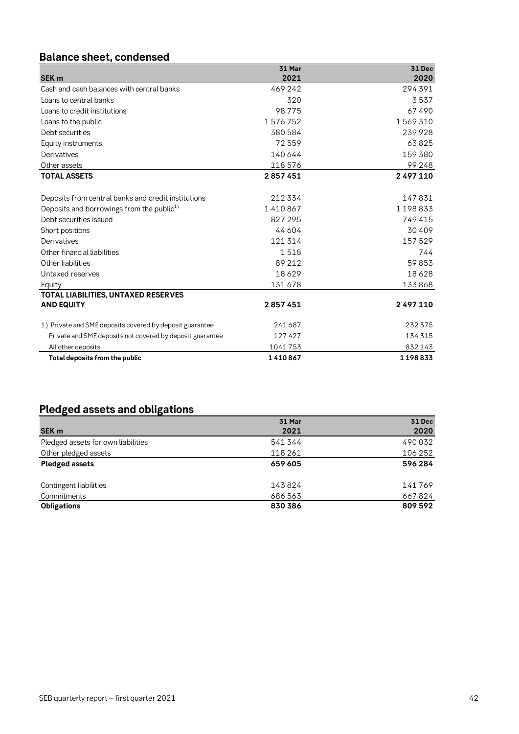## Balance sheet, condensed

| SEK m | 31 Mar 2021 | 31 Dec 2020 |
|---|---|---|
| Cash and cash balances with central banks | 469 242 | 294 391 |
| Loans to central banks | 320 | 3 537 |
| Loans to credit institutions | 98 775 | 67 490 |
| Loans to the public | 1 576 752 | 1 569 310 |
| Debt securities | 380 584 | 239 928 |
| Equity instruments | 72 559 | 63 825 |
| Derivatives | 140 644 | 159 380 |
| Other assets | 118 576 | 99 248 |
| **TOTAL ASSETS** | **2 857 451** | **2 497 110** |
| | | |
| Deposits from central banks and credit institutions | 212 334 | 147 831 |
| Deposits and borrowings from the public[1)] | 1 410 867 | 1 198 833 |
| Debt securities issued | 827 295 | 749 415 |
| Short positions | 44 604 | 30 409 |
| Derivatives | 121 314 | 157 529 |
| Other financial liabilities | 1 518 | 744 |
| Other liabilities | 89 212 | 59 853 |
| Untaxed reserves | 18 629 | 18 628 |
| Equity | 131 678 | 133 868 |
| **TOTAL LIABILITIES, UNTAXED RESERVES AND EQUITY** | **2 857 451** | **2 497 110** |
| | | |
| 1) Private and SME deposits covered by deposit guarantee | 241 687 | 232 375 |
| Private and SME deposits not covered by deposit guarantee | 127 427 | 134 315 |
| All other deposits | 1 041 753 | 832 143 |
| **Total deposits from the public** | **1 410 867** | **1 198 833** |

## Pledged assets and obligations

| SEK m | 31 Mar 2021 | 31 Dec 2020 |
|---|---|---|
| Pledged assets for own liabilities | 541 344 | 490 032 |
| Other pledged assets | 118 261 | 106 252 |
| **Pledged assets** | **659 605** | **596 284** |
| | | |
| Contingent liabilities | 143 824 | 141 769 |
| Commitments | 686 563 | 667 824 |
| **Obligations** | **830 386** | **809 592** |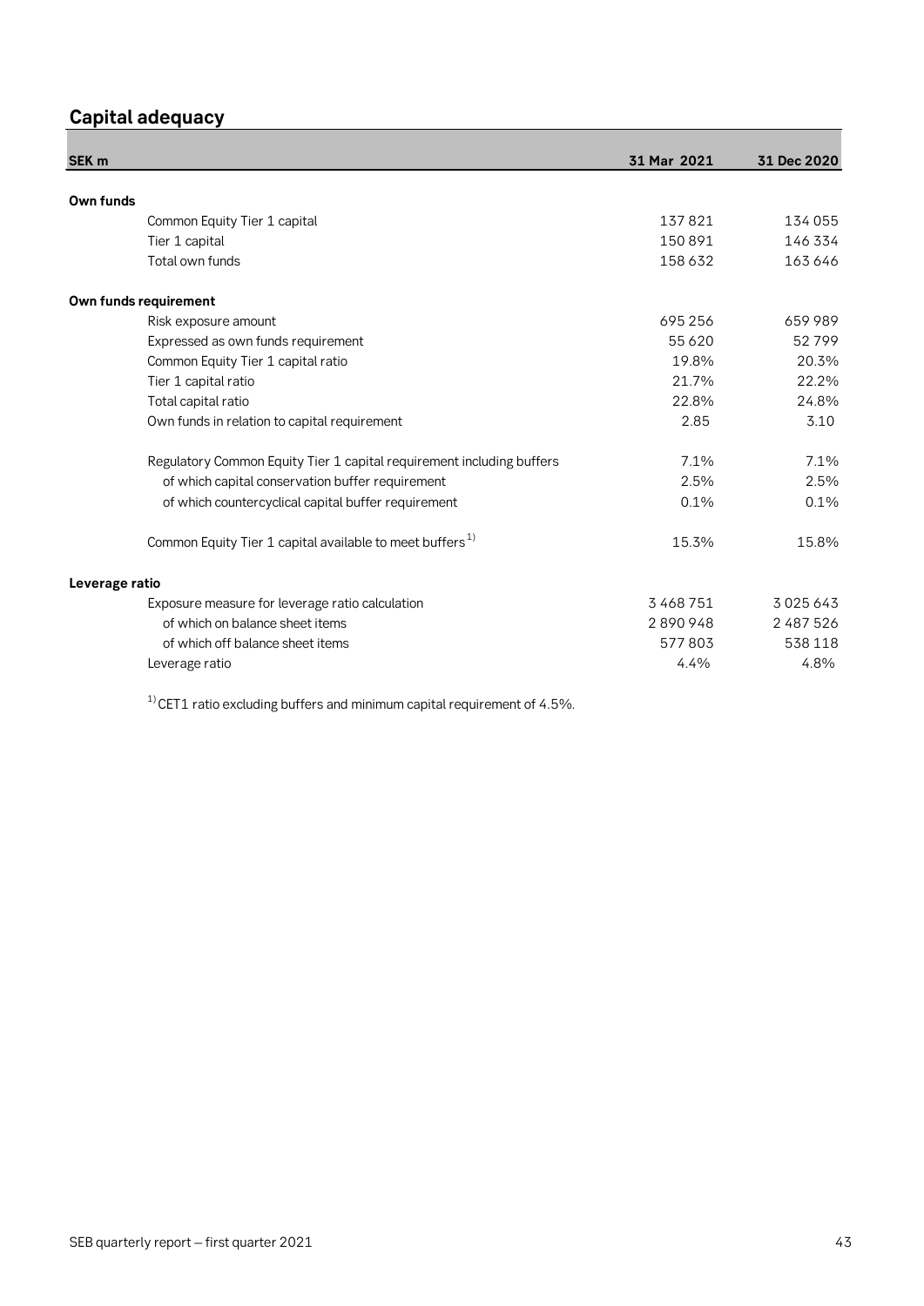## Capital adequacy

| SEK m | 31 Mar 2021 | 31 Dec 2020 |
|---|---|---|
| **Own funds** | | |
| Common Equity Tier 1 capital | 137 821 | 134 055 |
| Tier 1 capital | 150 891 | 146 334 |
| Total own funds | 158 632 | 163 646 |
| **Own funds requirement** | | |
| Risk exposure amount | 695 256 | 659 989 |
| Expressed as own funds requirement | 55 620 | 52 799 |
| Common Equity Tier 1 capital ratio | 19.8% | 20.3% |
| Tier 1 capital ratio | 21.7% | 22.2% |
| Total capital ratio | 22.8% | 24.8% |
| Own funds in relation to capital requirement | 2.85 | 3.10 |
| Regulatory Common Equity Tier 1 capital requirement including buffers | 7.1% | 7.1% |
| of which capital conservation buffer requirement | 2.5% | 2.5% |
| of which countercyclical capital buffer requirement | 0.1% | 0.1% |
| Common Equity Tier 1 capital available to meet buffers[1] | 15.3% | 15.8% |
| **Leverage ratio** | | |
| Exposure measure for leverage ratio calculation | 3 468 751 | 3 025 643 |
| of which on balance sheet items | 2 890 948 | 2 487 526 |
| of which off balance sheet items | 577 803 | 538 118 |
| Leverage ratio | 4.4% | 4.8% |

[1] CET1 ratio excluding buffers and minimum capital requirement of 4.5%.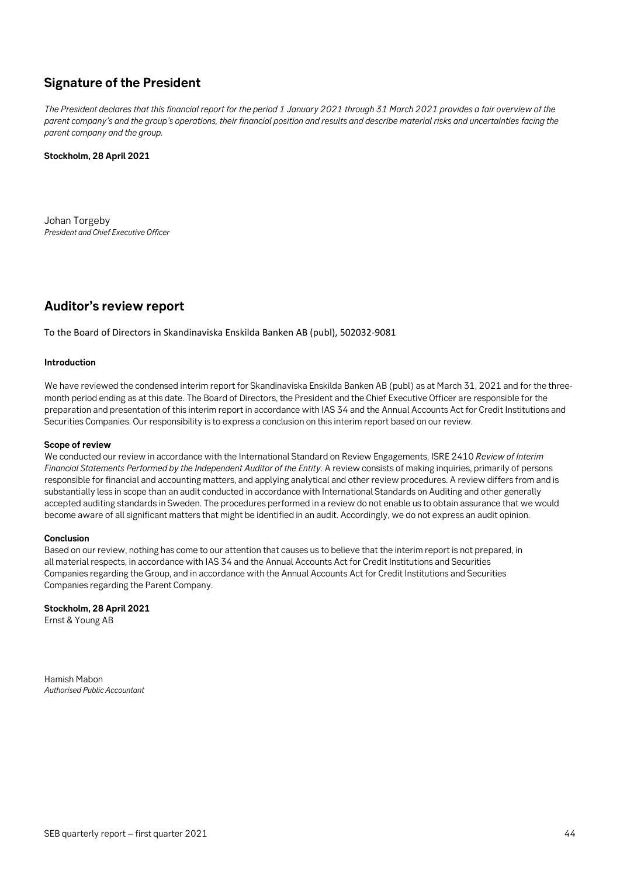## Signature of the President

*The President declares that this financial report for the period 1 January 2021 through 31 March 2021 provides a fair overview of the parent company's and the group's operations, their financial position and results and describe material risks and uncertainties facing the parent company and the group.*

**Stockholm, 28 April 2021**

Johan Torgeby
*President and Chief Executive Officer*

## Auditor's review report

To the Board of Directors in Skandinaviska Enskilda Banken AB (publ), 502032-9081

**Introduction**

We have reviewed the condensed interim report for Skandinaviska Enskilda Banken AB (publ) as at March 31, 2021 and for the three-month period ending as at this date. The Board of Directors, the President and the Chief Executive Officer are responsible for the preparation and presentation of this interim report in accordance with IAS 34 and the Annual Accounts Act for Credit Institutions and Securities Companies. Our responsibility is to express a conclusion on this interim report based on our review.

**Scope of review**

We conducted our review in accordance with the International Standard on Review Engagements, ISRE 2410 *Review of Interim Financial Statements Performed by the Independent Auditor of the Entity*. A review consists of making inquiries, primarily of persons responsible for financial and accounting matters, and applying analytical and other review procedures. A review differs from and is substantially less in scope than an audit conducted in accordance with International Standards on Auditing and other generally accepted auditing standards in Sweden. The procedures performed in a review do not enable us to obtain assurance that we would become aware of all significant matters that might be identified in an audit. Accordingly, we do not express an audit opinion.

**Conclusion**

Based on our review, nothing has come to our attention that causes us to believe that the interim report is not prepared, in all material respects, in accordance with IAS 34 and the Annual Accounts Act for Credit Institutions and Securities Companies regarding the Group, and in accordance with the Annual Accounts Act for Credit Institutions and Securities Companies regarding the Parent Company.

**Stockholm, 28 April 2021**
Ernst & Young AB

Hamish Mabon
*Authorised Public Accountant*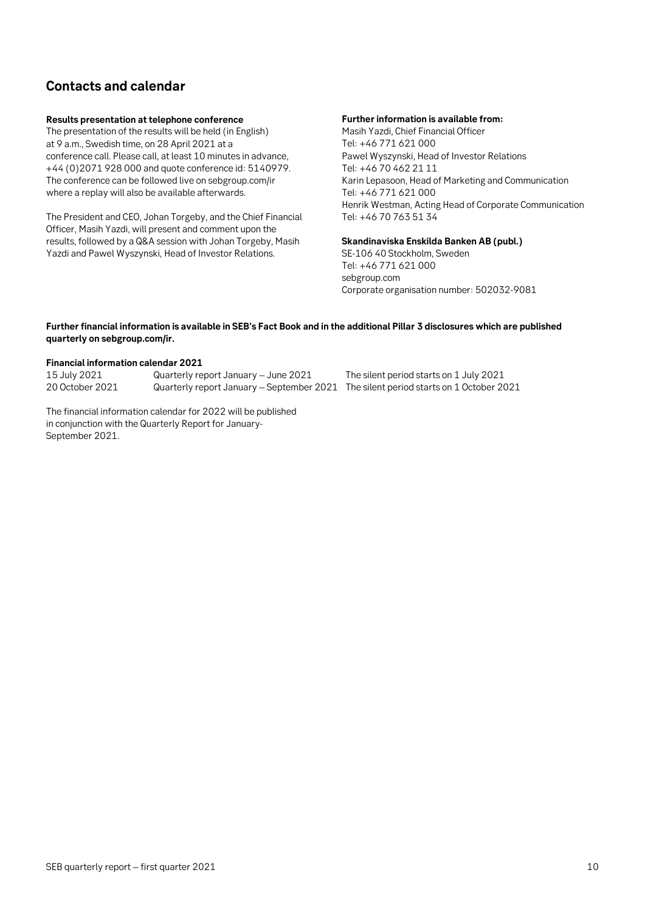## Contacts and calendar

**Results presentation at telephone conference**

The presentation of the results will be held (in English) at 9 a.m., Swedish time, on 28 April 2021 at a conference call. Please call, at least 10 minutes in advance, +44 (0)2071 928 000 and quote conference id: 5140979. The conference can be followed live on sebgroup.com/ir where a replay will also be available afterwards.

The President and CEO, Johan Torgeby, and the Chief Financial Officer, Masih Yazdi, will present and comment upon the results, followed by a Q&A session with Johan Torgeby, Masih Yazdi and Pawel Wyszynski, Head of Investor Relations.

**Further information is available from:**

Masih Yazdi, Chief Financial Officer
Tel: +46 771 621 000
Pawel Wyszynski, Head of Investor Relations
Tel: +46 70 462 21 11
Karin Lepasoon, Head of Marketing and Communication
Tel: +46 771 621 000
Henrik Westman, Acting Head of Corporate Communication
Tel: +46 70 763 51 34

**Skandinaviska Enskilda Banken AB (publ.)**

SE-106 40 Stockholm, Sweden
Tel: +46 771 621 000
sebgroup.com
Corporate organisation number: 502032-9081

**Further financial information is available in SEB's Fact Book and in the additional Pillar 3 disclosures which are published quarterly on sebgroup.com/ir.**

**Financial information calendar 2021**

| | | |
|---|---|---|
| 15 July 2021 | Quarterly report January – June 2021 | The silent period starts on 1 July 2021 |
| 20 October 2021 | Quarterly report January – September 2021 | The silent period starts on 1 October 2021 |

The financial information calendar for 2022 will be published in conjunction with the Quarterly Report for January-September 2021.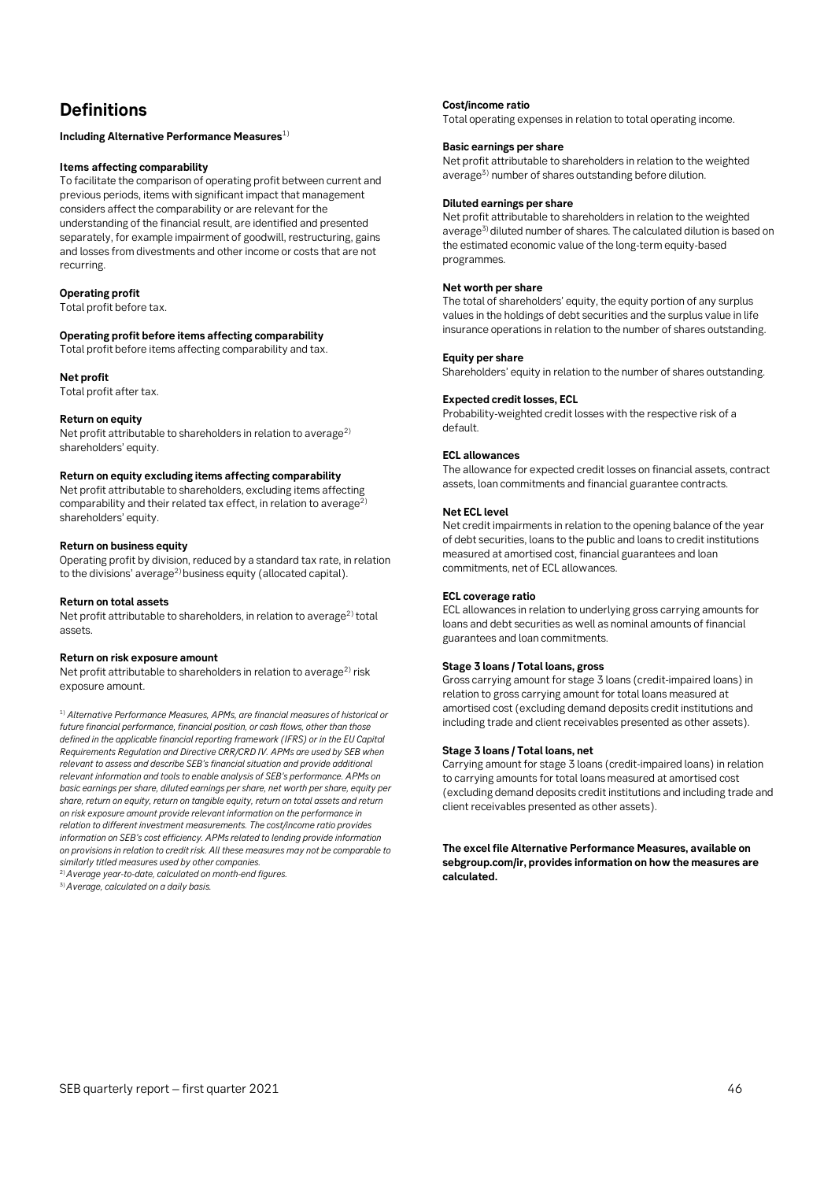# Definitions

**Including Alternative Performance Measures**[1]

**Items affecting comparability**
To facilitate the comparison of operating profit between current and previous periods, items with significant impact that management considers affect the comparability or are relevant for the understanding of the financial result, are identified and presented separately, for example impairment of goodwill, restructuring, gains and losses from divestments and other income or costs that are not recurring.

**Operating profit**
Total profit before tax.

**Operating profit before items affecting comparability**
Total profit before items affecting comparability and tax.

**Net profit**
Total profit after tax.

**Return on equity**
Net profit attributable to shareholders in relation to average[2] shareholders' equity.

**Return on equity excluding items affecting comparability**
Net profit attributable to shareholders, excluding items affecting comparability and their related tax effect, in relation to average[2] shareholders' equity.

**Return on business equity**
Operating profit by division, reduced by a standard tax rate, in relation to the divisions' average[2] business equity (allocated capital).

**Return on total assets**
Net profit attributable to shareholders, in relation to average[2] total assets.

**Return on risk exposure amount**
Net profit attributable to shareholders in relation to average[2] risk exposure amount.

[1] *Alternative Performance Measures, APMs, are financial measures of historical or future financial performance, financial position, or cash flows, other than those defined in the applicable financial reporting framework (IFRS) or in the EU Capital Requirements Regulation and Directive CRR/CRD IV. APMs are used by SEB when relevant to assess and describe SEB's financial situation and provide additional relevant information and tools to enable analysis of SEB's performance. APMs on basic earnings per share, diluted earnings per share, net worth per share, equity per share, return on equity, return on tangible equity, return on total assets and return on risk exposure amount provide relevant information on the performance in relation to different investment measurements. The cost/income ratio provides information on SEB's cost efficiency. APMs related to lending provide information on provisions in relation to credit risk. All these measures may not be comparable to similarly titled measures used by other companies.*
[2] *Average year-to-date, calculated on month-end figures.*
[3] *Average, calculated on a daily basis.*

**Cost/income ratio**
Total operating expenses in relation to total operating income.

**Basic earnings per share**
Net profit attributable to shareholders in relation to the weighted average[3] number of shares outstanding before dilution.

**Diluted earnings per share**
Net profit attributable to shareholders in relation to the weighted average[3] diluted number of shares. The calculated dilution is based on the estimated economic value of the long-term equity-based programmes.

**Net worth per share**
The total of shareholders' equity, the equity portion of any surplus values in the holdings of debt securities and the surplus value in life insurance operations in relation to the number of shares outstanding.

**Equity per share**
Shareholders' equity in relation to the number of shares outstanding.

**Expected credit losses, ECL**
Probability-weighted credit losses with the respective risk of a default.

**ECL allowances**
The allowance for expected credit losses on financial assets, contract assets, loan commitments and financial guarantee contracts.

**Net ECL level**
Net credit impairments in relation to the opening balance of the year of debt securities, loans to the public and loans to credit institutions measured at amortised cost, financial guarantees and loan commitments, net of ECL allowances.

**ECL coverage ratio**
ECL allowances in relation to underlying gross carrying amounts for loans and debt securities as well as nominal amounts of financial guarantees and loan commitments.

**Stage 3 loans / Total loans, gross**
Gross carrying amount for stage 3 loans (credit-impaired loans) in relation to gross carrying amount for total loans measured at amortised cost (excluding demand deposits credit institutions and including trade and client receivables presented as other assets).

**Stage 3 loans / Total loans, net**
Carrying amount for stage 3 loans (credit-impaired loans) in relation to carrying amounts for total loans measured at amortised cost (excluding demand deposits credit institutions and including trade and client receivables presented as other assets).

**The excel file Alternative Performance Measures, available on sebgroup.com/ir, provides information on how the measures are calculated.**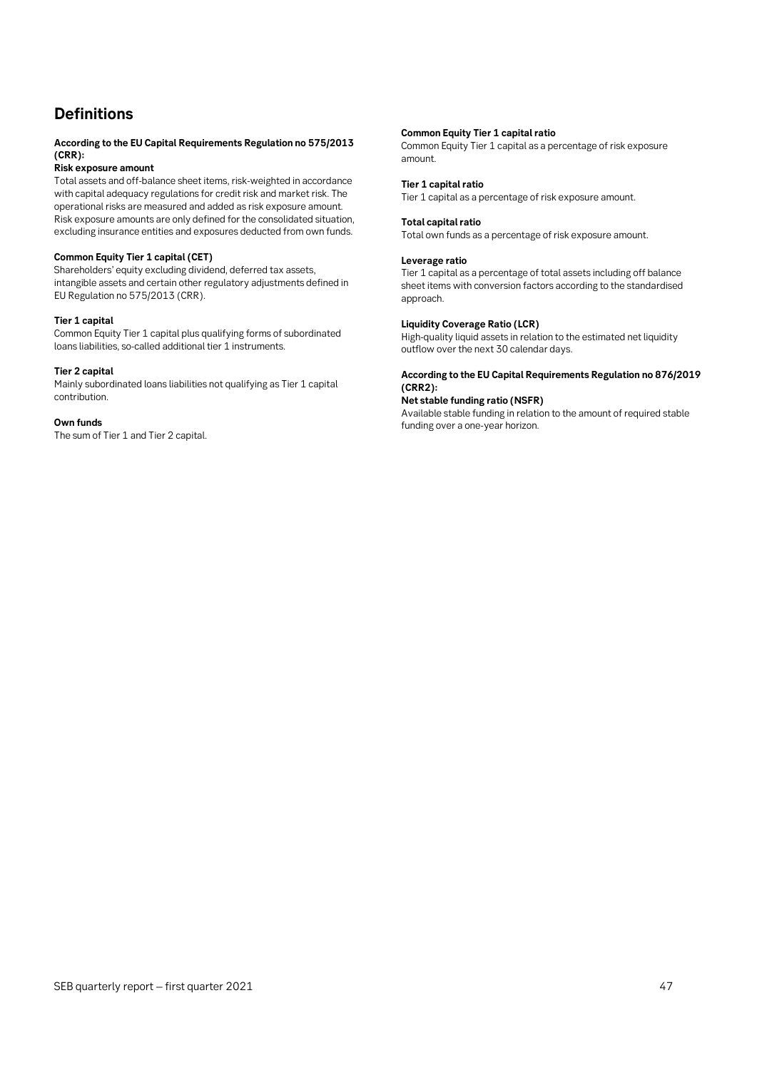# Definitions

**According to the EU Capital Requirements Regulation no 575/2013 (CRR):**

**Risk exposure amount**
Total assets and off-balance sheet items, risk-weighted in accordance with capital adequacy regulations for credit risk and market risk. The operational risks are measured and added as risk exposure amount. Risk exposure amounts are only defined for the consolidated situation, excluding insurance entities and exposures deducted from own funds.

**Common Equity Tier 1 capital (CET)**
Shareholders' equity excluding dividend, deferred tax assets, intangible assets and certain other regulatory adjustments defined in EU Regulation no 575/2013 (CRR).

**Tier 1 capital**
Common Equity Tier 1 capital plus qualifying forms of subordinated loans liabilities, so-called additional tier 1 instruments.

**Tier 2 capital**
Mainly subordinated loans liabilities not qualifying as Tier 1 capital contribution.

**Own funds**
The sum of Tier 1 and Tier 2 capital.

**Common Equity Tier 1 capital ratio**
Common Equity Tier 1 capital as a percentage of risk exposure amount.

**Tier 1 capital ratio**
Tier 1 capital as a percentage of risk exposure amount.

**Total capital ratio**
Total own funds as a percentage of risk exposure amount.

**Leverage ratio**
Tier 1 capital as a percentage of total assets including off balance sheet items with conversion factors according to the standardised approach.

**Liquidity Coverage Ratio (LCR)**
High-quality liquid assets in relation to the estimated net liquidity outflow over the next 30 calendar days.

**According to the EU Capital Requirements Regulation no 876/2019 (CRR2):**

**Net stable funding ratio (NSFR)**
Available stable funding in relation to the amount of required stable funding over a one-year horizon.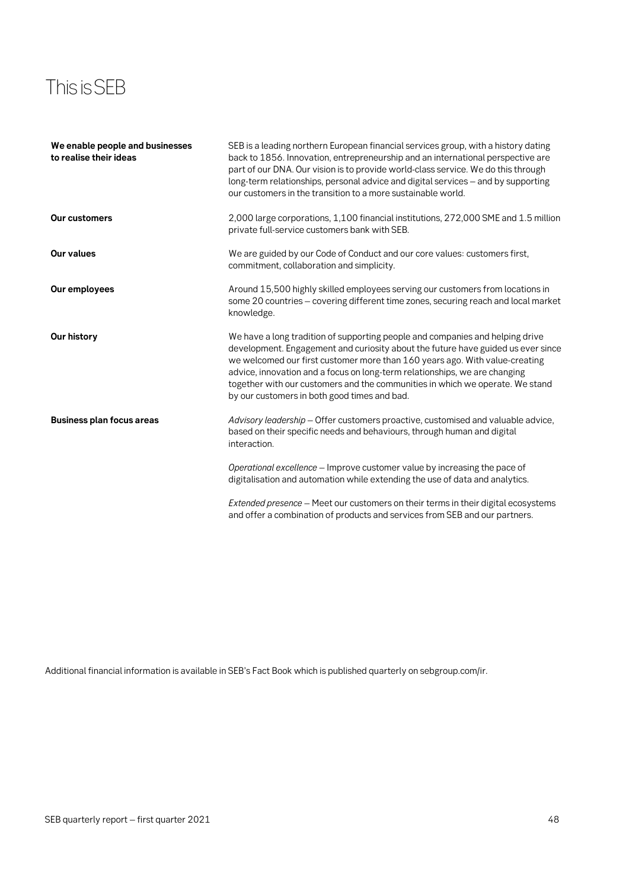# This is SEB

| | |
|---|---|
| **We enable people and businesses to realise their ideas** | SEB is a leading northern European financial services group, with a history dating back to 1856. Innovation, entrepreneurship and an international perspective are part of our DNA. Our vision is to provide world-class service. We do this through long-term relationships, personal advice and digital services – and by supporting our customers in the transition to a more sustainable world. |
| **Our customers** | 2,000 large corporations, 1,100 financial institutions, 272,000 SME and 1.5 million private full-service customers bank with SEB. |
| **Our values** | We are guided by our Code of Conduct and our core values: customers first, commitment, collaboration and simplicity. |
| **Our employees** | Around 15,500 highly skilled employees serving our customers from locations in some 20 countries – covering different time zones, securing reach and local market knowledge. |
| **Our history** | We have a long tradition of supporting people and companies and helping drive development. Engagement and curiosity about the future have guided us ever since we welcomed our first customer more than 160 years ago. With value-creating advice, innovation and a focus on long-term relationships, we are changing together with our customers and the communities in which we operate. We stand by our customers in both good times and bad. |
| **Business plan focus areas** | *Advisory leadership* – Offer customers proactive, customised and valuable advice, based on their specific needs and behaviours, through human and digital interaction. |
| | *Operational excellence* – Improve customer value by increasing the pace of digitalisation and automation while extending the use of data and analytics. |
| | *Extended presence* – Meet our customers on their terms in their digital ecosystems and offer a combination of products and services from SEB and our partners. |

Additional financial information is available in SEB's Fact Book which is published quarterly on sebgroup.com/ir.